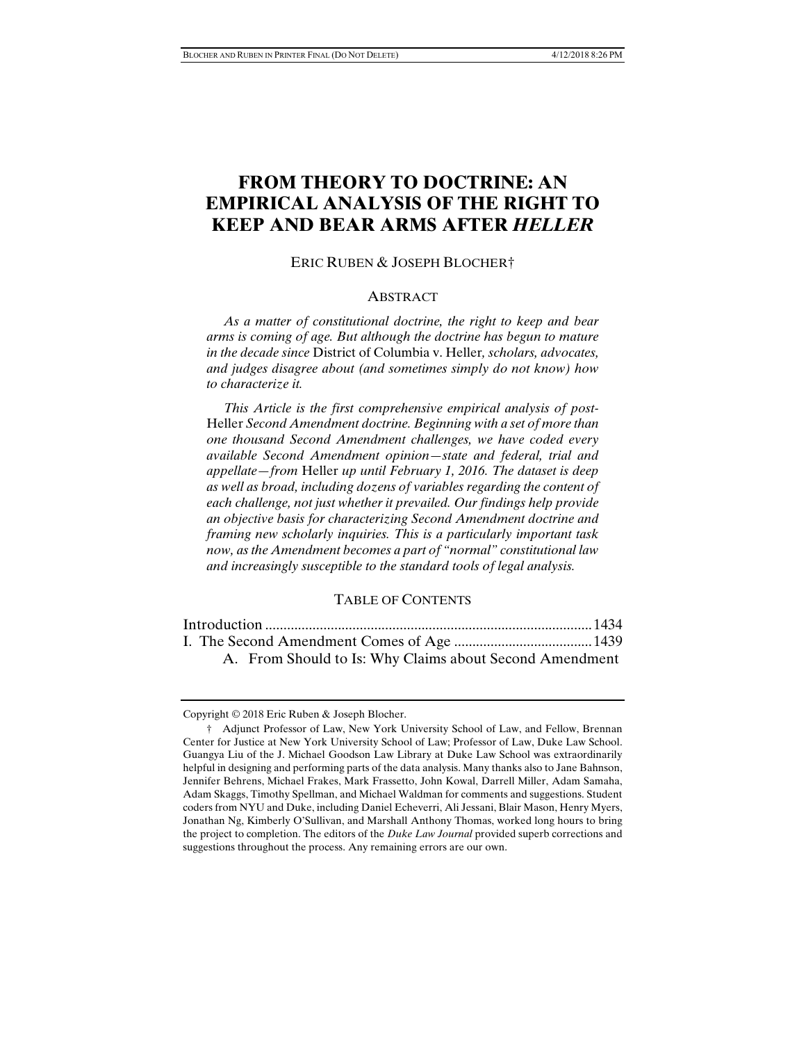# FROM THEORY TO DOCTRINE: AN EMPIRICAL ANALYSIS OF THE RIGHT TO KEEP AND BEAR ARMS AFTER *HELLER*

ERIC RUBEN & JOSEPH BLOCHER†

## ABSTRACT

*As a matter of constitutional doctrine, the right to keep and bear arms is coming of age. But although the doctrine has begun to mature in the decade since* District of Columbia v. Heller*, scholars, advocates, and judges disagree about (and sometimes simply do not know) how to characterize it.*

*This Article is the first comprehensive empirical analysis of post-*Heller *Second Amendment doctrine. Beginning with a set of more than one thousand Second Amendment challenges, we have coded every available Second Amendment opinion—state and federal, trial and appellate—from* Heller *up until February 1, 2016. The dataset is deep as well as broad, including dozens of variables regarding the content of each challenge, not just whether it prevailed. Our findings help provide an objective basis for characterizing Second Amendment doctrine and framing new scholarly inquiries. This is a particularly important task now, as the Amendment becomes a part of "normal" constitutional law and increasingly susceptible to the standard tools of legal analysis.*

## TABLE OF CONTENTS

Introduction ........................................................................................ 1434

I. The Second Amendment Comes of Age ...................................... 1439

  A. From Should to Is: Why Claims about Second Amendment

---

Copyright © 2018 Eric Ruben & Joseph Blocher.

† Adjunct Professor of Law, New York University School of Law, and Fellow, Brennan Center for Justice at New York University School of Law; Professor of Law, Duke Law School. Guangya Liu of the J. Michael Goodson Law Library at Duke Law School was extraordinarily helpful in designing and performing parts of the data analysis. Many thanks also to Jane Bahnson, Jennifer Behrens, Michael Frakes, Mark Frassetto, John Kowal, Darrell Miller, Adam Samaha, Adam Skaggs, Timothy Spellman, and Michael Waldman for comments and suggestions. Student coders from NYU and Duke, including Daniel Echeverri, Ali Jessani, Blair Mason, Henry Myers, Jonathan Ng, Kimberly O'Sullivan, and Marshall Anthony Thomas, worked long hours to bring the project to completion. The editors of the *Duke Law Journal* provided superb corrections and suggestions throughout the process. Any remaining errors are our own.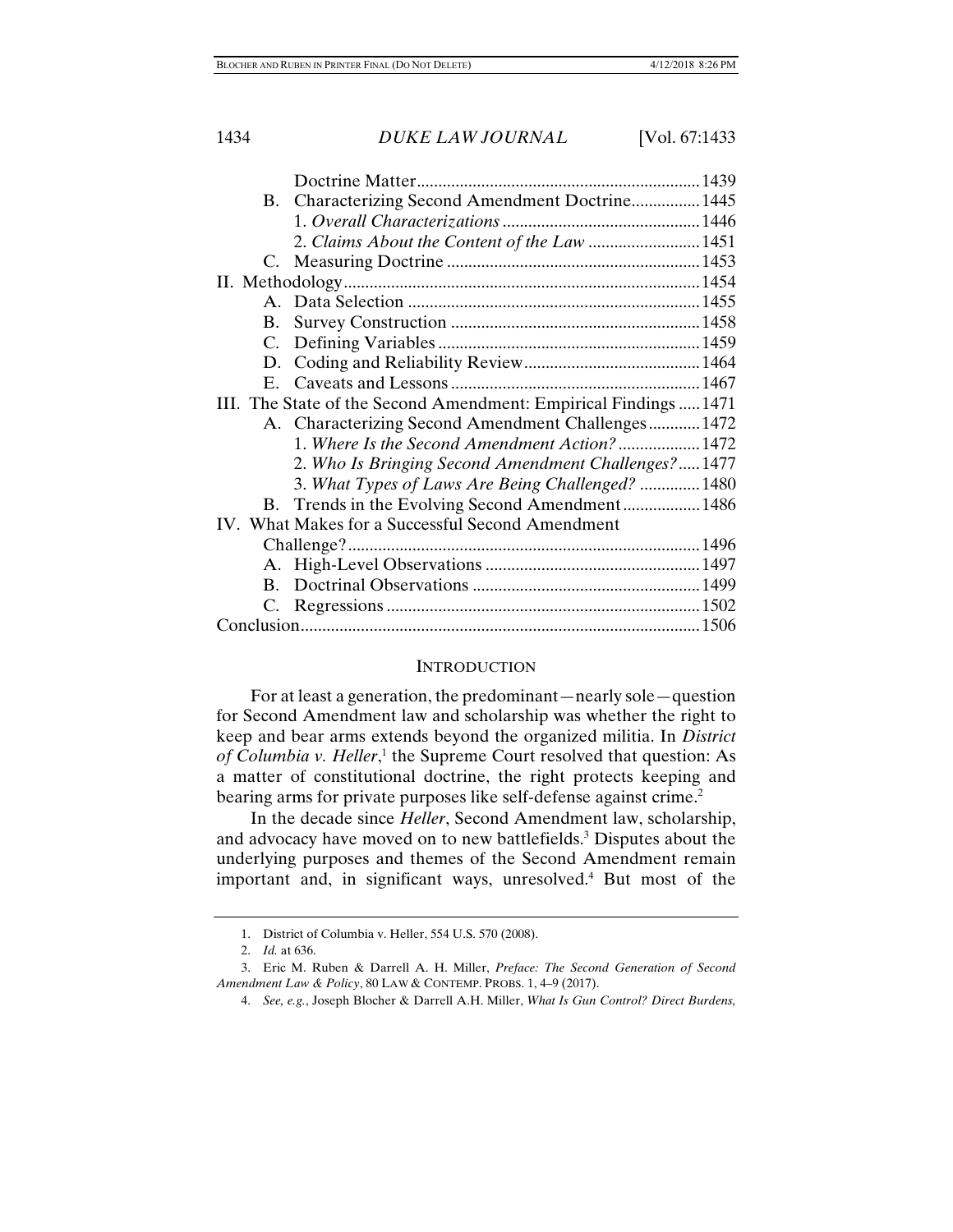Doctrine Matter ... 1439
- B. Characterizing Second Amendment Doctrine ... 1445
  - 1. *Overall Characterizations* ... 1446
  - 2. *Claims About the Content of the Law* ... 1451
- C. Measuring Doctrine ... 1453

II. Methodology ... 1454
- A. Data Selection ... 1455
- B. Survey Construction ... 1458
- C. Defining Variables ... 1459
- D. Coding and Reliability Review ... 1464
- E. Caveats and Lessons ... 1467

III. The State of the Second Amendment: Empirical Findings ... 1471
- A. Characterizing Second Amendment Challenges ... 1472
  - 1. *Where Is the Second Amendment Action?* ... 1472
  - 2. *Who Is Bringing Second Amendment Challenges?* ... 1477
  - 3. *What Types of Laws Are Being Challenged?* ... 1480
- B. Trends in the Evolving Second Amendment ... 1486

IV. What Makes for a Successful Second Amendment Challenge? ... 1496
- A. High-Level Observations ... 1497
- B. Doctrinal Observations ... 1499
- C. Regressions ... 1502

Conclusion ... 1506

## INTRODUCTION

For at least a generation, the predominant—nearly sole—question for Second Amendment law and scholarship was whether the right to keep and bear arms extends beyond the organized militia. In *District of Columbia v. Heller*,[1] the Supreme Court resolved that question: As a matter of constitutional doctrine, the right protects keeping and bearing arms for private purposes like self-defense against crime.[2]

In the decade since *Heller*, Second Amendment law, scholarship, and advocacy have moved on to new battlefields.[3] Disputes about the underlying purposes and themes of the Second Amendment remain important and, in significant ways, unresolved.[4] But most of the

---

1. District of Columbia v. Heller, 554 U.S. 570 (2008).

2. *Id.* at 636.

3. Eric M. Ruben & Darrell A. H. Miller, *Preface: The Second Generation of Second Amendment Law & Policy*, 80 LAW & CONTEMP. PROBS. 1, 4–9 (2017).

4. *See, e.g.*, Joseph Blocher & Darrell A.H. Miller, *What Is Gun Control? Direct Burdens,*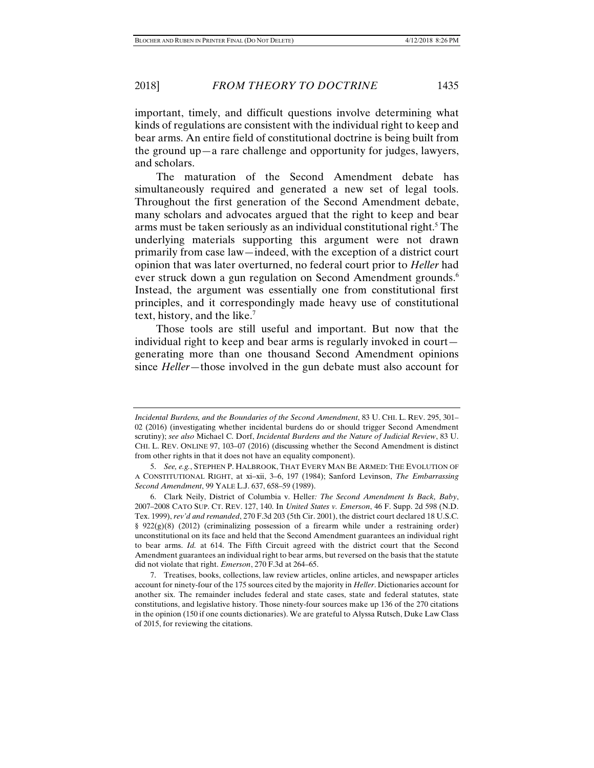important, timely, and difficult questions involve determining what kinds of regulations are consistent with the individual right to keep and bear arms. An entire field of constitutional doctrine is being built from the ground up—a rare challenge and opportunity for judges, lawyers, and scholars.

The maturation of the Second Amendment debate has simultaneously required and generated a new set of legal tools. Throughout the first generation of the Second Amendment debate, many scholars and advocates argued that the right to keep and bear arms must be taken seriously as an individual constitutional right.[5] The underlying materials supporting this argument were not drawn primarily from case law—indeed, with the exception of a district court opinion that was later overturned, no federal court prior to *Heller* had ever struck down a gun regulation on Second Amendment grounds.[6] Instead, the argument was essentially one from constitutional first principles, and it correspondingly made heavy use of constitutional text, history, and the like.[7]

Those tools are still useful and important. But now that the individual right to keep and bear arms is regularly invoked in court—generating more than one thousand Second Amendment opinions since *Heller*—those involved in the gun debate must also account for

---

*Incidental Burdens, and the Boundaries of the Second Amendment*, 83 U. CHI. L. REV. 295, 301–02 (2016) (investigating whether incidental burdens do or should trigger Second Amendment scrutiny); *see also* Michael C. Dorf, *Incidental Burdens and the Nature of Judicial Review*, 83 U. CHI. L. REV. ONLINE 97, 103–07 (2016) (discussing whether the Second Amendment is distinct from other rights in that it does not have an equality component).

5. *See, e.g.*, STEPHEN P. HALBROOK, THAT EVERY MAN BE ARMED: THE EVOLUTION OF A CONSTITUTIONAL RIGHT, at xi–xii, 3–6, 197 (1984); Sanford Levinson, *The Embarrassing Second Amendment*, 99 YALE L.J. 637, 658–59 (1989).

6. Clark Neily, District of Columbia v. Heller*: The Second Amendment Is Back, Baby*, 2007–2008 CATO SUP. CT. REV. 127, 140. In *United States v. Emerson*, 46 F. Supp. 2d 598 (N.D. Tex. 1999), *rev'd and remanded*, 270 F.3d 203 (5th Cir. 2001), the district court declared 18 U.S.C. § 922(g)(8) (2012) (criminalizing possession of a firearm while under a restraining order) unconstitutional on its face and held that the Second Amendment guarantees an individual right to bear arms. *Id.* at 614. The Fifth Circuit agreed with the district court that the Second Amendment guarantees an individual right to bear arms, but reversed on the basis that the statute did not violate that right. *Emerson*, 270 F.3d at 264–65.

7. Treatises, books, collections, law review articles, online articles, and newspaper articles account for ninety-four of the 175 sources cited by the majority in *Heller*. Dictionaries account for another six. The remainder includes federal and state cases, state and federal statutes, state constitutions, and legislative history. Those ninety-four sources make up 136 of the 270 citations in the opinion (150 if one counts dictionaries). We are grateful to Alyssa Rutsch, Duke Law Class of 2015, for reviewing the citations.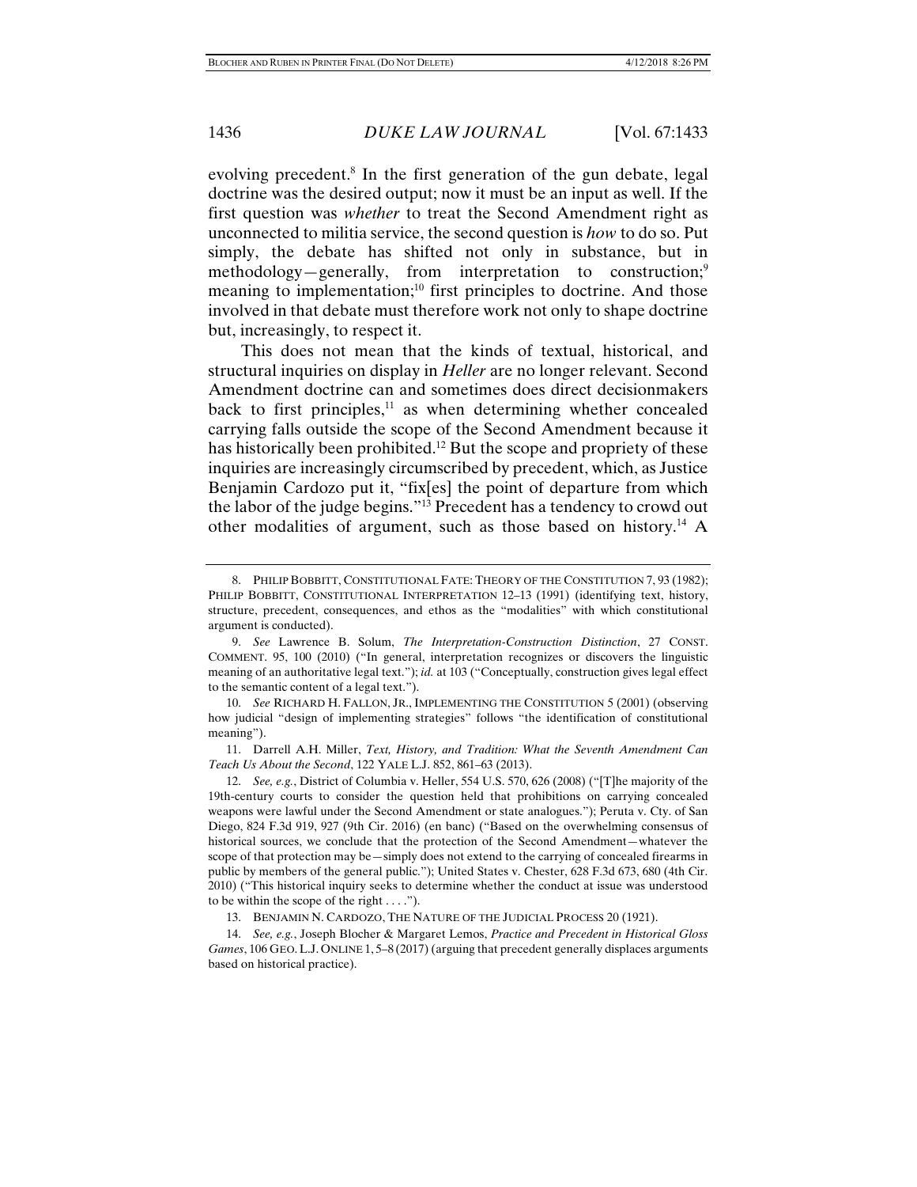evolving precedent.[8] In the first generation of the gun debate, legal doctrine was the desired output; now it must be an input as well. If the first question was *whether* to treat the Second Amendment right as unconnected to militia service, the second question is *how* to do so. Put simply, the debate has shifted not only in substance, but in methodology—generally, from interpretation to construction;[9] meaning to implementation;[10] first principles to doctrine. And those involved in that debate must therefore work not only to shape doctrine but, increasingly, to respect it.

This does not mean that the kinds of textual, historical, and structural inquiries on display in *Heller* are no longer relevant. Second Amendment doctrine can and sometimes does direct decisionmakers back to first principles,[11] as when determining whether concealed carrying falls outside the scope of the Second Amendment because it has historically been prohibited.[12] But the scope and propriety of these inquiries are increasingly circumscribed by precedent, which, as Justice Benjamin Cardozo put it, "fix[es] the point of departure from which the labor of the judge begins."[13] Precedent has a tendency to crowd out other modalities of argument, such as those based on history.[14] A

---

8. PHILIP BOBBITT, CONSTITUTIONAL FATE: THEORY OF THE CONSTITUTION 7, 93 (1982); PHILIP BOBBITT, CONSTITUTIONAL INTERPRETATION 12–13 (1991) (identifying text, history, structure, precedent, consequences, and ethos as the "modalities" with which constitutional argument is conducted).

9. *See* Lawrence B. Solum, *The Interpretation-Construction Distinction*, 27 CONST. COMMENT. 95, 100 (2010) ("In general, interpretation recognizes or discovers the linguistic meaning of an authoritative legal text."); *id.* at 103 ("Conceptually, construction gives legal effect to the semantic content of a legal text.").

10. *See* RICHARD H. FALLON, JR., IMPLEMENTING THE CONSTITUTION 5 (2001) (observing how judicial "design of implementing strategies" follows "the identification of constitutional meaning").

11. Darrell A.H. Miller, *Text, History, and Tradition: What the Seventh Amendment Can Teach Us About the Second*, 122 YALE L.J. 852, 861–63 (2013).

12. *See, e.g.*, District of Columbia v. Heller, 554 U.S. 570, 626 (2008) ("[T]he majority of the 19th-century courts to consider the question held that prohibitions on carrying concealed weapons were lawful under the Second Amendment or state analogues."); Peruta v. Cty. of San Diego, 824 F.3d 919, 927 (9th Cir. 2016) (en banc) ("Based on the overwhelming consensus of historical sources, we conclude that the protection of the Second Amendment—whatever the scope of that protection may be—simply does not extend to the carrying of concealed firearms in public by members of the general public."); United States v. Chester, 628 F.3d 673, 680 (4th Cir. 2010) ("This historical inquiry seeks to determine whether the conduct at issue was understood to be within the scope of the right . . . .").

13. BENJAMIN N. CARDOZO, THE NATURE OF THE JUDICIAL PROCESS 20 (1921).

14. *See, e.g.*, Joseph Blocher & Margaret Lemos, *Practice and Precedent in Historical Gloss Games*, 106 GEO. L.J. ONLINE 1, 5–8 (2017) (arguing that precedent generally displaces arguments based on historical practice).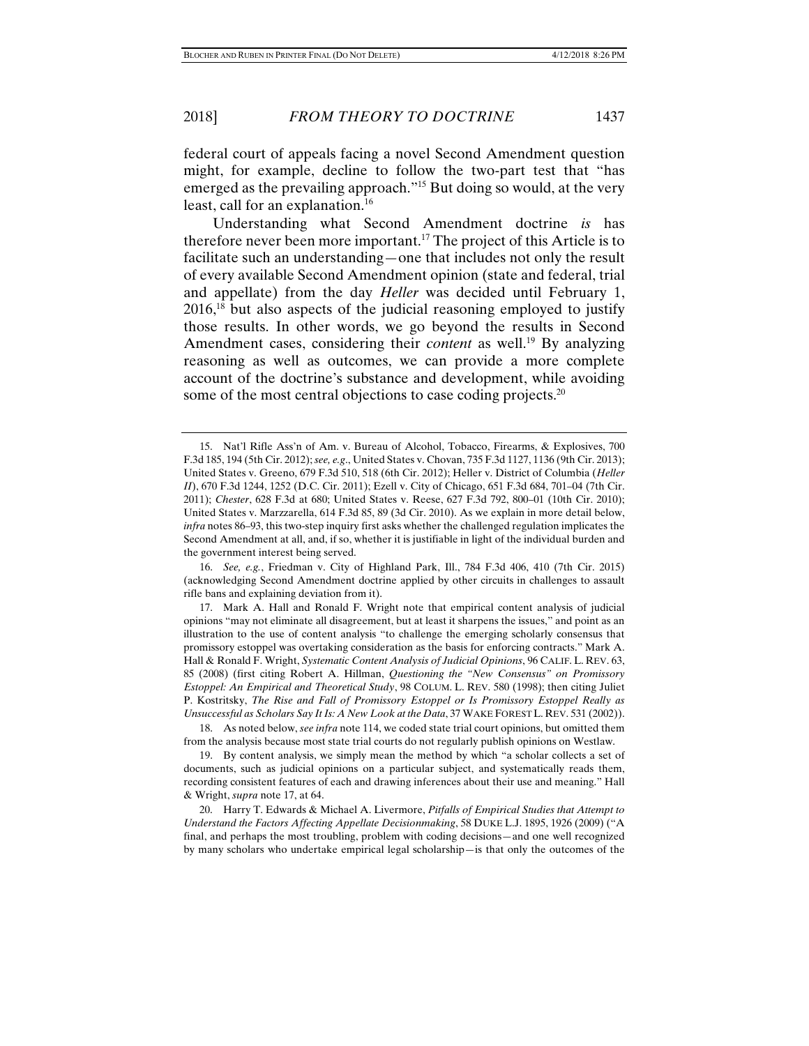federal court of appeals facing a novel Second Amendment question might, for example, decline to follow the two-part test that "has emerged as the prevailing approach."[15] But doing so would, at the very least, call for an explanation.[16]

Understanding what Second Amendment doctrine *is* has therefore never been more important.[17] The project of this Article is to facilitate such an understanding—one that includes not only the result of every available Second Amendment opinion (state and federal, trial and appellate) from the day *Heller* was decided until February 1, 2016,[18] but also aspects of the judicial reasoning employed to justify those results. In other words, we go beyond the results in Second Amendment cases, considering their *content* as well.[19] By analyzing reasoning as well as outcomes, we can provide a more complete account of the doctrine's substance and development, while avoiding some of the most central objections to case coding projects.[20]

---

15. Nat'l Rifle Ass'n of Am. v. Bureau of Alcohol, Tobacco, Firearms, & Explosives, 700 F.3d 185, 194 (5th Cir. 2012); *see, e.g.*, United States v. Chovan, 735 F.3d 1127, 1136 (9th Cir. 2013); United States v. Greeno, 679 F.3d 510, 518 (6th Cir. 2012); Heller v. District of Columbia (*Heller II*), 670 F.3d 1244, 1252 (D.C. Cir. 2011); Ezell v. City of Chicago, 651 F.3d 684, 701–04 (7th Cir. 2011); *Chester*, 628 F.3d at 680; United States v. Reese, 627 F.3d 792, 800–01 (10th Cir. 2010); United States v. Marzzarella, 614 F.3d 85, 89 (3d Cir. 2010). As we explain in more detail below, *infra* notes 86–93, this two-step inquiry first asks whether the challenged regulation implicates the Second Amendment at all, and, if so, whether it is justifiable in light of the individual burden and the government interest being served.

16. *See, e.g.*, Friedman v. City of Highland Park, Ill., 784 F.3d 406, 410 (7th Cir. 2015) (acknowledging Second Amendment doctrine applied by other circuits in challenges to assault rifle bans and explaining deviation from it).

17. Mark A. Hall and Ronald F. Wright note that empirical content analysis of judicial opinions "may not eliminate all disagreement, but at least it sharpens the issues," and point as an illustration to the use of content analysis "to challenge the emerging scholarly consensus that promissory estoppel was overtaking consideration as the basis for enforcing contracts." Mark A. Hall & Ronald F. Wright, *Systematic Content Analysis of Judicial Opinions*, 96 CALIF. L. REV. 63, 85 (2008) (first citing Robert A. Hillman, *Questioning the "New Consensus" on Promissory Estoppel: An Empirical and Theoretical Study*, 98 COLUM. L. REV. 580 (1998); then citing Juliet P. Kostritsky, *The Rise and Fall of Promissory Estoppel or Is Promissory Estoppel Really as Unsuccessful as Scholars Say It Is: A New Look at the Data*, 37 WAKE FOREST L. REV. 531 (2002)).

18. As noted below, *see infra* note 114, we coded state trial court opinions, but omitted them from the analysis because most state trial courts do not regularly publish opinions on Westlaw.

19. By content analysis, we simply mean the method by which "a scholar collects a set of documents, such as judicial opinions on a particular subject, and systematically reads them, recording consistent features of each and drawing inferences about their use and meaning." Hall & Wright, *supra* note 17, at 64.

20. Harry T. Edwards & Michael A. Livermore, *Pitfalls of Empirical Studies that Attempt to Understand the Factors Affecting Appellate Decisionmaking*, 58 DUKE L.J. 1895, 1926 (2009) ("A final, and perhaps the most troubling, problem with coding decisions—and one well recognized by many scholars who undertake empirical legal scholarship—is that only the outcomes of the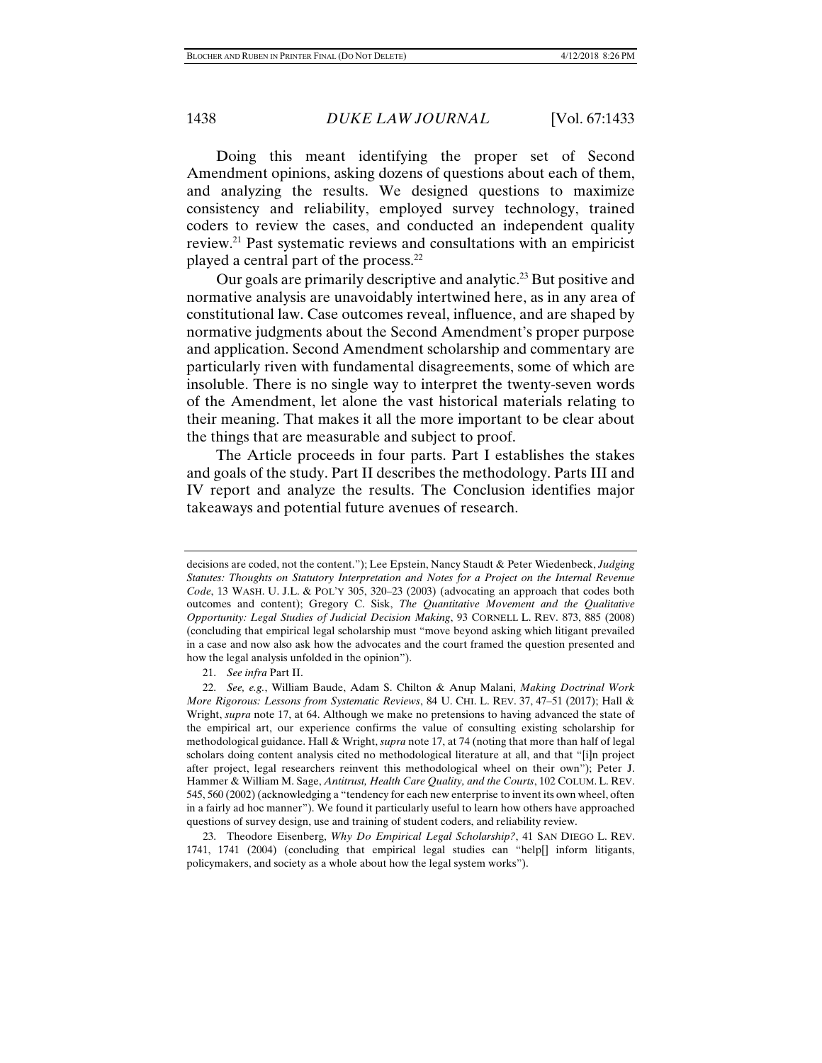Doing this meant identifying the proper set of Second Amendment opinions, asking dozens of questions about each of them, and analyzing the results. We designed questions to maximize consistency and reliability, employed survey technology, trained coders to review the cases, and conducted an independent quality review.[21] Past systematic reviews and consultations with an empiricist played a central part of the process.[22]

Our goals are primarily descriptive and analytic.[23] But positive and normative analysis are unavoidably intertwined here, as in any area of constitutional law. Case outcomes reveal, influence, and are shaped by normative judgments about the Second Amendment's proper purpose and application. Second Amendment scholarship and commentary are particularly riven with fundamental disagreements, some of which are insoluble. There is no single way to interpret the twenty-seven words of the Amendment, let alone the vast historical materials relating to their meaning. That makes it all the more important to be clear about the things that are measurable and subject to proof.

The Article proceeds in four parts. Part I establishes the stakes and goals of the study. Part II describes the methodology. Parts III and IV report and analyze the results. The Conclusion identifies major takeaways and potential future avenues of research.

---

decisions are coded, not the content."); Lee Epstein, Nancy Staudt & Peter Wiedenbeck, *Judging Statutes: Thoughts on Statutory Interpretation and Notes for a Project on the Internal Revenue Code*, 13 WASH. U. J.L. & POL'Y 305, 320–23 (2003) (advocating an approach that codes both outcomes and content); Gregory C. Sisk, *The Quantitative Movement and the Qualitative Opportunity: Legal Studies of Judicial Decision Making*, 93 CORNELL L. REV. 873, 885 (2008) (concluding that empirical legal scholarship must "move beyond asking which litigant prevailed in a case and now also ask how the advocates and the court framed the question presented and how the legal analysis unfolded in the opinion").

21. *See infra* Part II.

22. *See, e.g.*, William Baude, Adam S. Chilton & Anup Malani, *Making Doctrinal Work More Rigorous: Lessons from Systematic Reviews*, 84 U. CHI. L. REV. 37, 47–51 (2017); Hall & Wright, *supra* note 17, at 64. Although we make no pretensions to having advanced the state of the empirical art, our experience confirms the value of consulting existing scholarship for methodological guidance. Hall & Wright, *supra* note 17, at 74 (noting that more than half of legal scholars doing content analysis cited no methodological literature at all, and that "[i]n project after project, legal researchers reinvent this methodological wheel on their own"); Peter J. Hammer & William M. Sage, *Antitrust, Health Care Quality, and the Courts*, 102 COLUM. L. REV. 545, 560 (2002) (acknowledging a "tendency for each new enterprise to invent its own wheel, often in a fairly ad hoc manner"). We found it particularly useful to learn how others have approached questions of survey design, use and training of student coders, and reliability review.

23. Theodore Eisenberg, *Why Do Empirical Legal Scholarship?*, 41 SAN DIEGO L. REV. 1741, 1741 (2004) (concluding that empirical legal studies can "help[] inform litigants, policymakers, and society as a whole about how the legal system works").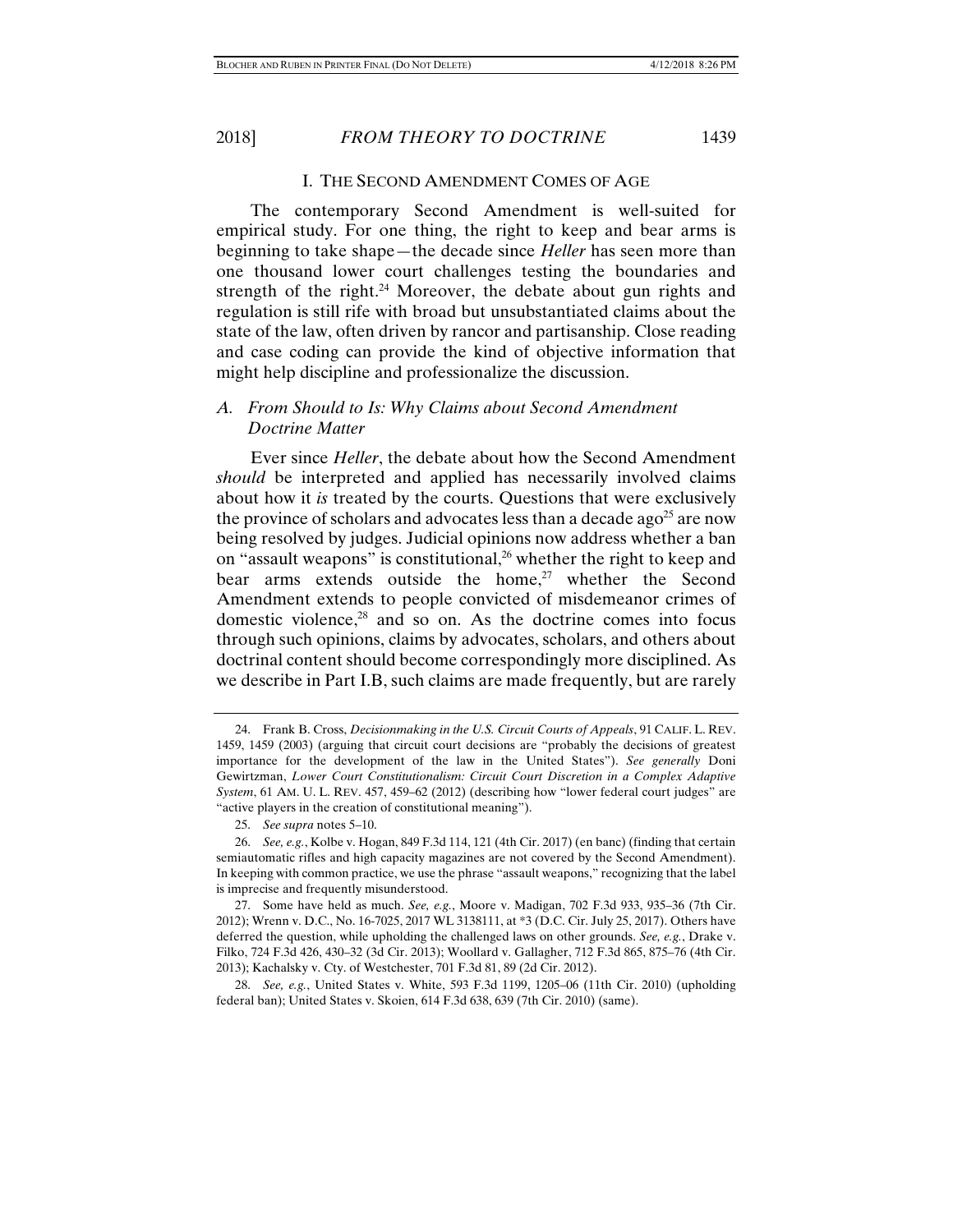## I. THE SECOND AMENDMENT COMES OF AGE

The contemporary Second Amendment is well-suited for empirical study. For one thing, the right to keep and bear arms is beginning to take shape—the decade since *Heller* has seen more than one thousand lower court challenges testing the boundaries and strength of the right.[24] Moreover, the debate about gun rights and regulation is still rife with broad but unsubstantiated claims about the state of the law, often driven by rancor and partisanship. Close reading and case coding can provide the kind of objective information that might help discipline and professionalize the discussion.

### *A. From Should to Is: Why Claims about Second Amendment Doctrine Matter*

Ever since *Heller*, the debate about how the Second Amendment *should* be interpreted and applied has necessarily involved claims about how it *is* treated by the courts. Questions that were exclusively the province of scholars and advocates less than a decade ago[25] are now being resolved by judges. Judicial opinions now address whether a ban on "assault weapons" is constitutional,[26] whether the right to keep and bear arms extends outside the home,[27] whether the Second Amendment extends to people convicted of misdemeanor crimes of domestic violence,[28] and so on. As the doctrine comes into focus through such opinions, claims by advocates, scholars, and others about doctrinal content should become correspondingly more disciplined. As we describe in Part I.B, such claims are made frequently, but are rarely

---

24. Frank B. Cross, *Decisionmaking in the U.S. Circuit Courts of Appeals*, 91 CALIF. L. REV. 1459, 1459 (2003) (arguing that circuit court decisions are "probably the decisions of greatest importance for the development of the law in the United States"). *See generally* Doni Gewirtzman, *Lower Court Constitutionalism: Circuit Court Discretion in a Complex Adaptive System*, 61 AM. U. L. REV. 457, 459–62 (2012) (describing how "lower federal court judges" are "active players in the creation of constitutional meaning").

25. *See supra* notes 5–10.

26. *See, e.g.*, Kolbe v. Hogan, 849 F.3d 114, 121 (4th Cir. 2017) (en banc) (finding that certain semiautomatic rifles and high capacity magazines are not covered by the Second Amendment). In keeping with common practice, we use the phrase "assault weapons," recognizing that the label is imprecise and frequently misunderstood.

27. Some have held as much. *See, e.g.*, Moore v. Madigan, 702 F.3d 933, 935–36 (7th Cir. 2012); Wrenn v. D.C., No. 16-7025, 2017 WL 3138111, at *3 (D.C. Cir. July 25, 2017). Others have deferred the question, while upholding the challenged laws on other grounds. *See, e.g.*, Drake v. Filko, 724 F.3d 426, 430–32 (3d Cir. 2013); Woollard v. Gallagher, 712 F.3d 865, 875–76 (4th Cir. 2013); Kachalsky v. Cty. of Westchester, 701 F.3d 81, 89 (2d Cir. 2012).

28. *See, e.g.*, United States v. White, 593 F.3d 1199, 1205–06 (11th Cir. 2010) (upholding federal ban); United States v. Skoien, 614 F.3d 638, 639 (7th Cir. 2010) (same).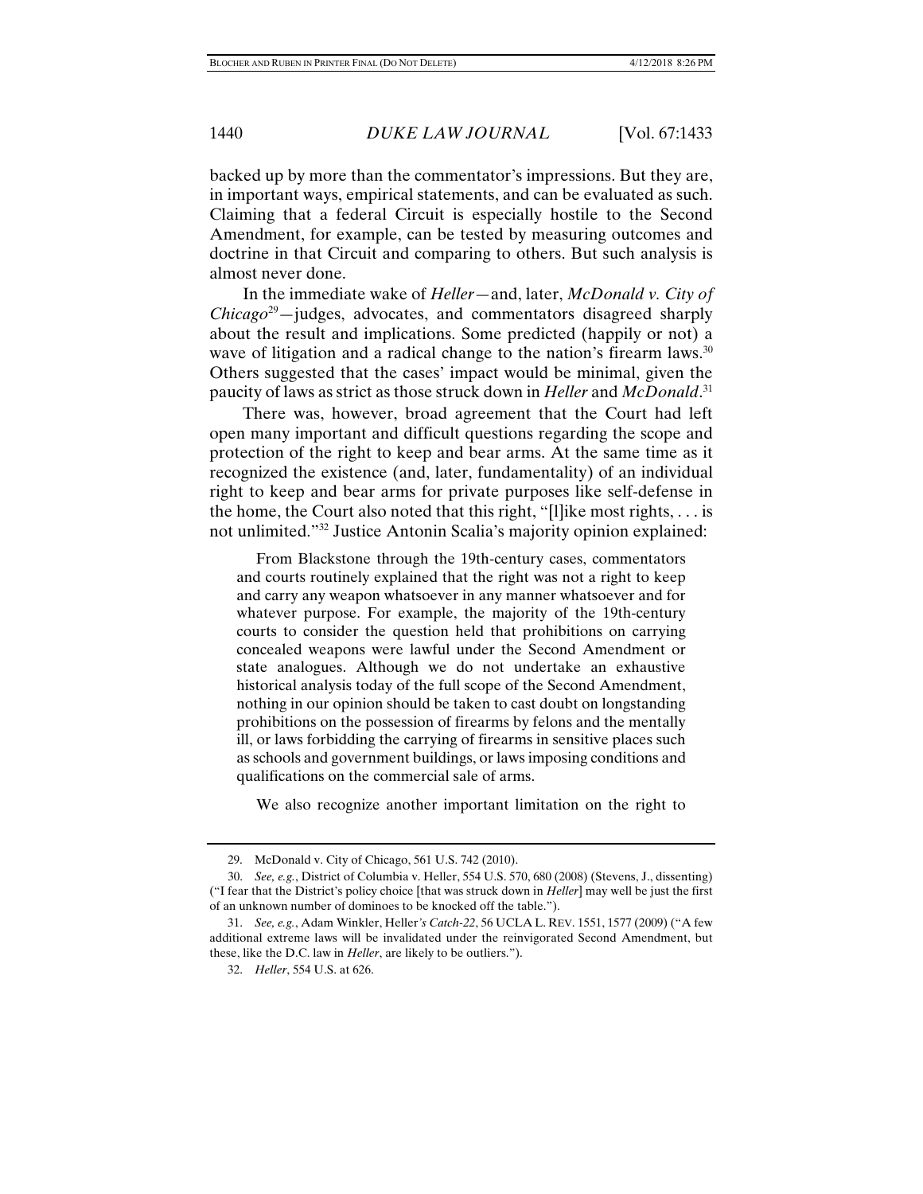backed up by more than the commentator's impressions. But they are, in important ways, empirical statements, and can be evaluated as such. Claiming that a federal Circuit is especially hostile to the Second Amendment, for example, can be tested by measuring outcomes and doctrine in that Circuit and comparing to others. But such analysis is almost never done.

In the immediate wake of *Heller*—and, later, *McDonald v. City of Chicago*[29]—judges, advocates, and commentators disagreed sharply about the result and implications. Some predicted (happily or not) a wave of litigation and a radical change to the nation's firearm laws.[30] Others suggested that the cases' impact would be minimal, given the paucity of laws as strict as those struck down in *Heller* and *McDonald*.[31]

There was, however, broad agreement that the Court had left open many important and difficult questions regarding the scope and protection of the right to keep and bear arms. At the same time as it recognized the existence (and, later, fundamentality) of an individual right to keep and bear arms for private purposes like self-defense in the home, the Court also noted that this right, "[l]ike most rights, . . . is not unlimited."[32] Justice Antonin Scalia's majority opinion explained:

> From Blackstone through the 19th-century cases, commentators and courts routinely explained that the right was not a right to keep and carry any weapon whatsoever in any manner whatsoever and for whatever purpose. For example, the majority of the 19th-century courts to consider the question held that prohibitions on carrying concealed weapons were lawful under the Second Amendment or state analogues. Although we do not undertake an exhaustive historical analysis today of the full scope of the Second Amendment, nothing in our opinion should be taken to cast doubt on longstanding prohibitions on the possession of firearms by felons and the mentally ill, or laws forbidding the carrying of firearms in sensitive places such as schools and government buildings, or laws imposing conditions and qualifications on the commercial sale of arms.
>
> We also recognize another important limitation on the right to

---

29. McDonald v. City of Chicago, 561 U.S. 742 (2010).

30. *See, e.g.*, District of Columbia v. Heller, 554 U.S. 570, 680 (2008) (Stevens, J., dissenting) ("I fear that the District's policy choice [that was struck down in *Heller*] may well be just the first of an unknown number of dominoes to be knocked off the table.").

31. *See, e.g.*, Adam Winkler, Heller*'s Catch-22*, 56 UCLA L. REV. 1551, 1577 (2009) ("A few additional extreme laws will be invalidated under the reinvigorated Second Amendment, but these, like the D.C. law in *Heller*, are likely to be outliers.").

32. *Heller*, 554 U.S. at 626.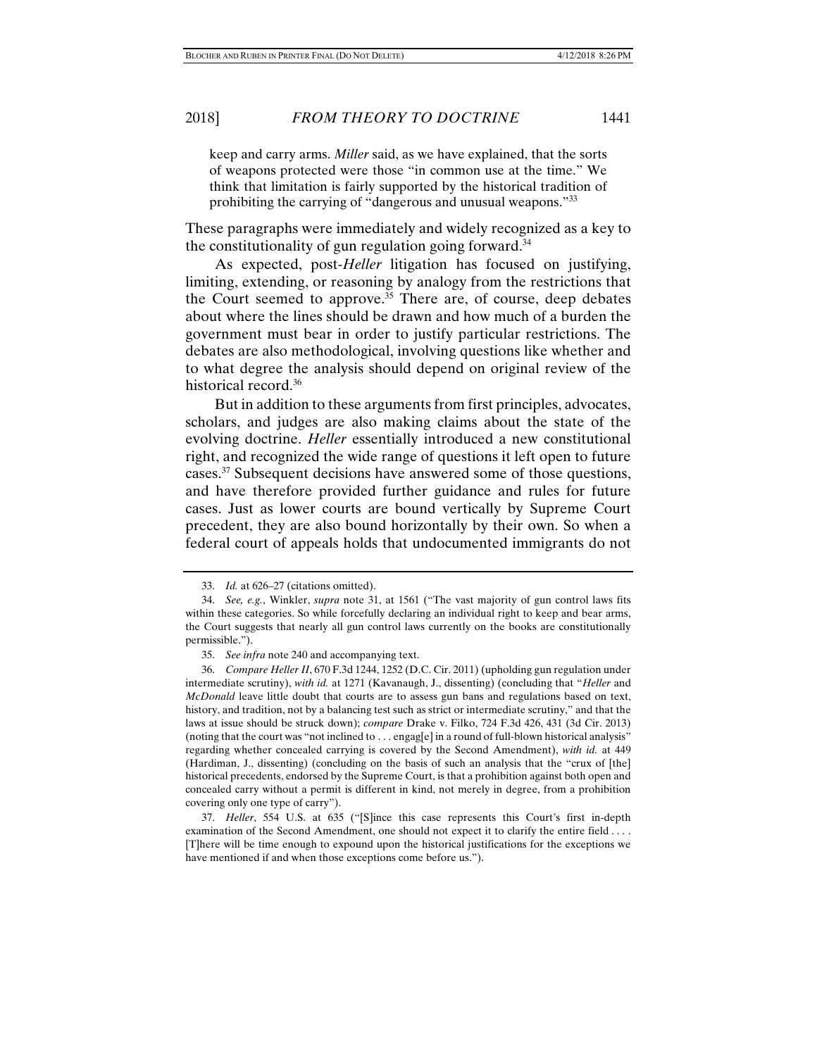> keep and carry arms. *Miller* said, as we have explained, that the sorts of weapons protected were those "in common use at the time." We think that limitation is fairly supported by the historical tradition of prohibiting the carrying of "dangerous and unusual weapons."[33]

These paragraphs were immediately and widely recognized as a key to the constitutionality of gun regulation going forward.[34]

As expected, post-*Heller* litigation has focused on justifying, limiting, extending, or reasoning by analogy from the restrictions that the Court seemed to approve.[35] There are, of course, deep debates about where the lines should be drawn and how much of a burden the government must bear in order to justify particular restrictions. The debates are also methodological, involving questions like whether and to what degree the analysis should depend on original review of the historical record.[36]

But in addition to these arguments from first principles, advocates, scholars, and judges are also making claims about the state of the evolving doctrine. *Heller* essentially introduced a new constitutional right, and recognized the wide range of questions it left open to future cases.[37] Subsequent decisions have answered some of those questions, and have therefore provided further guidance and rules for future cases. Just as lower courts are bound vertically by Supreme Court precedent, they are also bound horizontally by their own. So when a federal court of appeals holds that undocumented immigrants do not

---

33. *Id.* at 626–27 (citations omitted).

34. *See, e.g.*, Winkler, *supra* note 31, at 1561 ("The vast majority of gun control laws fits within these categories. So while forcefully declaring an individual right to keep and bear arms, the Court suggests that nearly all gun control laws currently on the books are constitutionally permissible.").

35. *See infra* note 240 and accompanying text.

36. *Compare Heller II*, 670 F.3d 1244, 1252 (D.C. Cir. 2011) (upholding gun regulation under intermediate scrutiny), *with id.* at 1271 (Kavanaugh, J., dissenting) (concluding that "*Heller* and *McDonald* leave little doubt that courts are to assess gun bans and regulations based on text, history, and tradition, not by a balancing test such as strict or intermediate scrutiny," and that the laws at issue should be struck down); *compare* Drake v. Filko, 724 F.3d 426, 431 (3d Cir. 2013) (noting that the court was "not inclined to . . . engag[e] in a round of full-blown historical analysis" regarding whether concealed carrying is covered by the Second Amendment), *with id.* at 449 (Hardiman, J., dissenting) (concluding on the basis of such an analysis that the "crux of [the] historical precedents, endorsed by the Supreme Court, is that a prohibition against both open and concealed carry without a permit is different in kind, not merely in degree, from a prohibition covering only one type of carry").

37. *Heller*, 554 U.S. at 635 ("[S]ince this case represents this Court's first in-depth examination of the Second Amendment, one should not expect it to clarify the entire field . . . . [T]here will be time enough to expound upon the historical justifications for the exceptions we have mentioned if and when those exceptions come before us.").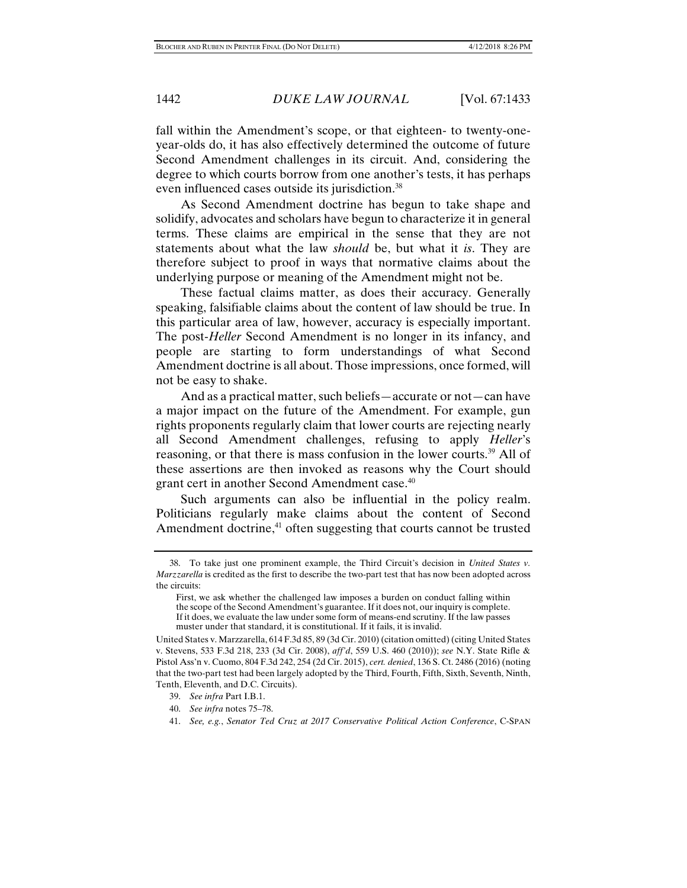fall within the Amendment's scope, or that eighteen- to twenty-one-year-olds do, it has also effectively determined the outcome of future Second Amendment challenges in its circuit. And, considering the degree to which courts borrow from one another's tests, it has perhaps even influenced cases outside its jurisdiction.[38]

As Second Amendment doctrine has begun to take shape and solidify, advocates and scholars have begun to characterize it in general terms. These claims are empirical in the sense that they are not statements about what the law *should* be, but what it *is*. They are therefore subject to proof in ways that normative claims about the underlying purpose or meaning of the Amendment might not be.

These factual claims matter, as does their accuracy. Generally speaking, falsifiable claims about the content of law should be true. In this particular area of law, however, accuracy is especially important. The post-*Heller* Second Amendment is no longer in its infancy, and people are starting to form understandings of what Second Amendment doctrine is all about. Those impressions, once formed, will not be easy to shake.

And as a practical matter, such beliefs—accurate or not—can have a major impact on the future of the Amendment. For example, gun rights proponents regularly claim that lower courts are rejecting nearly all Second Amendment challenges, refusing to apply *Heller*'s reasoning, or that there is mass confusion in the lower courts.[39] All of these assertions are then invoked as reasons why the Court should grant cert in another Second Amendment case.[40]

Such arguments can also be influential in the policy realm. Politicians regularly make claims about the content of Second Amendment doctrine,[41] often suggesting that courts cannot be trusted

---

38. To take just one prominent example, the Third Circuit's decision in *United States v. Marzzarella* is credited as the first to describe the two-part test that has now been adopted across the circuits:

> First, we ask whether the challenged law imposes a burden on conduct falling within the scope of the Second Amendment's guarantee. If it does not, our inquiry is complete. If it does, we evaluate the law under some form of means-end scrutiny. If the law passes muster under that standard, it is constitutional. If it fails, it is invalid.

United States v. Marzzarella, 614 F.3d 85, 89 (3d Cir. 2010) (citation omitted) (citing United States v. Stevens, 533 F.3d 218, 233 (3d Cir. 2008), *aff'd*, 559 U.S. 460 (2010)); *see* N.Y. State Rifle & Pistol Ass'n v. Cuomo, 804 F.3d 242, 254 (2d Cir. 2015), *cert. denied*, 136 S. Ct. 2486 (2016) (noting that the two-part test had been largely adopted by the Third, Fourth, Fifth, Sixth, Seventh, Ninth, Tenth, Eleventh, and D.C. Circuits).

39. *See infra* Part I.B.1.

40. *See infra* notes 75–78.

41. *See, e.g.*, *Senator Ted Cruz at 2017 Conservative Political Action Conference*, C-SPAN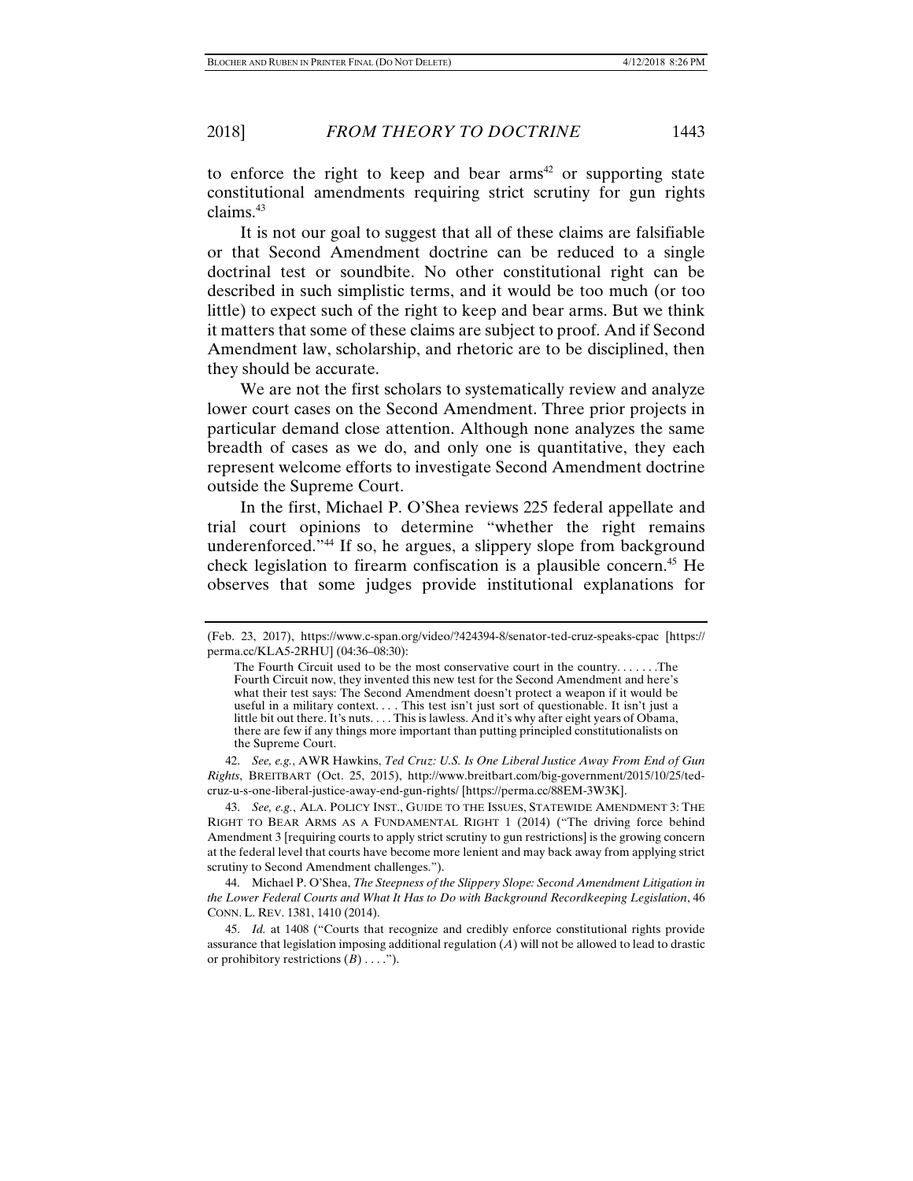to enforce the right to keep and bear arms[42] or supporting state constitutional amendments requiring strict scrutiny for gun rights claims.[43]

It is not our goal to suggest that all of these claims are falsifiable or that Second Amendment doctrine can be reduced to a single doctrinal test or soundbite. No other constitutional right can be described in such simplistic terms, and it would be too much (or too little) to expect such of the right to keep and bear arms. But we think it matters that some of these claims are subject to proof. And if Second Amendment law, scholarship, and rhetoric are to be disciplined, then they should be accurate.

We are not the first scholars to systematically review and analyze lower court cases on the Second Amendment. Three prior projects in particular demand close attention. Although none analyzes the same breadth of cases as we do, and only one is quantitative, they each represent welcome efforts to investigate Second Amendment doctrine outside the Supreme Court.

In the first, Michael P. O'Shea reviews 225 federal appellate and trial court opinions to determine "whether the right remains underenforced."[44] If so, he argues, a slippery slope from background check legislation to firearm confiscation is a plausible concern.[45] He observes that some judges provide institutional explanations for

---

(Feb. 23, 2017), https://www.c-span.org/video/?424394-8/senator-ted-cruz-speaks-cpac [https://perma.cc/KLA5-2RHU] (04:36–08:30):

> The Fourth Circuit used to be the most conservative court in the country. . . . . . .The Fourth Circuit now, they invented this new test for the Second Amendment and here's what their test says: The Second Amendment doesn't protect a weapon if it would be useful in a military context. . . . This test isn't just sort of questionable. It isn't just a little bit out there. It's nuts. . . . This is lawless. And it's why after eight years of Obama, there are few if any things more important than putting principled constitutionalists on the Supreme Court.

42. *See, e.g.*, AWR Hawkins, *Ted Cruz: U.S. Is One Liberal Justice Away From End of Gun Rights*, BREITBART (Oct. 25, 2015), http://www.breitbart.com/big-government/2015/10/25/ted-cruz-u-s-one-liberal-justice-away-end-gun-rights/ [https://perma.cc/88EM-3W3K].

43. *See, e.g.*, ALA. POLICY INST., GUIDE TO THE ISSUES, STATEWIDE AMENDMENT 3: THE RIGHT TO BEAR ARMS AS A FUNDAMENTAL RIGHT 1 (2014) ("The driving force behind Amendment 3 [requiring courts to apply strict scrutiny to gun restrictions] is the growing concern at the federal level that courts have become more lenient and may back away from applying strict scrutiny to Second Amendment challenges.").

44. Michael P. O'Shea, *The Steepness of the Slippery Slope: Second Amendment Litigation in the Lower Federal Courts and What It Has to Do with Background Recordkeeping Legislation*, 46 CONN. L. REV. 1381, 1410 (2014).

45. *Id.* at 1408 ("Courts that recognize and credibly enforce constitutional rights provide assurance that legislation imposing additional regulation (*A*) will not be allowed to lead to drastic or prohibitory restrictions (*B*) . . . .").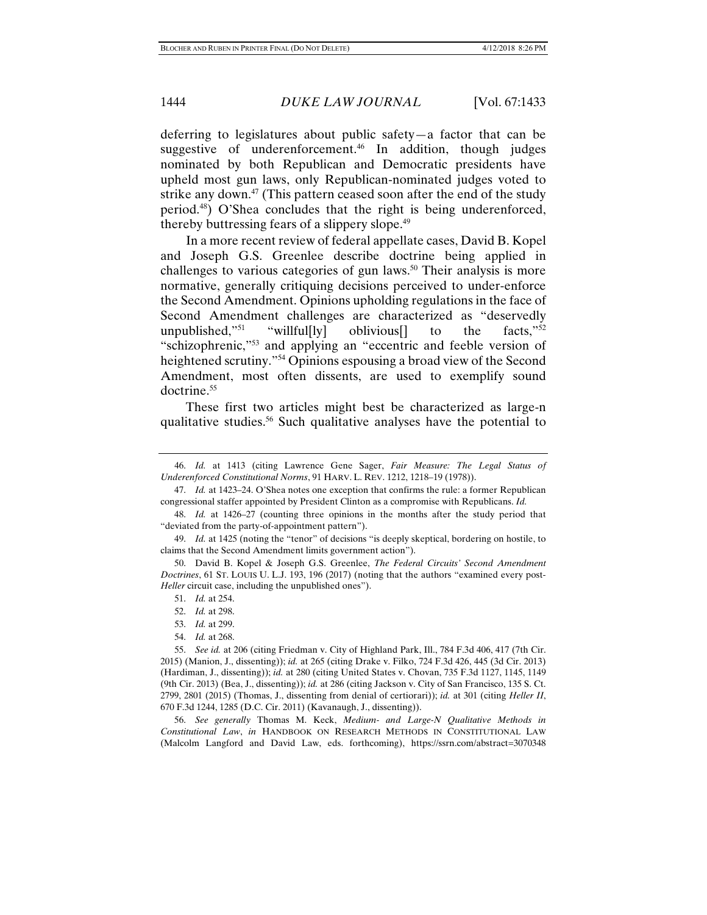deferring to legislatures about public safety—a factor that can be suggestive of underenforcement.[46] In addition, though judges nominated by both Republican and Democratic presidents have upheld most gun laws, only Republican-nominated judges voted to strike any down.[47] (This pattern ceased soon after the end of the study period.[48]) O'Shea concludes that the right is being underenforced, thereby buttressing fears of a slippery slope.[49]

In a more recent review of federal appellate cases, David B. Kopel and Joseph G.S. Greenlee describe doctrine being applied in challenges to various categories of gun laws.[50] Their analysis is more normative, generally critiquing decisions perceived to under-enforce the Second Amendment. Opinions upholding regulations in the face of Second Amendment challenges are characterized as "deservedly unpublished,"[51] "willful[ly] oblivious[] to the facts,"[52] "schizophrenic,"[53] and applying an "eccentric and feeble version of heightened scrutiny."[54] Opinions espousing a broad view of the Second Amendment, most often dissents, are used to exemplify sound doctrine.[55]

These first two articles might best be characterized as large-n qualitative studies.[56] Such qualitative analyses have the potential to

---

46. *Id.* at 1413 (citing Lawrence Gene Sager, *Fair Measure: The Legal Status of Underenforced Constitutional Norms*, 91 HARV. L. REV. 1212, 1218–19 (1978)).

47. *Id.* at 1423–24. O'Shea notes one exception that confirms the rule: a former Republican congressional staffer appointed by President Clinton as a compromise with Republicans. *Id.*

48. *Id.* at 1426–27 (counting three opinions in the months after the study period that "deviated from the party-of-appointment pattern").

49. *Id.* at 1425 (noting the "tenor" of decisions "is deeply skeptical, bordering on hostile, to claims that the Second Amendment limits government action").

50. David B. Kopel & Joseph G.S. Greenlee, *The Federal Circuits' Second Amendment Doctrines*, 61 ST. LOUIS U. L.J. 193, 196 (2017) (noting that the authors "examined every post-*Heller* circuit case, including the unpublished ones").

51. *Id.* at 254.

52. *Id.* at 298.

53. *Id.* at 299.

54. *Id.* at 268.

55. *See id.* at 206 (citing Friedman v. City of Highland Park, Ill., 784 F.3d 406, 417 (7th Cir. 2015) (Manion, J., dissenting)); *id.* at 265 (citing Drake v. Filko, 724 F.3d 426, 445 (3d Cir. 2013) (Hardiman, J., dissenting)); *id.* at 280 (citing United States v. Chovan, 735 F.3d 1127, 1145, 1149 (9th Cir. 2013) (Bea, J., dissenting)); *id.* at 286 (citing Jackson v. City of San Francisco, 135 S. Ct. 2799, 2801 (2015) (Thomas, J., dissenting from denial of certiorari)); *id.* at 301 (citing *Heller II*, 670 F.3d 1244, 1285 (D.C. Cir. 2011) (Kavanaugh, J., dissenting)).

56. *See generally* Thomas M. Keck, *Medium- and Large-N Qualitative Methods in Constitutional Law*, *in* HANDBOOK ON RESEARCH METHODS IN CONSTITUTIONAL LAW (Malcolm Langford and David Law, eds. forthcoming), https://ssrn.com/abstract=3070348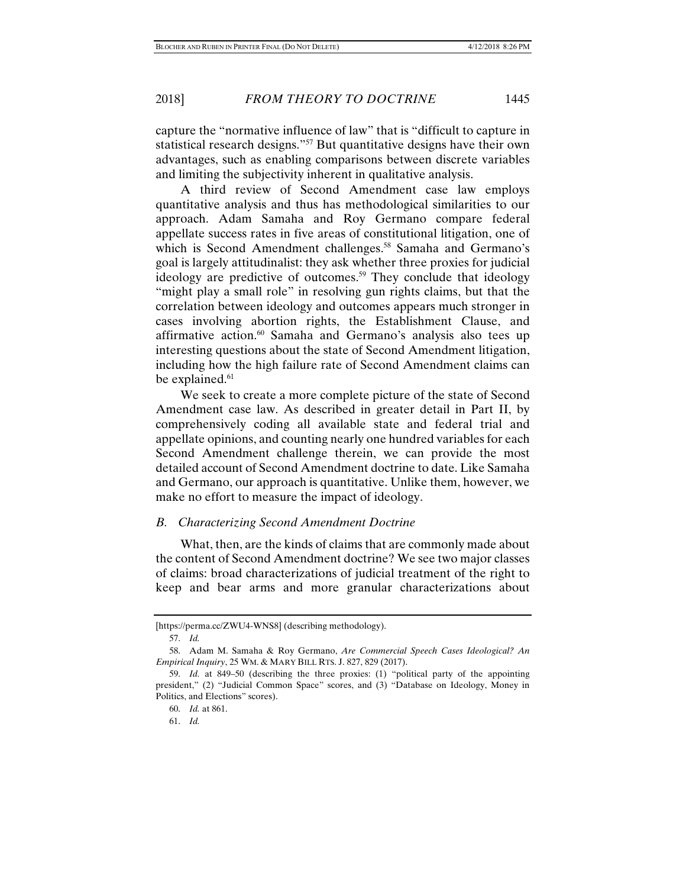capture the "normative influence of law" that is "difficult to capture in statistical research designs."[57] But quantitative designs have their own advantages, such as enabling comparisons between discrete variables and limiting the subjectivity inherent in qualitative analysis.

A third review of Second Amendment case law employs quantitative analysis and thus has methodological similarities to our approach. Adam Samaha and Roy Germano compare federal appellate success rates in five areas of constitutional litigation, one of which is Second Amendment challenges.[58] Samaha and Germano's goal is largely attitudinalist: they ask whether three proxies for judicial ideology are predictive of outcomes.[59] They conclude that ideology "might play a small role" in resolving gun rights claims, but that the correlation between ideology and outcomes appears much stronger in cases involving abortion rights, the Establishment Clause, and affirmative action.[60] Samaha and Germano's analysis also tees up interesting questions about the state of Second Amendment litigation, including how the high failure rate of Second Amendment claims can be explained.[61]

We seek to create a more complete picture of the state of Second Amendment case law. As described in greater detail in Part II, by comprehensively coding all available state and federal trial and appellate opinions, and counting nearly one hundred variables for each Second Amendment challenge therein, we can provide the most detailed account of Second Amendment doctrine to date. Like Samaha and Germano, our approach is quantitative. Unlike them, however, we make no effort to measure the impact of ideology.

### B. *Characterizing Second Amendment Doctrine*

What, then, are the kinds of claims that are commonly made about the content of Second Amendment doctrine? We see two major classes of claims: broad characterizations of judicial treatment of the right to keep and bear arms and more granular characterizations about

---

[https://perma.cc/ZWU4-WNS8] (describing methodology).

57. *Id.*

58. Adam M. Samaha & Roy Germano, *Are Commercial Speech Cases Ideological? An Empirical Inquiry*, 25 WM. & MARY BILL RTS. J. 827, 829 (2017).

59. *Id.* at 849–50 (describing the three proxies: (1) "political party of the appointing president," (2) "Judicial Common Space" scores, and (3) "Database on Ideology, Money in Politics, and Elections" scores).

60. *Id.* at 861.

61. *Id.*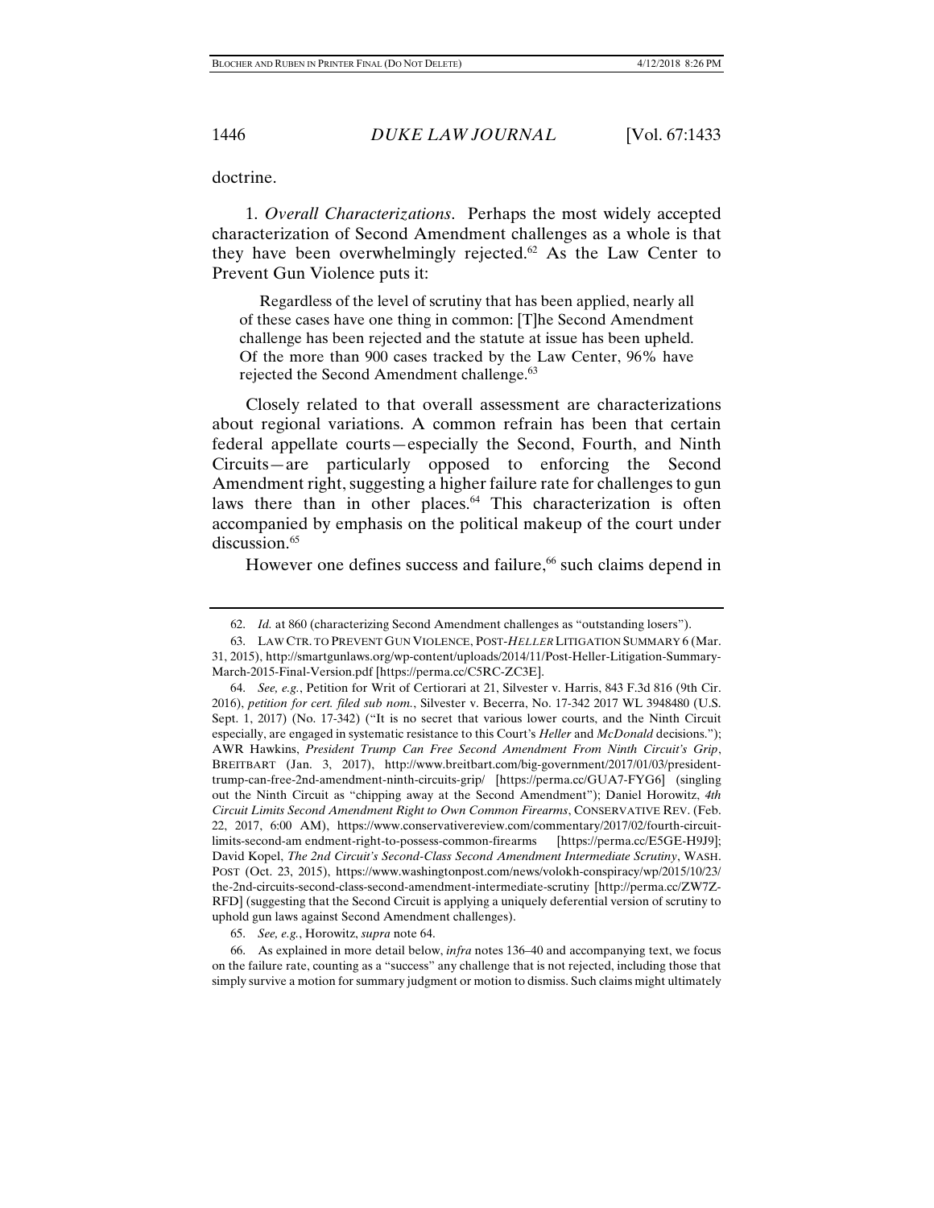doctrine.

1. *Overall Characterizations*. Perhaps the most widely accepted characterization of Second Amendment challenges as a whole is that they have been overwhelmingly rejected.[62] As the Law Center to Prevent Gun Violence puts it:

> Regardless of the level of scrutiny that has been applied, nearly all of these cases have one thing in common: [T]he Second Amendment challenge has been rejected and the statute at issue has been upheld. Of the more than 900 cases tracked by the Law Center, 96% have rejected the Second Amendment challenge.[63]

Closely related to that overall assessment are characterizations about regional variations. A common refrain has been that certain federal appellate courts—especially the Second, Fourth, and Ninth Circuits—are particularly opposed to enforcing the Second Amendment right, suggesting a higher failure rate for challenges to gun laws there than in other places.[64] This characterization is often accompanied by emphasis on the political makeup of the court under discussion.[65]

However one defines success and failure,[66] such claims depend in

---

62. *Id.* at 860 (characterizing Second Amendment challenges as "outstanding losers").

63. LAW CTR. TO PREVENT GUN VIOLENCE, POST-*HELLER* LITIGATION SUMMARY 6 (Mar. 31, 2015), http://smartgunlaws.org/wp-content/uploads/2014/11/Post-Heller-Litigation-Summary-March-2015-Final-Version.pdf [https://perma.cc/C5RC-ZC3E].

64. *See, e.g.*, Petition for Writ of Certiorari at 21, Silvester v. Harris, 843 F.3d 816 (9th Cir. 2016), *petition for cert. filed sub nom.*, Silvester v. Becerra, No. 17-342 2017 WL 3948480 (U.S. Sept. 1, 2017) (No. 17-342) ("It is no secret that various lower courts, and the Ninth Circuit especially, are engaged in systematic resistance to this Court's *Heller* and *McDonald* decisions."); AWR Hawkins, *President Trump Can Free Second Amendment From Ninth Circuit's Grip*, BREITBART (Jan. 3, 2017), http://www.breitbart.com/big-government/2017/01/03/president-trump-can-free-2nd-amendment-ninth-circuits-grip/ [https://perma.cc/GUA7-FYG6] (singling out the Ninth Circuit as "chipping away at the Second Amendment"); Daniel Horowitz, *4th Circuit Limits Second Amendment Right to Own Common Firearms*, CONSERVATIVE REV. (Feb. 22, 2017, 6:00 AM), https://www.conservativereview.com/commentary/2017/02/fourth-circuit-limits-second-am endment-right-to-possess-common-firearms [https://perma.cc/E5GE-H9J9]; David Kopel, *The 2nd Circuit's Second-Class Second Amendment Intermediate Scrutiny*, WASH. POST (Oct. 23, 2015), https://www.washingtonpost.com/news/volokh-conspiracy/wp/2015/10/23/the-2nd-circuits-second-class-second-amendment-intermediate-scrutiny [http://perma.cc/ZW7Z-RFD] (suggesting that the Second Circuit is applying a uniquely deferential version of scrutiny to uphold gun laws against Second Amendment challenges).

65. *See, e.g.*, Horowitz, *supra* note 64.

66. As explained in more detail below, *infra* notes 136–40 and accompanying text, we focus on the failure rate, counting as a "success" any challenge that is not rejected, including those that simply survive a motion for summary judgment or motion to dismiss. Such claims might ultimately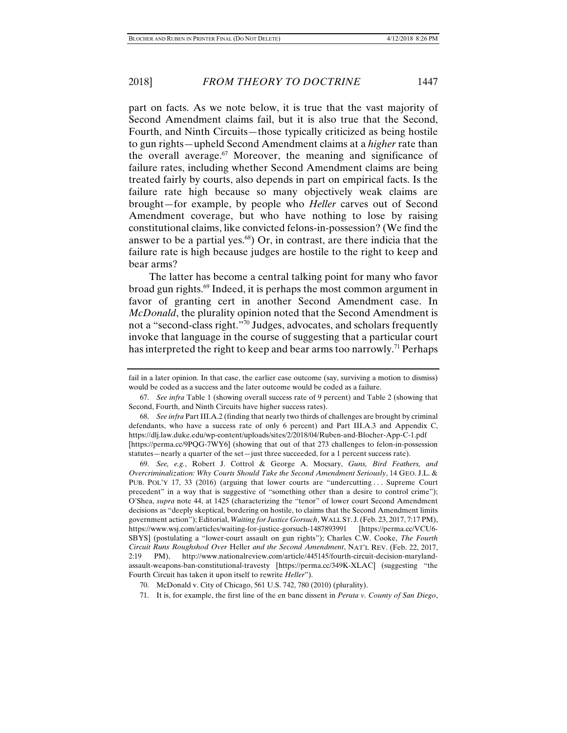part on facts. As we note below, it is true that the vast majority of Second Amendment claims fail, but it is also true that the Second, Fourth, and Ninth Circuits—those typically criticized as being hostile to gun rights—upheld Second Amendment claims at a *higher* rate than the overall average.[67] Moreover, the meaning and significance of failure rates, including whether Second Amendment claims are being treated fairly by courts, also depends in part on empirical facts. Is the failure rate high because so many objectively weak claims are brought—for example, by people who *Heller* carves out of Second Amendment coverage, but who have nothing to lose by raising constitutional claims, like convicted felons-in-possession? (We find the answer to be a partial yes.[68]) Or, in contrast, are there indicia that the failure rate is high because judges are hostile to the right to keep and bear arms?

The latter has become a central talking point for many who favor broad gun rights.[69] Indeed, it is perhaps the most common argument in favor of granting cert in another Second Amendment case. In *McDonald*, the plurality opinion noted that the Second Amendment is not a "second-class right."[70] Judges, advocates, and scholars frequently invoke that language in the course of suggesting that a particular court has interpreted the right to keep and bear arms too narrowly.[71] Perhaps

---

fail in a later opinion. In that case, the earlier case outcome (say, surviving a motion to dismiss) would be coded as a success and the later outcome would be coded as a failure.

67. *See infra* Table 1 (showing overall success rate of 9 percent) and Table 2 (showing that Second, Fourth, and Ninth Circuits have higher success rates).

68. *See infra* Part III.A.2 (finding that nearly two thirds of challenges are brought by criminal defendants, who have a success rate of only 6 percent) and Part III.A.3 and Appendix C, https://dlj.law.duke.edu/wp-content/uploads/sites/2/2018/04/Ruben-and-Blocher-App-C-1.pdf [https://perma.cc/9PQG-7WY6] (showing that out of that 273 challenges to felon-in-possession statutes—nearly a quarter of the set—just three succeeded, for a 1 percent success rate).

69. *See, e.g.*, Robert J. Cottrol & George A. Mocsary, *Guns, Bird Feathers, and Overcriminalization: Why Courts Should Take the Second Amendment Seriously*, 14 GEO. J.L. & PUB. POL'Y 17, 33 (2016) (arguing that lower courts are "undercutting . . . Supreme Court precedent" in a way that is suggestive of "something other than a desire to control crime"); O'Shea, *supra* note 44, at 1425 (characterizing the "tenor" of lower court Second Amendment decisions as "deeply skeptical, bordering on hostile, to claims that the Second Amendment limits government action"); Editorial, *Waiting for Justice Gorsuch*, WALL ST. J. (Feb. 23, 2017, 7:17 PM), https://www.wsj.com/articles/waiting-for-justice-gorsuch-1487893991 [https://perma.cc/VCU6-SBYS] (postulating a "lower-court assault on gun rights"); Charles C.W. Cooke, *The Fourth Circuit Runs Roughshod Over* Heller *and the Second Amendment*, NAT'L REV. (Feb. 22, 2017, 2:19 PM), http://www.nationalreview.com/article/445145/fourth-circuit-decision-maryland-assault-weapons-ban-constitutional-travesty [https://perma.cc/349K-XLAC] (suggesting "the Fourth Circuit has taken it upon itself to rewrite *Heller*").

70. McDonald v. City of Chicago, 561 U.S. 742, 780 (2010) (plurality).

71. It is, for example, the first line of the en banc dissent in *Peruta v. County of San Diego*,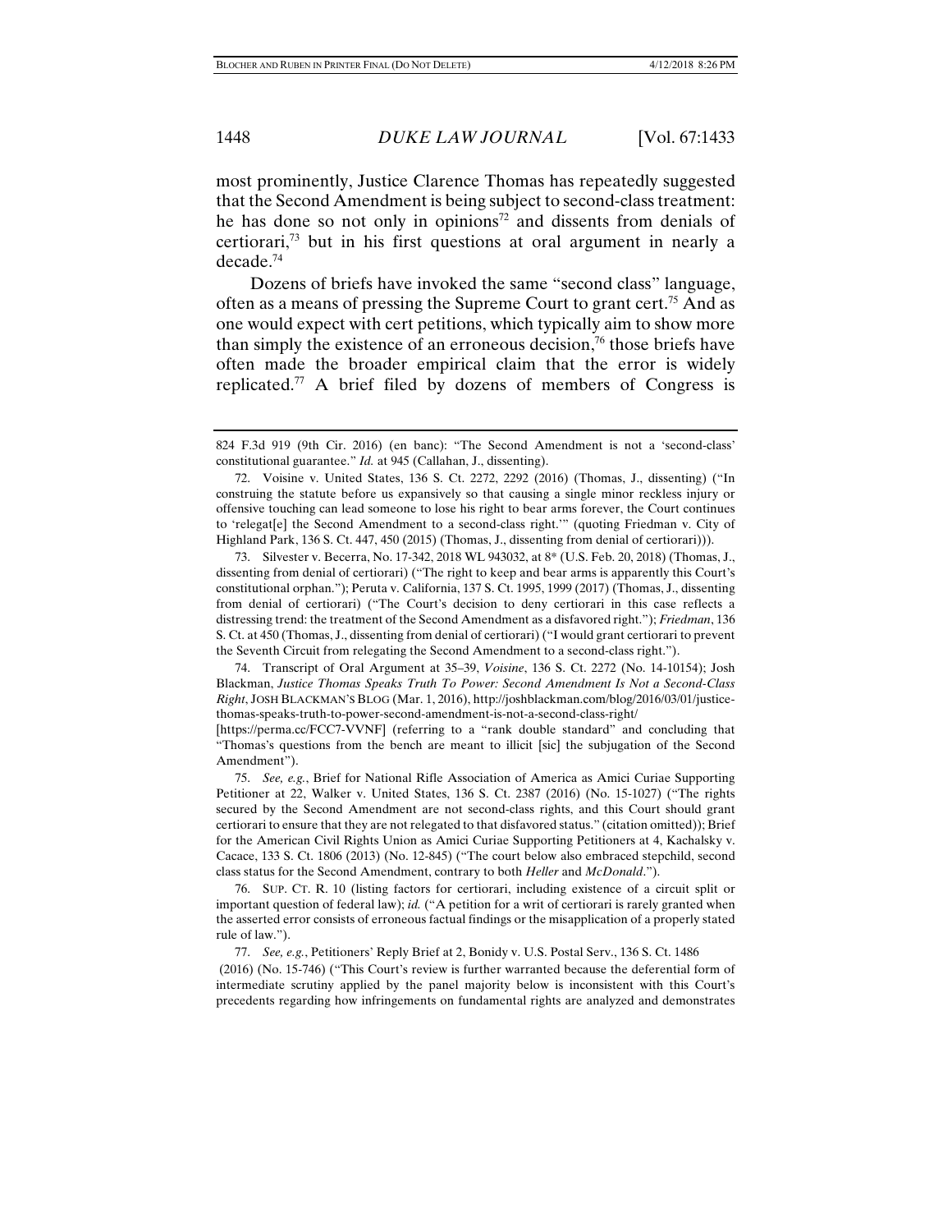most prominently, Justice Clarence Thomas has repeatedly suggested that the Second Amendment is being subject to second-class treatment: he has done so not only in opinions[72] and dissents from denials of certiorari,[73] but in his first questions at oral argument in nearly a decade.[74]

Dozens of briefs have invoked the same "second class" language, often as a means of pressing the Supreme Court to grant cert.[75] And as one would expect with cert petitions, which typically aim to show more than simply the existence of an erroneous decision,[76] those briefs have often made the broader empirical claim that the error is widely replicated.[77] A brief filed by dozens of members of Congress is

---

824 F.3d 919 (9th Cir. 2016) (en banc): "The Second Amendment is not a 'second-class' constitutional guarantee." *Id.* at 945 (Callahan, J., dissenting).

72. Voisine v. United States, 136 S. Ct. 2272, 2292 (2016) (Thomas, J., dissenting) ("In construing the statute before us expansively so that causing a single minor reckless injury or offensive touching can lead someone to lose his right to bear arms forever, the Court continues to 'relegat[e] the Second Amendment to a second-class right.'" (quoting Friedman v. City of Highland Park, 136 S. Ct. 447, 450 (2015) (Thomas, J., dissenting from denial of certiorari))).

73. Silvester v. Becerra, No. 17-342, 2018 WL 943032, at 8* (U.S. Feb. 20, 2018) (Thomas, J., dissenting from denial of certiorari) ("The right to keep and bear arms is apparently this Court's constitutional orphan."); Peruta v. California, 137 S. Ct. 1995, 1999 (2017) (Thomas, J., dissenting from denial of certiorari) ("The Court's decision to deny certiorari in this case reflects a distressing trend: the treatment of the Second Amendment as a disfavored right."); *Friedman*, 136 S. Ct. at 450 (Thomas, J., dissenting from denial of certiorari) ("I would grant certiorari to prevent the Seventh Circuit from relegating the Second Amendment to a second-class right.").

74. Transcript of Oral Argument at 35–39, *Voisine*, 136 S. Ct. 2272 (No. 14-10154); Josh Blackman, *Justice Thomas Speaks Truth To Power: Second Amendment Is Not a Second-Class Right*, JOSH BLACKMAN'S BLOG (Mar. 1, 2016), http://joshblackman.com/blog/2016/03/01/justice-thomas-speaks-truth-to-power-second-amendment-is-not-a-second-class-right/ [https://perma.cc/FCC7-VVNF] (referring to a "rank double standard" and concluding that "Thomas's questions from the bench are meant to illicit [sic] the subjugation of the Second Amendment").

75. *See, e.g.*, Brief for National Rifle Association of America as Amici Curiae Supporting Petitioner at 22, Walker v. United States, 136 S. Ct. 2387 (2016) (No. 15-1027) ("The rights secured by the Second Amendment are not second-class rights, and this Court should grant certiorari to ensure that they are not relegated to that disfavored status." (citation omitted)); Brief for the American Civil Rights Union as Amici Curiae Supporting Petitioners at 4, Kachalsky v. Cacace, 133 S. Ct. 1806 (2013) (No. 12-845) ("The court below also embraced stepchild, second class status for the Second Amendment, contrary to both *Heller* and *McDonald*.").

76. SUP. CT. R. 10 (listing factors for certiorari, including existence of a circuit split or important question of federal law); *id.* ("A petition for a writ of certiorari is rarely granted when the asserted error consists of erroneous factual findings or the misapplication of a properly stated rule of law.").

77. *See, e.g.*, Petitioners' Reply Brief at 2, Bonidy v. U.S. Postal Serv., 136 S. Ct. 1486 (2016) (No. 15-746) ("This Court's review is further warranted because the deferential form of intermediate scrutiny applied by the panel majority below is inconsistent with this Court's precedents regarding how infringements on fundamental rights are analyzed and demonstrates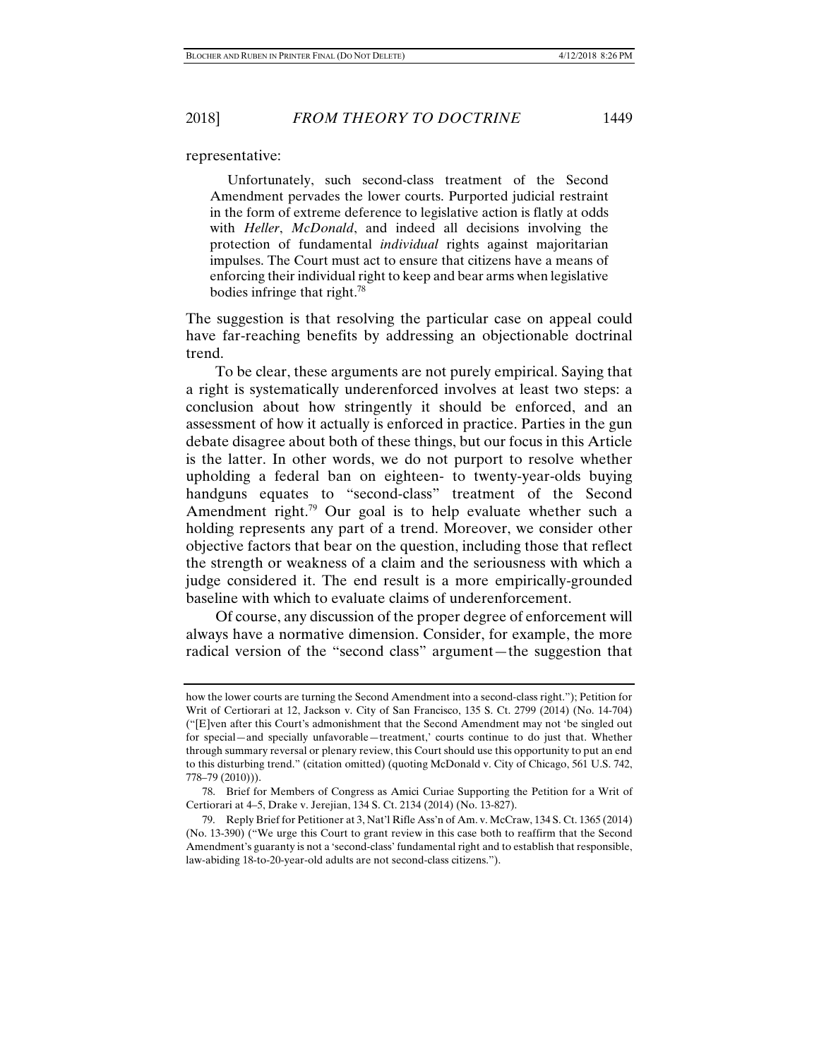representative:

> Unfortunately, such second-class treatment of the Second Amendment pervades the lower courts. Purported judicial restraint in the form of extreme deference to legislative action is flatly at odds with *Heller*, *McDonald*, and indeed all decisions involving the protection of fundamental *individual* rights against majoritarian impulses. The Court must act to ensure that citizens have a means of enforcing their individual right to keep and bear arms when legislative bodies infringe that right.[78]

The suggestion is that resolving the particular case on appeal could have far-reaching benefits by addressing an objectionable doctrinal trend.

To be clear, these arguments are not purely empirical. Saying that a right is systematically underenforced involves at least two steps: a conclusion about how stringently it should be enforced, and an assessment of how it actually is enforced in practice. Parties in the gun debate disagree about both of these things, but our focus in this Article is the latter. In other words, we do not purport to resolve whether upholding a federal ban on eighteen- to twenty-year-olds buying handguns equates to "second-class" treatment of the Second Amendment right.[79] Our goal is to help evaluate whether such a holding represents any part of a trend. Moreover, we consider other objective factors that bear on the question, including those that reflect the strength or weakness of a claim and the seriousness with which a judge considered it. The end result is a more empirically-grounded baseline with which to evaluate claims of underenforcement.

Of course, any discussion of the proper degree of enforcement will always have a normative dimension. Consider, for example, the more radical version of the "second class" argument—the suggestion that

---

how the lower courts are turning the Second Amendment into a second-class right."); Petition for Writ of Certiorari at 12, Jackson v. City of San Francisco, 135 S. Ct. 2799 (2014) (No. 14-704) ("[E]ven after this Court's admonishment that the Second Amendment may not 'be singled out for special—and specially unfavorable—treatment,' courts continue to do just that. Whether through summary reversal or plenary review, this Court should use this opportunity to put an end to this disturbing trend." (citation omitted) (quoting McDonald v. City of Chicago, 561 U.S. 742, 778–79 (2010))).

78. Brief for Members of Congress as Amici Curiae Supporting the Petition for a Writ of Certiorari at 4–5, Drake v. Jerejian, 134 S. Ct. 2134 (2014) (No. 13-827).

79. Reply Brief for Petitioner at 3, Nat'l Rifle Ass'n of Am. v. McCraw, 134 S. Ct. 1365 (2014) (No. 13-390) ("We urge this Court to grant review in this case both to reaffirm that the Second Amendment's guaranty is not a 'second-class' fundamental right and to establish that responsible, law-abiding 18-to-20-year-old adults are not second-class citizens.").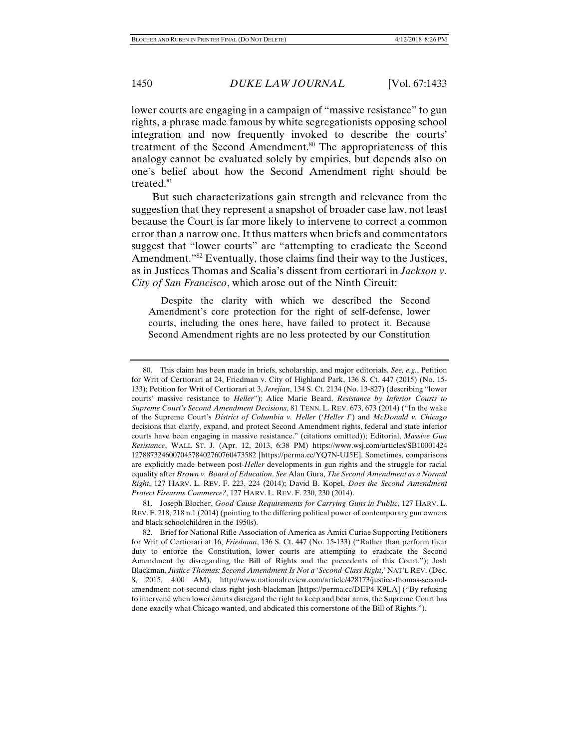lower courts are engaging in a campaign of "massive resistance" to gun rights, a phrase made famous by white segregationists opposing school integration and now frequently invoked to describe the courts' treatment of the Second Amendment.[80] The appropriateness of this analogy cannot be evaluated solely by empirics, but depends also on one's belief about how the Second Amendment right should be treated.[81]

But such characterizations gain strength and relevance from the suggestion that they represent a snapshot of broader case law, not least because the Court is far more likely to intervene to correct a common error than a narrow one. It thus matters when briefs and commentators suggest that "lower courts" are "attempting to eradicate the Second Amendment."[82] Eventually, those claims find their way to the Justices, as in Justices Thomas and Scalia's dissent from certiorari in *Jackson v. City of San Francisco*, which arose out of the Ninth Circuit:

> Despite the clarity with which we described the Second Amendment's core protection for the right of self-defense, lower courts, including the ones here, have failed to protect it. Because Second Amendment rights are no less protected by our Constitution

---

80. This claim has been made in briefs, scholarship, and major editorials. *See, e.g.*, Petition for Writ of Certiorari at 24, Friedman v. City of Highland Park, 136 S. Ct. 447 (2015) (No. 15-133); Petition for Writ of Certiorari at 3, *Jerejian*, 134 S. Ct. 2134 (No. 13-827) (describing "lower courts' massive resistance to *Heller*"); Alice Marie Beard, *Resistance by Inferior Courts to Supreme Court's Second Amendment Decisions*, 81 TENN. L. REV. 673, 673 (2014) ("In the wake of the Supreme Court's *District of Columbia v. Heller* ('*Heller I*') and *McDonald v. Chicago* decisions that clarify, expand, and protect Second Amendment rights, federal and state inferior courts have been engaging in massive resistance." (citations omitted)); Editorial, *Massive Gun Resistance*, WALL ST. J. (Apr. 12, 2013, 6:38 PM) https://www.wsj.com/articles/SB10001424127887324600704578402760760473582 [https://perma.cc/YQ7N-UJ5E]. Sometimes, comparisons are explicitly made between post-*Heller* developments in gun rights and the struggle for racial equality after *Brown v. Board of Education*. *See* Alan Gura, *The Second Amendment as a Normal Right*, 127 HARV. L. REV. F. 223, 224 (2014); David B. Kopel, *Does the Second Amendment Protect Firearms Commerce?*, 127 HARV. L. REV. F. 230, 230 (2014).

81. Joseph Blocher, *Good Cause Requirements for Carrying Guns in Public*, 127 HARV. L. REV. F. 218, 218 n.1 (2014) (pointing to the differing political power of contemporary gun owners and black schoolchildren in the 1950s).

82. Brief for National Rifle Association of America as Amici Curiae Supporting Petitioners for Writ of Certiorari at 16, *Friedman*, 136 S. Ct. 447 (No. 15-133) ("Rather than perform their duty to enforce the Constitution, lower courts are attempting to eradicate the Second Amendment by disregarding the Bill of Rights and the precedents of this Court."); Josh Blackman, *Justice Thomas: Second Amendment Is Not a 'Second-Class Right*,' NAT'L REV. (Dec. 8, 2015, 4:00 AM), http://www.nationalreview.com/article/428173/justice-thomas-second-amendment-not-second-class-right-josh-blackman [https://perma.cc/DEP4-K9LA] ("By refusing to intervene when lower courts disregard the right to keep and bear arms, the Supreme Court has done exactly what Chicago wanted, and abdicated this cornerstone of the Bill of Rights.").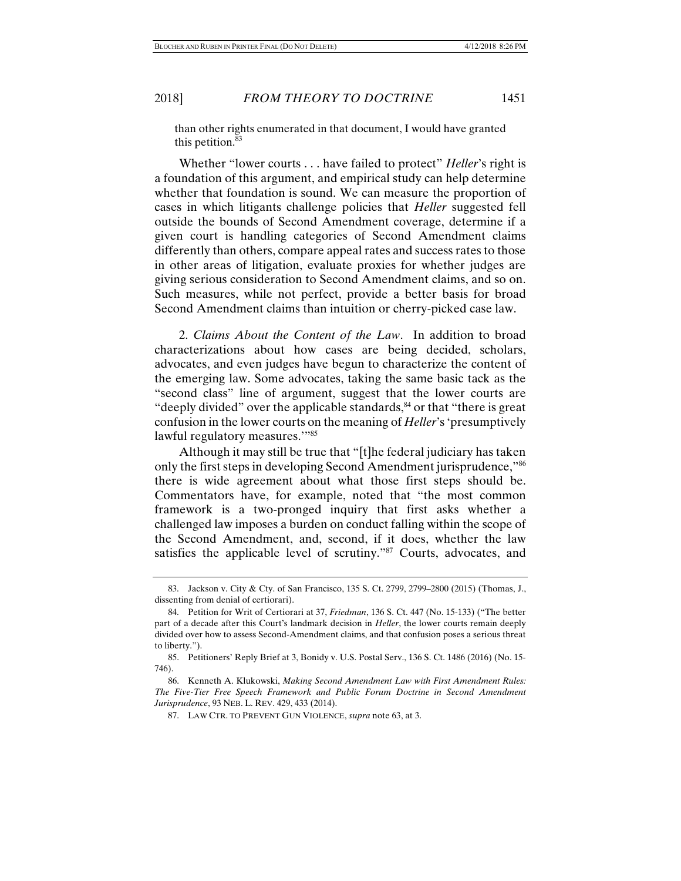than other rights enumerated in that document, I would have granted this petition.[83]

Whether "lower courts . . . have failed to protect" *Heller*'s right is a foundation of this argument, and empirical study can help determine whether that foundation is sound. We can measure the proportion of cases in which litigants challenge policies that *Heller* suggested fell outside the bounds of Second Amendment coverage, determine if a given court is handling categories of Second Amendment claims differently than others, compare appeal rates and success rates to those in other areas of litigation, evaluate proxies for whether judges are giving serious consideration to Second Amendment claims, and so on. Such measures, while not perfect, provide a better basis for broad Second Amendment claims than intuition or cherry-picked case law.

2. *Claims About the Content of the Law*. In addition to broad characterizations about how cases are being decided, scholars, advocates, and even judges have begun to characterize the content of the emerging law. Some advocates, taking the same basic tack as the "second class" line of argument, suggest that the lower courts are "deeply divided" over the applicable standards,[84] or that "there is great confusion in the lower courts on the meaning of *Heller*'s 'presumptively lawful regulatory measures.'"[85]

Although it may still be true that "[t]he federal judiciary has taken only the first steps in developing Second Amendment jurisprudence,"[86] there is wide agreement about what those first steps should be. Commentators have, for example, noted that "the most common framework is a two-pronged inquiry that first asks whether a challenged law imposes a burden on conduct falling within the scope of the Second Amendment, and, second, if it does, whether the law satisfies the applicable level of scrutiny."[87] Courts, advocates, and

---

83. Jackson v. City & Cty. of San Francisco, 135 S. Ct. 2799, 2799–2800 (2015) (Thomas, J., dissenting from denial of certiorari).

84. Petition for Writ of Certiorari at 37, *Friedman*, 136 S. Ct. 447 (No. 15-133) ("The better part of a decade after this Court's landmark decision in *Heller*, the lower courts remain deeply divided over how to assess Second-Amendment claims, and that confusion poses a serious threat to liberty.").

85. Petitioners' Reply Brief at 3, Bonidy v. U.S. Postal Serv., 136 S. Ct. 1486 (2016) (No. 15-746).

86. Kenneth A. Klukowski, *Making Second Amendment Law with First Amendment Rules: The Five-Tier Free Speech Framework and Public Forum Doctrine in Second Amendment Jurisprudence*, 93 NEB. L. REV. 429, 433 (2014).

87. LAW CTR. TO PREVENT GUN VIOLENCE, *supra* note 63, at 3.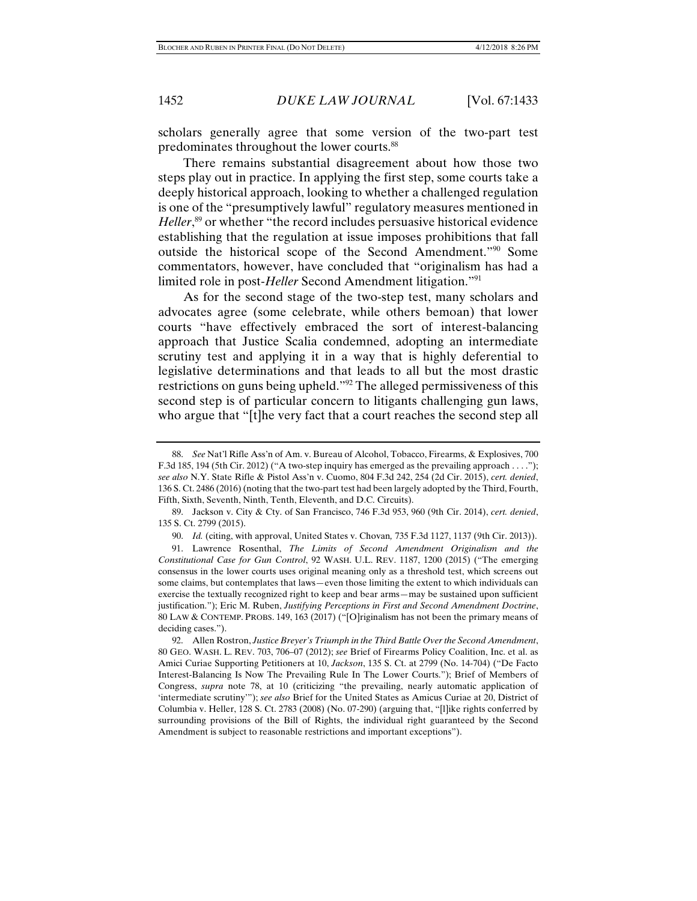scholars generally agree that some version of the two-part test predominates throughout the lower courts.[88]

There remains substantial disagreement about how those two steps play out in practice. In applying the first step, some courts take a deeply historical approach, looking to whether a challenged regulation is one of the "presumptively lawful" regulatory measures mentioned in *Heller*,[89] or whether "the record includes persuasive historical evidence establishing that the regulation at issue imposes prohibitions that fall outside the historical scope of the Second Amendment."[90] Some commentators, however, have concluded that "originalism has had a limited role in post-*Heller* Second Amendment litigation."[91]

As for the second stage of the two-step test, many scholars and advocates agree (some celebrate, while others bemoan) that lower courts "have effectively embraced the sort of interest-balancing approach that Justice Scalia condemned, adopting an intermediate scrutiny test and applying it in a way that is highly deferential to legislative determinations and that leads to all but the most drastic restrictions on guns being upheld."[92] The alleged permissiveness of this second step is of particular concern to litigants challenging gun laws, who argue that "[t]he very fact that a court reaches the second step all

---

88. *See* Nat'l Rifle Ass'n of Am. v. Bureau of Alcohol, Tobacco, Firearms, & Explosives, 700 F.3d 185, 194 (5th Cir. 2012) ("A two-step inquiry has emerged as the prevailing approach . . . ."); *see also* N.Y. State Rifle & Pistol Ass'n v. Cuomo, 804 F.3d 242, 254 (2d Cir. 2015), *cert. denied*, 136 S. Ct. 2486 (2016) (noting that the two-part test had been largely adopted by the Third, Fourth, Fifth, Sixth, Seventh, Ninth, Tenth, Eleventh, and D.C. Circuits).

89. Jackson v. City & Cty. of San Francisco, 746 F.3d 953, 960 (9th Cir. 2014), *cert. denied*, 135 S. Ct. 2799 (2015).

90. *Id.* (citing, with approval, United States v. Chovan*,* 735 F.3d 1127, 1137 (9th Cir. 2013)).

91. Lawrence Rosenthal, *The Limits of Second Amendment Originalism and the Constitutional Case for Gun Control*, 92 WASH. U.L. REV. 1187, 1200 (2015) ("The emerging consensus in the lower courts uses original meaning only as a threshold test, which screens out some claims, but contemplates that laws—even those limiting the extent to which individuals can exercise the textually recognized right to keep and bear arms—may be sustained upon sufficient justification."); Eric M. Ruben, *Justifying Perceptions in First and Second Amendment Doctrine*, 80 LAW & CONTEMP. PROBS. 149, 163 (2017) ("[O]riginalism has not been the primary means of deciding cases.").

92. Allen Rostron, *Justice Breyer's Triumph in the Third Battle Over the Second Amendment*, 80 GEO. WASH. L. REV. 703, 706–07 (2012); *see* Brief of Firearms Policy Coalition, Inc. et al. as Amici Curiae Supporting Petitioners at 10, *Jackson*, 135 S. Ct. at 2799 (No. 14-704) ("De Facto Interest-Balancing Is Now The Prevailing Rule In The Lower Courts."); Brief of Members of Congress, *supra* note 78, at 10 (criticizing "the prevailing, nearly automatic application of 'intermediate scrutiny'"); *see also* Brief for the United States as Amicus Curiae at 20, District of Columbia v. Heller, 128 S. Ct. 2783 (2008) (No. 07-290) (arguing that, "[l]ike rights conferred by surrounding provisions of the Bill of Rights, the individual right guaranteed by the Second Amendment is subject to reasonable restrictions and important exceptions").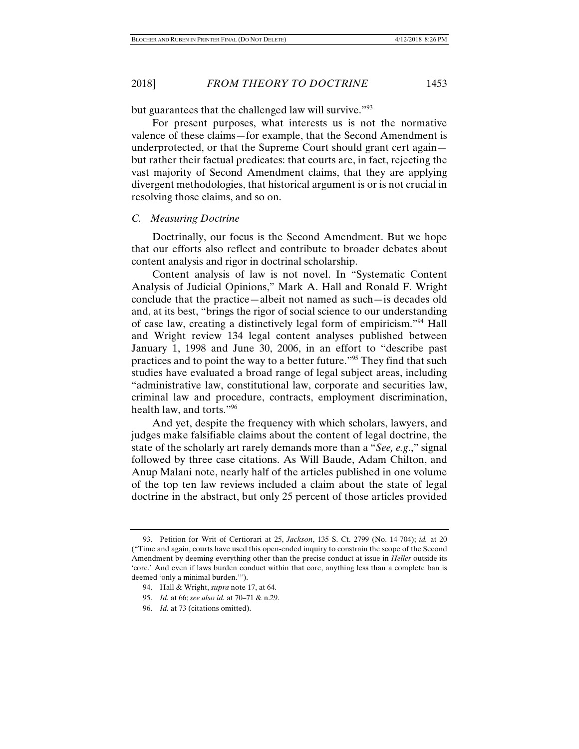but guarantees that the challenged law will survive."[93]

For present purposes, what interests us is not the normative valence of these claims—for example, that the Second Amendment is underprotected, or that the Supreme Court should grant cert again—but rather their factual predicates: that courts are, in fact, rejecting the vast majority of Second Amendment claims, that they are applying divergent methodologies, that historical argument is or is not crucial in resolving those claims, and so on.

### *C. Measuring Doctrine*

Doctrinally, our focus is the Second Amendment. But we hope that our efforts also reflect and contribute to broader debates about content analysis and rigor in doctrinal scholarship.

Content analysis of law is not novel. In "Systematic Content Analysis of Judicial Opinions," Mark A. Hall and Ronald F. Wright conclude that the practice—albeit not named as such—is decades old and, at its best, "brings the rigor of social science to our understanding of case law, creating a distinctively legal form of empiricism."[94] Hall and Wright review 134 legal content analyses published between January 1, 1998 and June 30, 2006, in an effort to "describe past practices and to point the way to a better future."[95] They find that such studies have evaluated a broad range of legal subject areas, including "administrative law, constitutional law, corporate and securities law, criminal law and procedure, contracts, employment discrimination, health law, and torts."[96]

And yet, despite the frequency with which scholars, lawyers, and judges make falsifiable claims about the content of legal doctrine, the state of the scholarly art rarely demands more than a "*See, e.g.*," signal followed by three case citations. As Will Baude, Adam Chilton, and Anup Malani note, nearly half of the articles published in one volume of the top ten law reviews included a claim about the state of legal doctrine in the abstract, but only 25 percent of those articles provided

---

93. Petition for Writ of Certiorari at 25, *Jackson*, 135 S. Ct. 2799 (No. 14-704); *id.* at 20 ("Time and again, courts have used this open-ended inquiry to constrain the scope of the Second Amendment by deeming everything other than the precise conduct at issue in *Heller* outside its 'core.' And even if laws burden conduct within that core, anything less than a complete ban is deemed 'only a minimal burden.'").

94. Hall & Wright, *supra* note 17, at 64.

95. *Id.* at 66; *see also id.* at 70–71 & n.29.

96. *Id.* at 73 (citations omitted).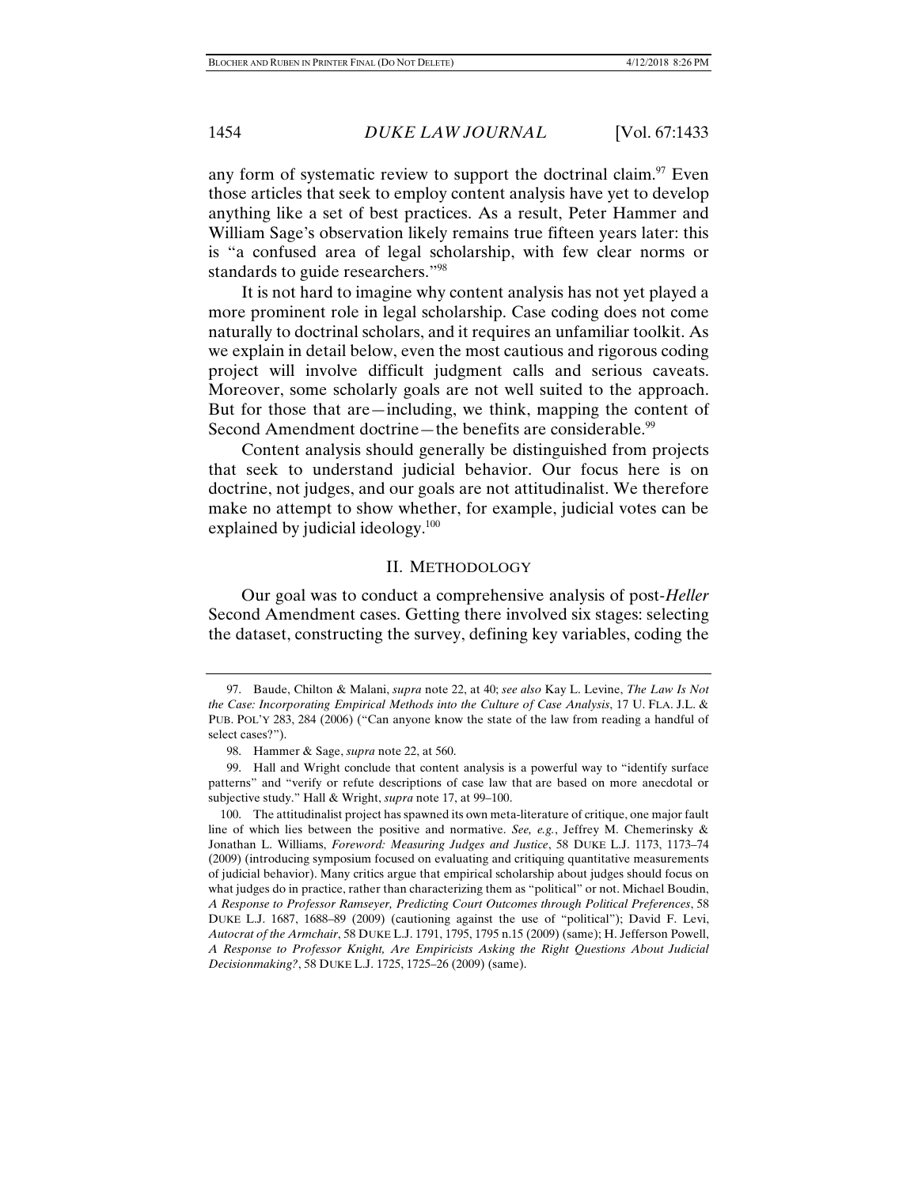any form of systematic review to support the doctrinal claim.[97] Even those articles that seek to employ content analysis have yet to develop anything like a set of best practices. As a result, Peter Hammer and William Sage's observation likely remains true fifteen years later: this is "a confused area of legal scholarship, with few clear norms or standards to guide researchers."[98]

It is not hard to imagine why content analysis has not yet played a more prominent role in legal scholarship. Case coding does not come naturally to doctrinal scholars, and it requires an unfamiliar toolkit. As we explain in detail below, even the most cautious and rigorous coding project will involve difficult judgment calls and serious caveats. Moreover, some scholarly goals are not well suited to the approach. But for those that are—including, we think, mapping the content of Second Amendment doctrine—the benefits are considerable.[99]

Content analysis should generally be distinguished from projects that seek to understand judicial behavior. Our focus here is on doctrine, not judges, and our goals are not attitudinalist. We therefore make no attempt to show whether, for example, judicial votes can be explained by judicial ideology.[100]

## II. METHODOLOGY

Our goal was to conduct a comprehensive analysis of post-*Heller* Second Amendment cases. Getting there involved six stages: selecting the dataset, constructing the survey, defining key variables, coding the

---

97. Baude, Chilton & Malani, *supra* note 22, at 40; *see also* Kay L. Levine, *The Law Is Not the Case: Incorporating Empirical Methods into the Culture of Case Analysis*, 17 U. FLA. J.L. & PUB. POL'Y 283, 284 (2006) ("Can anyone know the state of the law from reading a handful of select cases?").

98. Hammer & Sage, *supra* note 22, at 560.

99. Hall and Wright conclude that content analysis is a powerful way to "identify surface patterns" and "verify or refute descriptions of case law that are based on more anecdotal or subjective study." Hall & Wright, *supra* note 17, at 99–100.

100. The attitudinalist project has spawned its own meta-literature of critique, one major fault line of which lies between the positive and normative. *See, e.g.*, Jeffrey M. Chemerinsky & Jonathan L. Williams, *Foreword: Measuring Judges and Justice*, 58 DUKE L.J. 1173, 1173–74 (2009) (introducing symposium focused on evaluating and critiquing quantitative measurements of judicial behavior). Many critics argue that empirical scholarship about judges should focus on what judges do in practice, rather than characterizing them as "political" or not. Michael Boudin, *A Response to Professor Ramseyer, Predicting Court Outcomes through Political Preferences*, 58 DUKE L.J. 1687, 1688–89 (2009) (cautioning against the use of "political"); David F. Levi, *Autocrat of the Armchair*, 58 DUKE L.J. 1791, 1795, 1795 n.15 (2009) (same); H. Jefferson Powell, *A Response to Professor Knight, Are Empiricists Asking the Right Questions About Judicial Decisionmaking?*, 58 DUKE L.J. 1725, 1725–26 (2009) (same).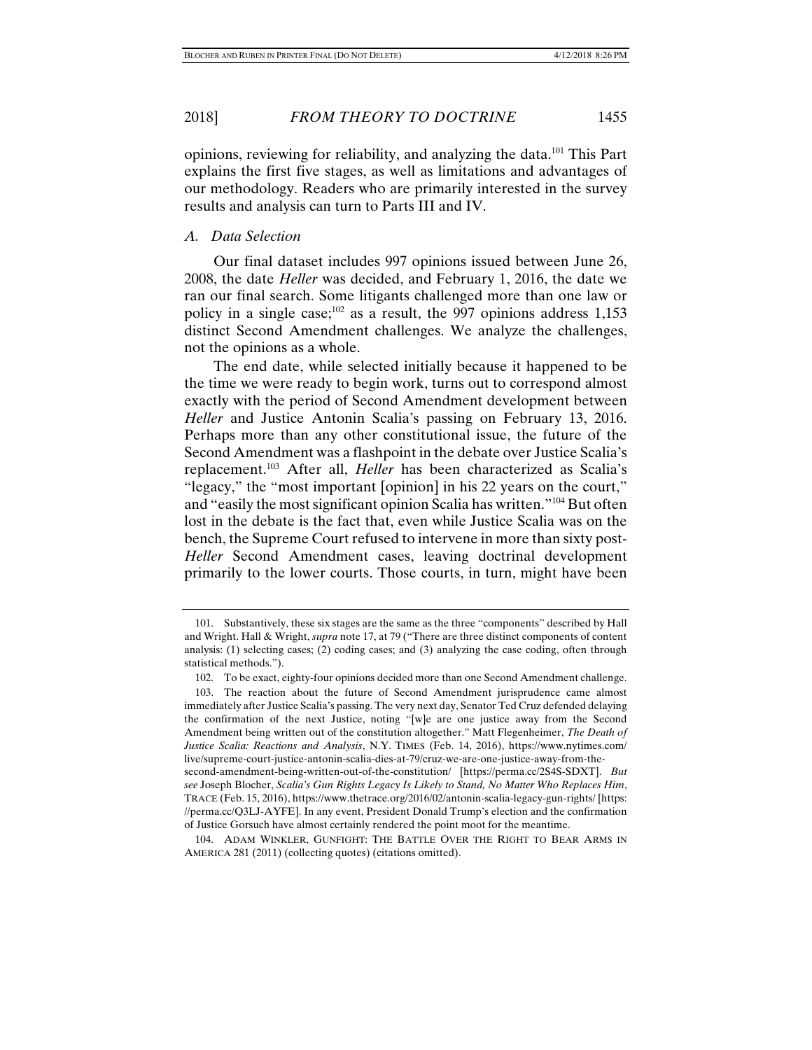opinions, reviewing for reliability, and analyzing the data.[101] This Part explains the first five stages, as well as limitations and advantages of our methodology. Readers who are primarily interested in the survey results and analysis can turn to Parts III and IV.

### *A. Data Selection*

Our final dataset includes 997 opinions issued between June 26, 2008, the date *Heller* was decided, and February 1, 2016, the date we ran our final search. Some litigants challenged more than one law or policy in a single case;[102] as a result, the 997 opinions address 1,153 distinct Second Amendment challenges. We analyze the challenges, not the opinions as a whole.

The end date, while selected initially because it happened to be the time we were ready to begin work, turns out to correspond almost exactly with the period of Second Amendment development between *Heller* and Justice Antonin Scalia's passing on February 13, 2016. Perhaps more than any other constitutional issue, the future of the Second Amendment was a flashpoint in the debate over Justice Scalia's replacement.[103] After all, *Heller* has been characterized as Scalia's "legacy," the "most important [opinion] in his 22 years on the court," and "easily the most significant opinion Scalia has written."[104] But often lost in the debate is the fact that, even while Justice Scalia was on the bench, the Supreme Court refused to intervene in more than sixty post-*Heller* Second Amendment cases, leaving doctrinal development primarily to the lower courts. Those courts, in turn, might have been

---

101. Substantively, these six stages are the same as the three "components" described by Hall and Wright. Hall & Wright, *supra* note 17, at 79 ("There are three distinct components of content analysis: (1) selecting cases; (2) coding cases; and (3) analyzing the case coding, often through statistical methods.").

102. To be exact, eighty-four opinions decided more than one Second Amendment challenge.

103. The reaction about the future of Second Amendment jurisprudence came almost immediately after Justice Scalia's passing. The very next day, Senator Ted Cruz defended delaying the confirmation of the next Justice, noting "[w]e are one justice away from the Second Amendment being written out of the constitution altogether." Matt Flegenheimer, *The Death of Justice Scalia: Reactions and Analysis*, N.Y. TIMES (Feb. 14, 2016), https://www.nytimes.com/live/supreme-court-justice-antonin-scalia-dies-at-79/cruz-we-are-one-justice-away-from-the-second-amendment-being-written-out-of-the-constitution/ [https://perma.cc/2S4S-SDXT]. *But see* Joseph Blocher, *Scalia's Gun Rights Legacy Is Likely to Stand, No Matter Who Replaces Him*, TRACE (Feb. 15, 2016), https://www.thetrace.org/2016/02/antonin-scalia-legacy-gun-rights/ [https://perma.cc/Q3LJ-AYFE]. In any event, President Donald Trump's election and the confirmation of Justice Gorsuch have almost certainly rendered the point moot for the meantime.

104. ADAM WINKLER, GUNFIGHT: THE BATTLE OVER THE RIGHT TO BEAR ARMS IN AMERICA 281 (2011) (collecting quotes) (citations omitted).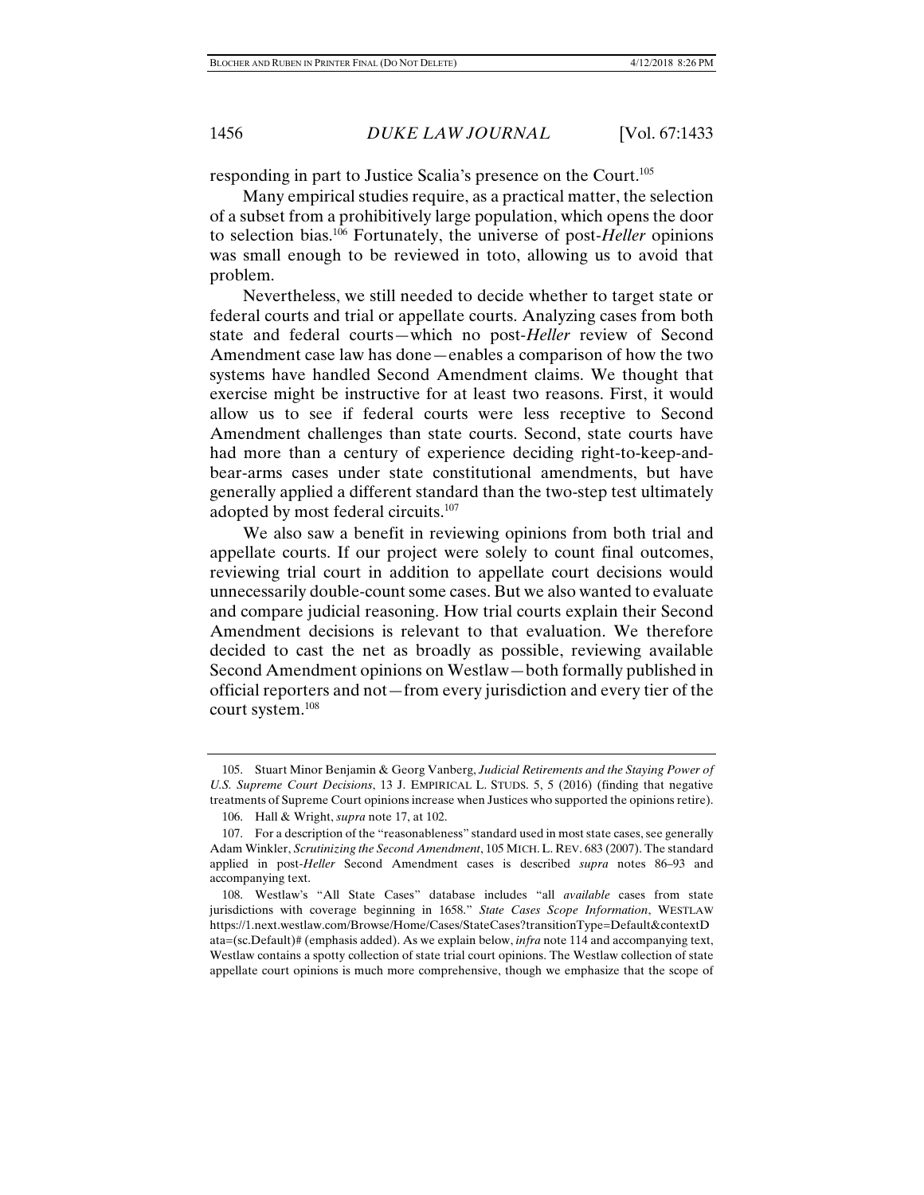responding in part to Justice Scalia's presence on the Court.[105]

Many empirical studies require, as a practical matter, the selection of a subset from a prohibitively large population, which opens the door to selection bias.[106] Fortunately, the universe of post-*Heller* opinions was small enough to be reviewed in toto, allowing us to avoid that problem.

Nevertheless, we still needed to decide whether to target state or federal courts and trial or appellate courts. Analyzing cases from both state and federal courts—which no post-*Heller* review of Second Amendment case law has done—enables a comparison of how the two systems have handled Second Amendment claims. We thought that exercise might be instructive for at least two reasons. First, it would allow us to see if federal courts were less receptive to Second Amendment challenges than state courts. Second, state courts have had more than a century of experience deciding right-to-keep-and-bear-arms cases under state constitutional amendments, but have generally applied a different standard than the two-step test ultimately adopted by most federal circuits.[107]

We also saw a benefit in reviewing opinions from both trial and appellate courts. If our project were solely to count final outcomes, reviewing trial court in addition to appellate court decisions would unnecessarily double-count some cases. But we also wanted to evaluate and compare judicial reasoning. How trial courts explain their Second Amendment decisions is relevant to that evaluation. We therefore decided to cast the net as broadly as possible, reviewing available Second Amendment opinions on Westlaw—both formally published in official reporters and not—from every jurisdiction and every tier of the court system.[108]

---

105. Stuart Minor Benjamin & Georg Vanberg, *Judicial Retirements and the Staying Power of U.S. Supreme Court Decisions*, 13 J. EMPIRICAL L. STUDS. 5, 5 (2016) (finding that negative treatments of Supreme Court opinions increase when Justices who supported the opinions retire).

106. Hall & Wright, *supra* note 17, at 102.

107. For a description of the "reasonableness" standard used in most state cases, see generally Adam Winkler, *Scrutinizing the Second Amendment*, 105 MICH. L. REV. 683 (2007). The standard applied in post-*Heller* Second Amendment cases is described *supra* notes 86–93 and accompanying text.

108. Westlaw's "All State Cases" database includes "all *available* cases from state jurisdictions with coverage beginning in 1658." *State Cases Scope Information*, WESTLAW https://1.next.westlaw.com/Browse/Home/Cases/StateCases?transitionType=Default&contextData=(sc.Default)# (emphasis added). As we explain below, *infra* note 114 and accompanying text, Westlaw contains a spotty collection of state trial court opinions. The Westlaw collection of state appellate court opinions is much more comprehensive, though we emphasize that the scope of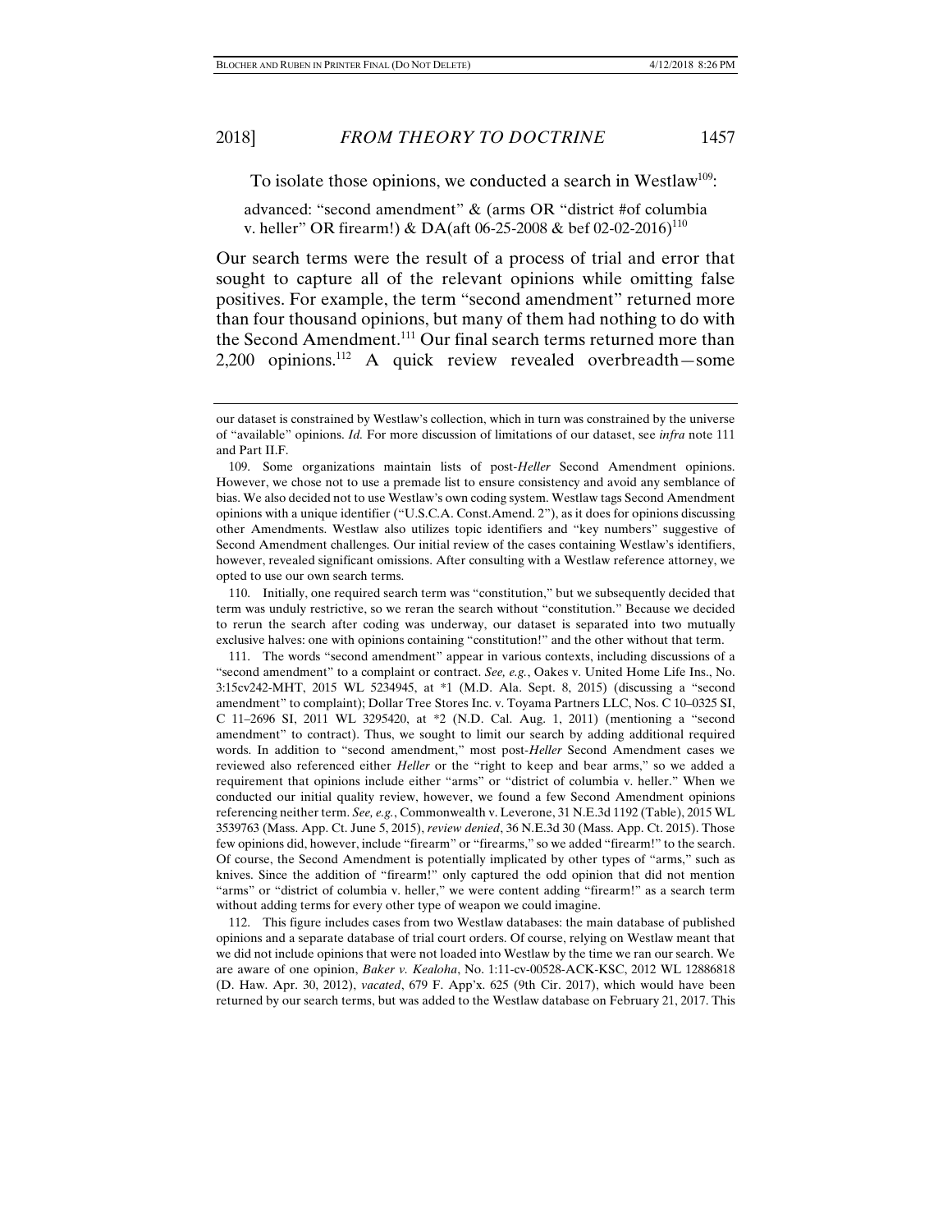To isolate those opinions, we conducted a search in Westlaw[109]:

> advanced: "second amendment" & (arms OR "district #of columbia v. heller" OR firearm!) & DA(aft 06-25-2008 & bef 02-02-2016)[110]

Our search terms were the result of a process of trial and error that sought to capture all of the relevant opinions while omitting false positives. For example, the term "second amendment" returned more than four thousand opinions, but many of them had nothing to do with the Second Amendment.[111] Our final search terms returned more than 2,200 opinions.[112] A quick review revealed overbreadth—some

---

our dataset is constrained by Westlaw's collection, which in turn was constrained by the universe of "available" opinions. *Id.* For more discussion of limitations of our dataset, see *infra* note 111 and Part II.F.

109. Some organizations maintain lists of post-*Heller* Second Amendment opinions. However, we chose not to use a premade list to ensure consistency and avoid any semblance of bias. We also decided not to use Westlaw's own coding system. Westlaw tags Second Amendment opinions with a unique identifier ("U.S.C.A. Const.Amend. 2"), as it does for opinions discussing other Amendments. Westlaw also utilizes topic identifiers and "key numbers" suggestive of Second Amendment challenges. Our initial review of the cases containing Westlaw's identifiers, however, revealed significant omissions. After consulting with a Westlaw reference attorney, we opted to use our own search terms.

110. Initially, one required search term was "constitution," but we subsequently decided that term was unduly restrictive, so we reran the search without "constitution." Because we decided to rerun the search after coding was underway, our dataset is separated into two mutually exclusive halves: one with opinions containing "constitution!" and the other without that term.

111. The words "second amendment" appear in various contexts, including discussions of a "second amendment" to a complaint or contract. *See, e.g.*, Oakes v. United Home Life Ins., No. 3:15cv242-MHT, 2015 WL 5234945, at *1 (M.D. Ala. Sept. 8, 2015) (discussing a "second amendment" to complaint); Dollar Tree Stores Inc. v. Toyama Partners LLC, Nos. C 10–0325 SI, C 11–2696 SI, 2011 WL 3295420, at *2 (N.D. Cal. Aug. 1, 2011) (mentioning a "second amendment" to contract). Thus, we sought to limit our search by adding additional required words. In addition to "second amendment," most post-*Heller* Second Amendment cases we reviewed also referenced either *Heller* or the "right to keep and bear arms," so we added a requirement that opinions include either "arms" or "district of columbia v. heller." When we conducted our initial quality review, however, we found a few Second Amendment opinions referencing neither term. *See, e.g.*, Commonwealth v. Leverone, 31 N.E.3d 1192 (Table), 2015 WL 3539763 (Mass. App. Ct. June 5, 2015), *review denied*, 36 N.E.3d 30 (Mass. App. Ct. 2015). Those few opinions did, however, include "firearm" or "firearms," so we added "firearm!" to the search. Of course, the Second Amendment is potentially implicated by other types of "arms," such as knives. Since the addition of "firearm!" only captured the odd opinion that did not mention "arms" or "district of columbia v. heller," we were content adding "firearm!" as a search term without adding terms for every other type of weapon we could imagine.

112. This figure includes cases from two Westlaw databases: the main database of published opinions and a separate database of trial court orders. Of course, relying on Westlaw meant that we did not include opinions that were not loaded into Westlaw by the time we ran our search. We are aware of one opinion, *Baker v. Kealoha*, No. 1:11-cv-00528-ACK-KSC, 2012 WL 12886818 (D. Haw. Apr. 30, 2012), *vacated*, 679 F. App'x. 625 (9th Cir. 2017), which would have been returned by our search terms, but was added to the Westlaw database on February 21, 2017. This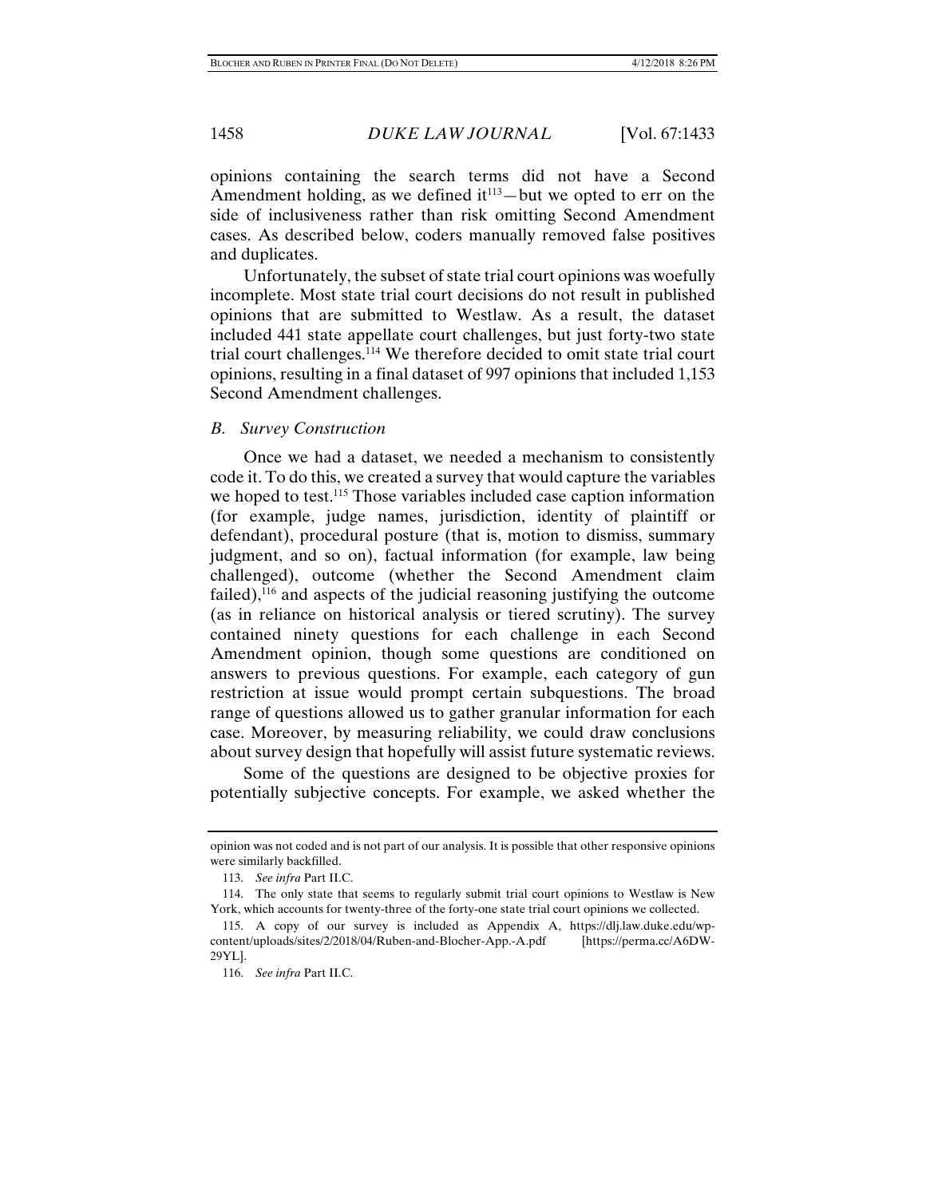opinions containing the search terms did not have a Second Amendment holding, as we defined it[113]—but we opted to err on the side of inclusiveness rather than risk omitting Second Amendment cases. As described below, coders manually removed false positives and duplicates.

Unfortunately, the subset of state trial court opinions was woefully incomplete. Most state trial court decisions do not result in published opinions that are submitted to Westlaw. As a result, the dataset included 441 state appellate court challenges, but just forty-two state trial court challenges.[114] We therefore decided to omit state trial court opinions, resulting in a final dataset of 997 opinions that included 1,153 Second Amendment challenges.

### *B. Survey Construction*

Once we had a dataset, we needed a mechanism to consistently code it. To do this, we created a survey that would capture the variables we hoped to test.[115] Those variables included case caption information (for example, judge names, jurisdiction, identity of plaintiff or defendant), procedural posture (that is, motion to dismiss, summary judgment, and so on), factual information (for example, law being challenged), outcome (whether the Second Amendment claim failed),[116] and aspects of the judicial reasoning justifying the outcome (as in reliance on historical analysis or tiered scrutiny). The survey contained ninety questions for each challenge in each Second Amendment opinion, though some questions are conditioned on answers to previous questions. For example, each category of gun restriction at issue would prompt certain subquestions. The broad range of questions allowed us to gather granular information for each case. Moreover, by measuring reliability, we could draw conclusions about survey design that hopefully will assist future systematic reviews.

Some of the questions are designed to be objective proxies for potentially subjective concepts. For example, we asked whether the

---

opinion was not coded and is not part of our analysis. It is possible that other responsive opinions were similarly backfilled.

113. *See infra* Part II.C.

114. The only state that seems to regularly submit trial court opinions to Westlaw is New York, which accounts for twenty-three of the forty-one state trial court opinions we collected.

115. A copy of our survey is included as Appendix A, https://dlj.law.duke.edu/wp-content/uploads/sites/2/2018/04/Ruben-and-Blocher-App.-A.pdf [https://perma.cc/A6DW-29YL].

116. *See infra* Part II.C.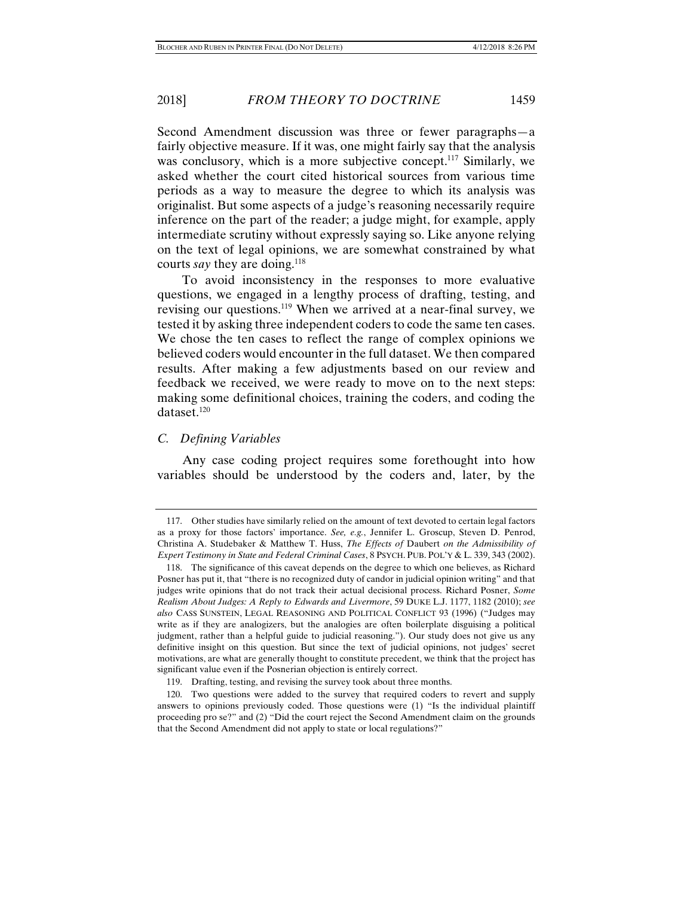Second Amendment discussion was three or fewer paragraphs—a fairly objective measure. If it was, one might fairly say that the analysis was conclusory, which is a more subjective concept.[117] Similarly, we asked whether the court cited historical sources from various time periods as a way to measure the degree to which its analysis was originalist. But some aspects of a judge's reasoning necessarily require inference on the part of the reader; a judge might, for example, apply intermediate scrutiny without expressly saying so. Like anyone relying on the text of legal opinions, we are somewhat constrained by what courts *say* they are doing.[118]

To avoid inconsistency in the responses to more evaluative questions, we engaged in a lengthy process of drafting, testing, and revising our questions.[119] When we arrived at a near-final survey, we tested it by asking three independent coders to code the same ten cases. We chose the ten cases to reflect the range of complex opinions we believed coders would encounter in the full dataset. We then compared results. After making a few adjustments based on our review and feedback we received, we were ready to move on to the next steps: making some definitional choices, training the coders, and coding the dataset.[120]

### C. Defining Variables

Any case coding project requires some forethought into how variables should be understood by the coders and, later, by the

---

117. Other studies have similarly relied on the amount of text devoted to certain legal factors as a proxy for those factors' importance. *See, e.g.*, Jennifer L. Groscup, Steven D. Penrod, Christina A. Studebaker & Matthew T. Huss, *The Effects of* Daubert *on the Admissibility of Expert Testimony in State and Federal Criminal Cases*, 8 PSYCH. PUB. POL'Y & L. 339, 343 (2002).

118. The significance of this caveat depends on the degree to which one believes, as Richard Posner has put it, that "there is no recognized duty of candor in judicial opinion writing" and that judges write opinions that do not track their actual decisional process. Richard Posner, *Some Realism About Judges: A Reply to Edwards and Livermore*, 59 DUKE L.J. 1177, 1182 (2010); *see also* CASS SUNSTEIN, LEGAL REASONING AND POLITICAL CONFLICT 93 (1996) ("Judges may write as if they are analogizers, but the analogies are often boilerplate disguising a political judgment, rather than a helpful guide to judicial reasoning."). Our study does not give us any definitive insight on this question. But since the text of judicial opinions, not judges' secret motivations, are what are generally thought to constitute precedent, we think that the project has significant value even if the Posnerian objection is entirely correct.

119. Drafting, testing, and revising the survey took about three months.

120. Two questions were added to the survey that required coders to revert and supply answers to opinions previously coded. Those questions were (1) "Is the individual plaintiff proceeding pro se?" and (2) "Did the court reject the Second Amendment claim on the grounds that the Second Amendment did not apply to state or local regulations?"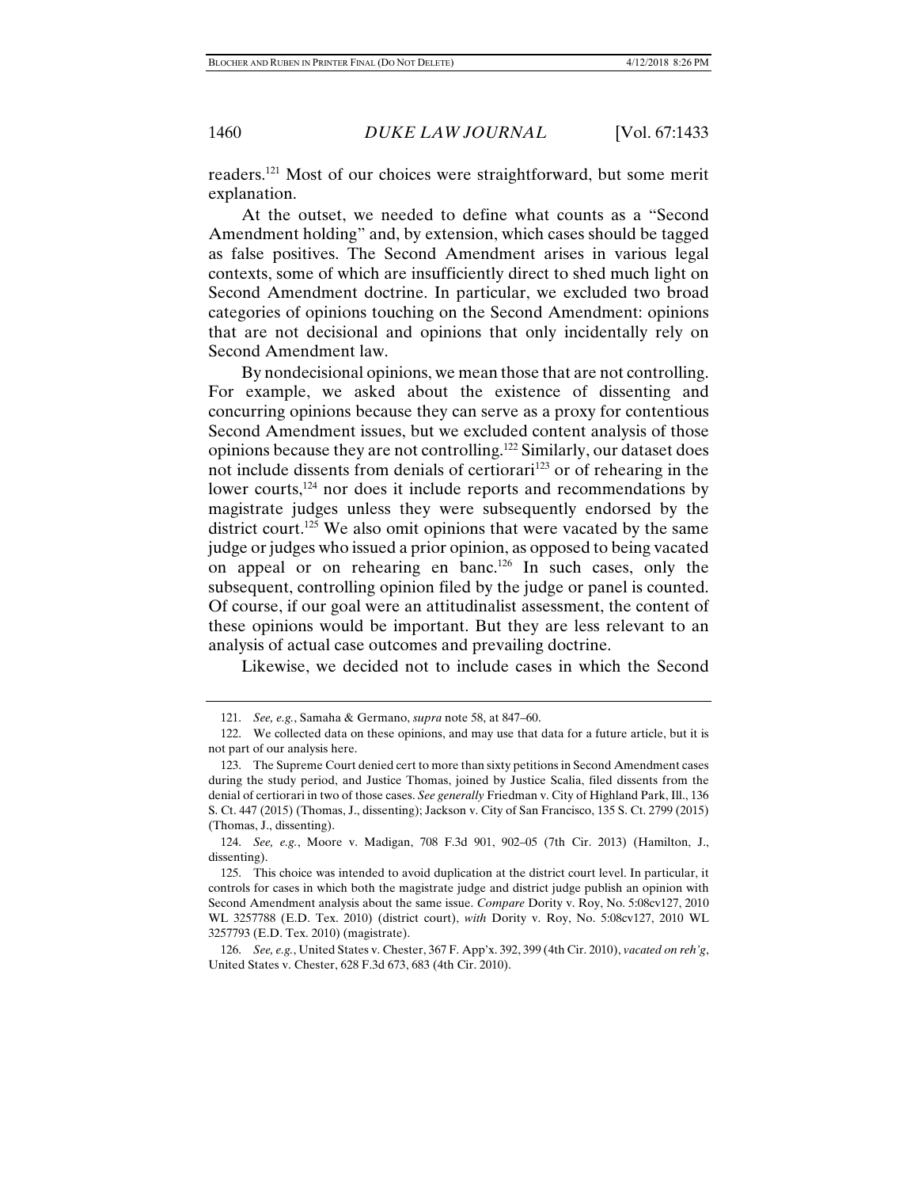readers.[121] Most of our choices were straightforward, but some merit explanation.

At the outset, we needed to define what counts as a "Second Amendment holding" and, by extension, which cases should be tagged as false positives. The Second Amendment arises in various legal contexts, some of which are insufficiently direct to shed much light on Second Amendment doctrine. In particular, we excluded two broad categories of opinions touching on the Second Amendment: opinions that are not decisional and opinions that only incidentally rely on Second Amendment law.

By nondecisional opinions, we mean those that are not controlling. For example, we asked about the existence of dissenting and concurring opinions because they can serve as a proxy for contentious Second Amendment issues, but we excluded content analysis of those opinions because they are not controlling.[122] Similarly, our dataset does not include dissents from denials of certiorari[123] or of rehearing in the lower courts,[124] nor does it include reports and recommendations by magistrate judges unless they were subsequently endorsed by the district court.[125] We also omit opinions that were vacated by the same judge or judges who issued a prior opinion, as opposed to being vacated on appeal or on rehearing en banc.[126] In such cases, only the subsequent, controlling opinion filed by the judge or panel is counted. Of course, if our goal were an attitudinalist assessment, the content of these opinions would be important. But they are less relevant to an analysis of actual case outcomes and prevailing doctrine.

Likewise, we decided not to include cases in which the Second

---

121. *See, e.g.*, Samaha & Germano, *supra* note 58, at 847–60.

122. We collected data on these opinions, and may use that data for a future article, but it is not part of our analysis here.

123. The Supreme Court denied cert to more than sixty petitions in Second Amendment cases during the study period, and Justice Thomas, joined by Justice Scalia, filed dissents from the denial of certiorari in two of those cases. *See generally* Friedman v. City of Highland Park, Ill., 136 S. Ct. 447 (2015) (Thomas, J., dissenting); Jackson v. City of San Francisco, 135 S. Ct. 2799 (2015) (Thomas, J., dissenting).

124. *See, e.g.*, Moore v. Madigan, 708 F.3d 901, 902–05 (7th Cir. 2013) (Hamilton, J., dissenting).

125. This choice was intended to avoid duplication at the district court level. In particular, it controls for cases in which both the magistrate judge and district judge publish an opinion with Second Amendment analysis about the same issue. *Compare* Dority v. Roy, No. 5:08cv127, 2010 WL 3257788 (E.D. Tex. 2010) (district court), *with* Dority v. Roy, No. 5:08cv127, 2010 WL 3257793 (E.D. Tex. 2010) (magistrate).

126. *See, e.g.*, United States v. Chester, 367 F. App'x. 392, 399 (4th Cir. 2010), *vacated on reh'g*, United States v. Chester, 628 F.3d 673, 683 (4th Cir. 2010).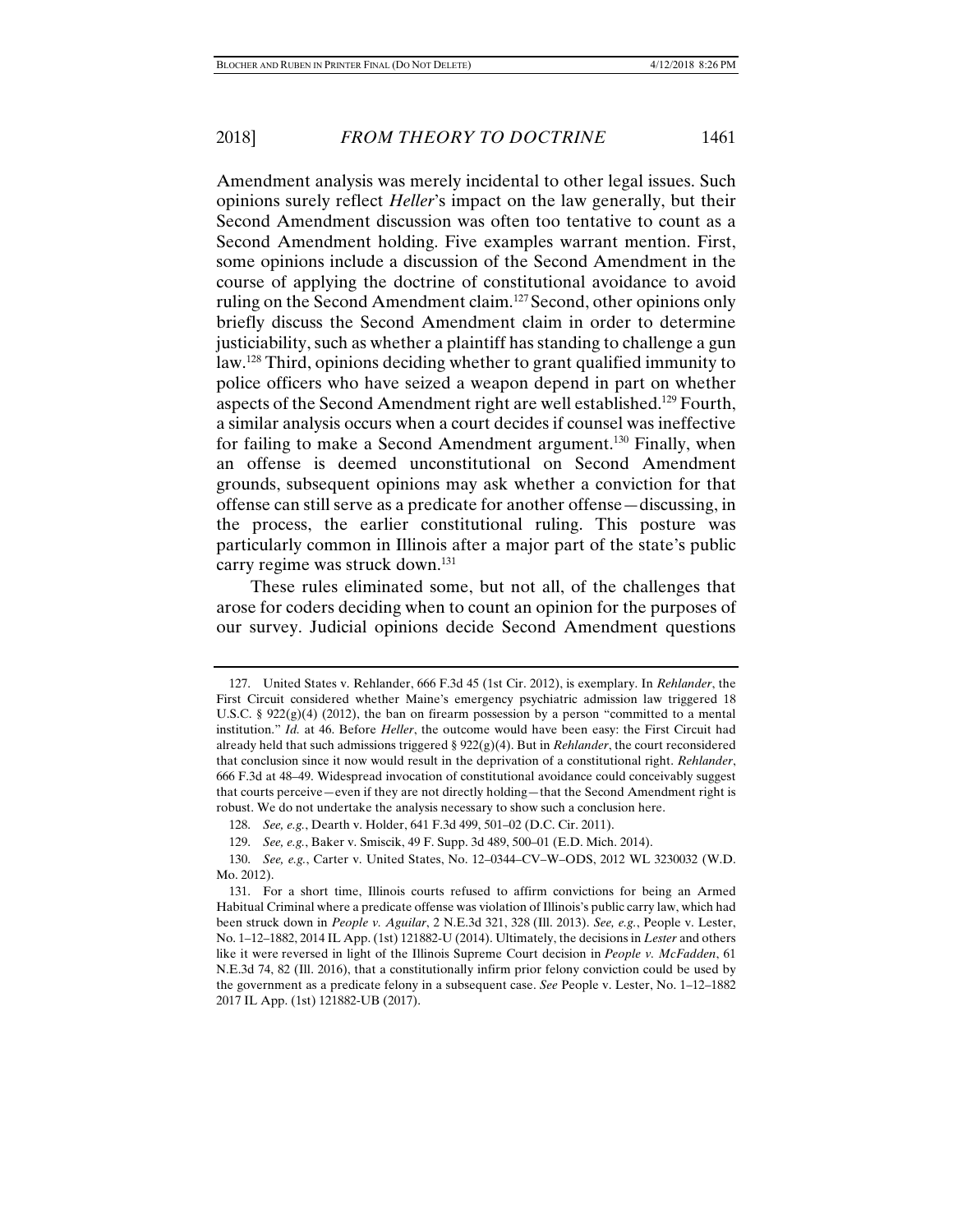Amendment analysis was merely incidental to other legal issues. Such opinions surely reflect *Heller*'s impact on the law generally, but their Second Amendment discussion was often too tentative to count as a Second Amendment holding. Five examples warrant mention. First, some opinions include a discussion of the Second Amendment in the course of applying the doctrine of constitutional avoidance to avoid ruling on the Second Amendment claim.[127] Second, other opinions only briefly discuss the Second Amendment claim in order to determine justiciability, such as whether a plaintiff has standing to challenge a gun law.[128] Third, opinions deciding whether to grant qualified immunity to police officers who have seized a weapon depend in part on whether aspects of the Second Amendment right are well established.[129] Fourth, a similar analysis occurs when a court decides if counsel was ineffective for failing to make a Second Amendment argument.[130] Finally, when an offense is deemed unconstitutional on Second Amendment grounds, subsequent opinions may ask whether a conviction for that offense can still serve as a predicate for another offense—discussing, in the process, the earlier constitutional ruling. This posture was particularly common in Illinois after a major part of the state's public carry regime was struck down.[131]

These rules eliminated some, but not all, of the challenges that arose for coders deciding when to count an opinion for the purposes of our survey. Judicial opinions decide Second Amendment questions

---

127. United States v. Rehlander, 666 F.3d 45 (1st Cir. 2012), is exemplary. In *Rehlander*, the First Circuit considered whether Maine's emergency psychiatric admission law triggered 18 U.S.C. § 922(g)(4) (2012), the ban on firearm possession by a person "committed to a mental institution." *Id.* at 46. Before *Heller*, the outcome would have been easy: the First Circuit had already held that such admissions triggered § 922(g)(4). But in *Rehlander*, the court reconsidered that conclusion since it now would result in the deprivation of a constitutional right. *Rehlander*, 666 F.3d at 48–49. Widespread invocation of constitutional avoidance could conceivably suggest that courts perceive—even if they are not directly holding—that the Second Amendment right is robust. We do not undertake the analysis necessary to show such a conclusion here.

128. *See, e.g.*, Dearth v. Holder, 641 F.3d 499, 501–02 (D.C. Cir. 2011).

129. *See, e.g.*, Baker v. Smiscik, 49 F. Supp. 3d 489, 500–01 (E.D. Mich. 2014).

130. *See, e.g.*, Carter v. United States, No. 12–0344–CV–W–ODS, 2012 WL 3230032 (W.D. Mo. 2012).

131. For a short time, Illinois courts refused to affirm convictions for being an Armed Habitual Criminal where a predicate offense was violation of Illinois's public carry law, which had been struck down in *People v. Aguilar*, 2 N.E.3d 321, 328 (Ill. 2013). *See, e.g.*, People v. Lester, No. 1–12–1882, 2014 IL App. (1st) 121882-U (2014). Ultimately, the decisions in *Lester* and others like it were reversed in light of the Illinois Supreme Court decision in *People v. McFadden*, 61 N.E.3d 74, 82 (Ill. 2016), that a constitutionally infirm prior felony conviction could be used by the government as a predicate felony in a subsequent case. *See* People v. Lester, No. 1–12–1882 2017 IL App. (1st) 121882-UB (2017).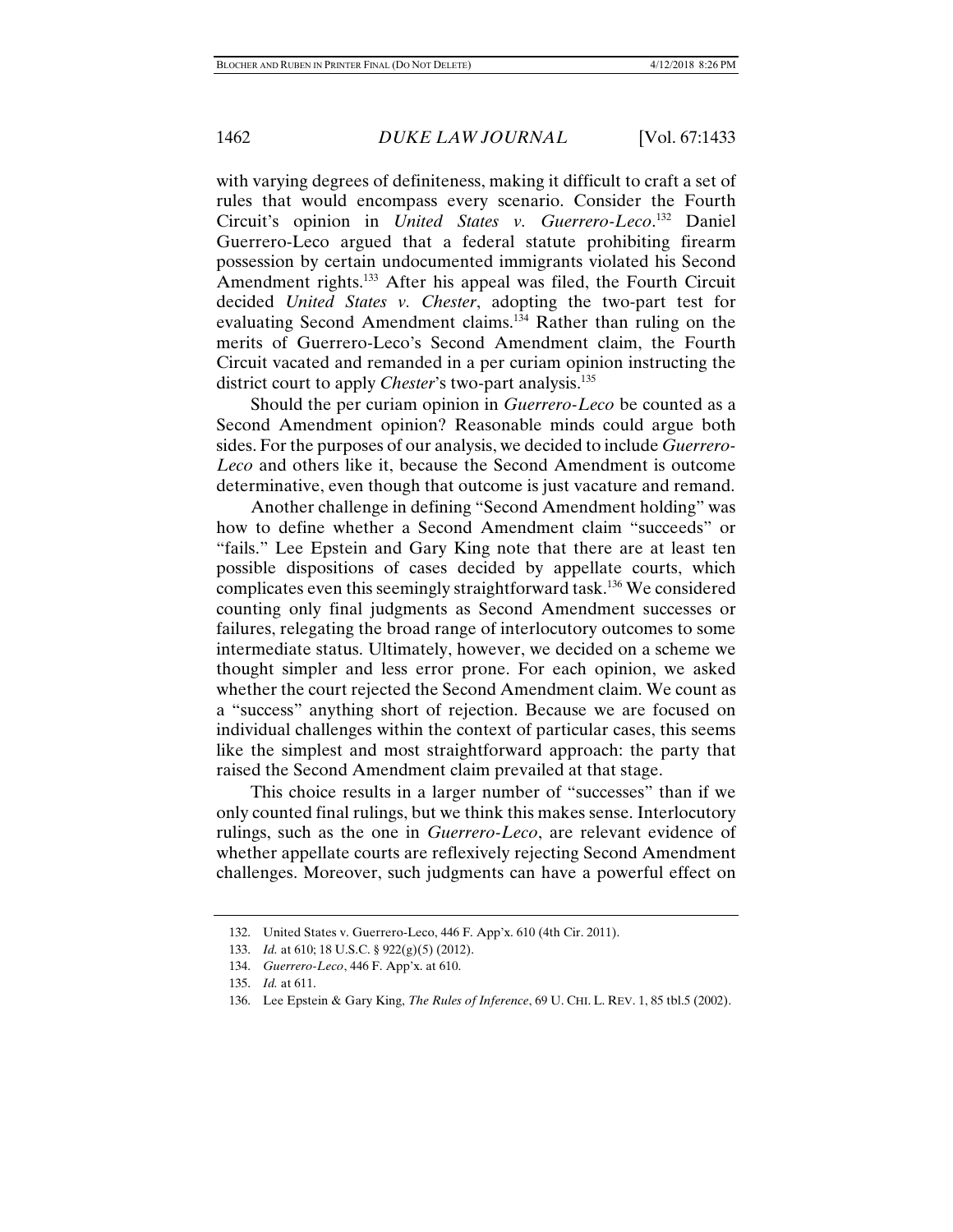with varying degrees of definiteness, making it difficult to craft a set of rules that would encompass every scenario. Consider the Fourth Circuit's opinion in *United States v. Guerrero-Leco*.[132] Daniel Guerrero-Leco argued that a federal statute prohibiting firearm possession by certain undocumented immigrants violated his Second Amendment rights.[133] After his appeal was filed, the Fourth Circuit decided *United States v. Chester*, adopting the two-part test for evaluating Second Amendment claims.[134] Rather than ruling on the merits of Guerrero-Leco's Second Amendment claim, the Fourth Circuit vacated and remanded in a per curiam opinion instructing the district court to apply *Chester*'s two-part analysis.[135]

Should the per curiam opinion in *Guerrero-Leco* be counted as a Second Amendment opinion? Reasonable minds could argue both sides. For the purposes of our analysis, we decided to include *Guerrero-Leco* and others like it, because the Second Amendment is outcome determinative, even though that outcome is just vacature and remand.

Another challenge in defining "Second Amendment holding" was how to define whether a Second Amendment claim "succeeds" or "fails." Lee Epstein and Gary King note that there are at least ten possible dispositions of cases decided by appellate courts, which complicates even this seemingly straightforward task.[136] We considered counting only final judgments as Second Amendment successes or failures, relegating the broad range of interlocutory outcomes to some intermediate status. Ultimately, however, we decided on a scheme we thought simpler and less error prone. For each opinion, we asked whether the court rejected the Second Amendment claim. We count as a "success" anything short of rejection. Because we are focused on individual challenges within the context of particular cases, this seems like the simplest and most straightforward approach: the party that raised the Second Amendment claim prevailed at that stage.

This choice results in a larger number of "successes" than if we only counted final rulings, but we think this makes sense. Interlocutory rulings, such as the one in *Guerrero-Leco*, are relevant evidence of whether appellate courts are reflexively rejecting Second Amendment challenges. Moreover, such judgments can have a powerful effect on

---

132. United States v. Guerrero-Leco, 446 F. App'x. 610 (4th Cir. 2011).

133. *Id.* at 610; 18 U.S.C. § 922(g)(5) (2012).

134. *Guerrero-Leco*, 446 F. App'x. at 610.

135. *Id.* at 611.

136. Lee Epstein & Gary King, *The Rules of Inference*, 69 U. CHI. L. REV. 1, 85 tbl.5 (2002).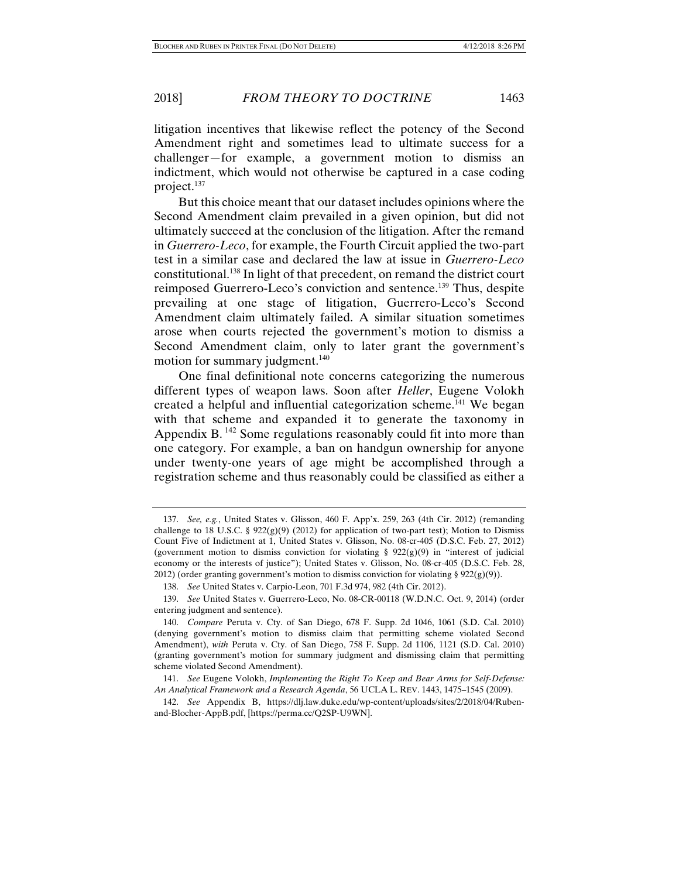litigation incentives that likewise reflect the potency of the Second Amendment right and sometimes lead to ultimate success for a challenger—for example, a government motion to dismiss an indictment, which would not otherwise be captured in a case coding project.[137]

But this choice meant that our dataset includes opinions where the Second Amendment claim prevailed in a given opinion, but did not ultimately succeed at the conclusion of the litigation. After the remand in *Guerrero-Leco*, for example, the Fourth Circuit applied the two-part test in a similar case and declared the law at issue in *Guerrero-Leco* constitutional.[138] In light of that precedent, on remand the district court reimposed Guerrero-Leco's conviction and sentence.[139] Thus, despite prevailing at one stage of litigation, Guerrero-Leco's Second Amendment claim ultimately failed. A similar situation sometimes arose when courts rejected the government's motion to dismiss a Second Amendment claim, only to later grant the government's motion for summary judgment.[140]

One final definitional note concerns categorizing the numerous different types of weapon laws. Soon after *Heller*, Eugene Volokh created a helpful and influential categorization scheme.[141] We began with that scheme and expanded it to generate the taxonomy in Appendix B.[142] Some regulations reasonably could fit into more than one category. For example, a ban on handgun ownership for anyone under twenty-one years of age might be accomplished through a registration scheme and thus reasonably could be classified as either a

---

137. *See, e.g.*, United States v. Glisson, 460 F. App'x. 259, 263 (4th Cir. 2012) (remanding challenge to 18 U.S.C. § 922(g)(9) (2012) for application of two-part test); Motion to Dismiss Count Five of Indictment at 1, United States v. Glisson, No. 08-cr-405 (D.S.C. Feb. 27, 2012) (government motion to dismiss conviction for violating § 922(g)(9) in "interest of judicial economy or the interests of justice"); United States v. Glisson, No. 08-cr-405 (D.S.C. Feb. 28, 2012) (order granting government's motion to dismiss conviction for violating § 922(g)(9)).

138. *See* United States v. Carpio-Leon, 701 F.3d 974, 982 (4th Cir. 2012).

139. *See* United States v. Guerrero-Leco, No. 08-CR-00118 (W.D.N.C. Oct. 9, 2014) (order entering judgment and sentence).

140. *Compare* Peruta v. Cty. of San Diego, 678 F. Supp. 2d 1046, 1061 (S.D. Cal. 2010) (denying government's motion to dismiss claim that permitting scheme violated Second Amendment), *with* Peruta v. Cty. of San Diego, 758 F. Supp. 2d 1106, 1121 (S.D. Cal. 2010) (granting government's motion for summary judgment and dismissing claim that permitting scheme violated Second Amendment).

141. *See* Eugene Volokh, *Implementing the Right To Keep and Bear Arms for Self-Defense: An Analytical Framework and a Research Agenda*, 56 UCLA L. REV. 1443, 1475–1545 (2009).

142. *See* Appendix B, https://dlj.law.duke.edu/wp-content/uploads/sites/2/2018/04/Ruben-and-Blocher-AppB.pdf, [https://perma.cc/Q2SP-U9WN].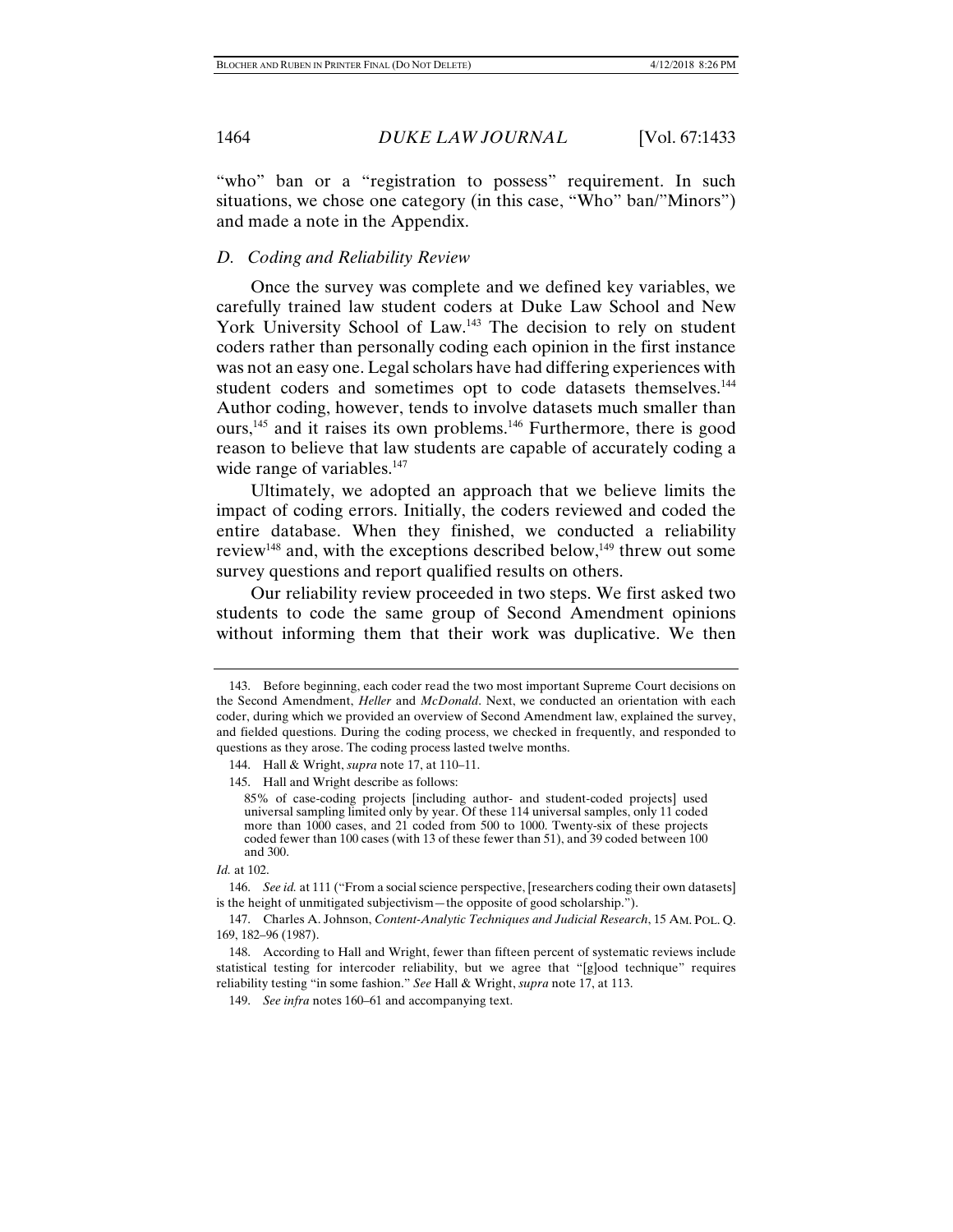"who" ban or a "registration to possess" requirement. In such situations, we chose one category (in this case, "Who" ban/"Minors") and made a note in the Appendix.

### *D. Coding and Reliability Review*

Once the survey was complete and we defined key variables, we carefully trained law student coders at Duke Law School and New York University School of Law.[143] The decision to rely on student coders rather than personally coding each opinion in the first instance was not an easy one. Legal scholars have had differing experiences with student coders and sometimes opt to code datasets themselves.[144] Author coding, however, tends to involve datasets much smaller than ours,[145] and it raises its own problems.[146] Furthermore, there is good reason to believe that law students are capable of accurately coding a wide range of variables.[147]

Ultimately, we adopted an approach that we believe limits the impact of coding errors. Initially, the coders reviewed and coded the entire database. When they finished, we conducted a reliability review[148] and, with the exceptions described below,[149] threw out some survey questions and report qualified results on others.

Our reliability review proceeded in two steps. We first asked two students to code the same group of Second Amendment opinions without informing them that their work was duplicative. We then

---

143. Before beginning, each coder read the two most important Supreme Court decisions on the Second Amendment, *Heller* and *McDonald*. Next, we conducted an orientation with each coder, during which we provided an overview of Second Amendment law, explained the survey, and fielded questions. During the coding process, we checked in frequently, and responded to questions as they arose. The coding process lasted twelve months.

144. Hall & Wright, *supra* note 17, at 110–11.

145. Hall and Wright describe as follows:

> 85% of case-coding projects [including author- and student-coded projects] used universal sampling limited only by year. Of these 114 universal samples, only 11 coded more than 1000 cases, and 21 coded from 500 to 1000. Twenty-six of these projects coded fewer than 100 cases (with 13 of these fewer than 51), and 39 coded between 100 and 300.

*Id.* at 102.

146. *See id.* at 111 ("From a social science perspective, [researchers coding their own datasets] is the height of unmitigated subjectivism—the opposite of good scholarship.").

147. Charles A. Johnson, *Content-Analytic Techniques and Judicial Research*, 15 AM. POL. Q. 169, 182–96 (1987).

148. According to Hall and Wright, fewer than fifteen percent of systematic reviews include statistical testing for intercoder reliability, but we agree that "[g]ood technique" requires reliability testing "in some fashion." *See* Hall & Wright, *supra* note 17, at 113.

149. *See infra* notes 160–61 and accompanying text.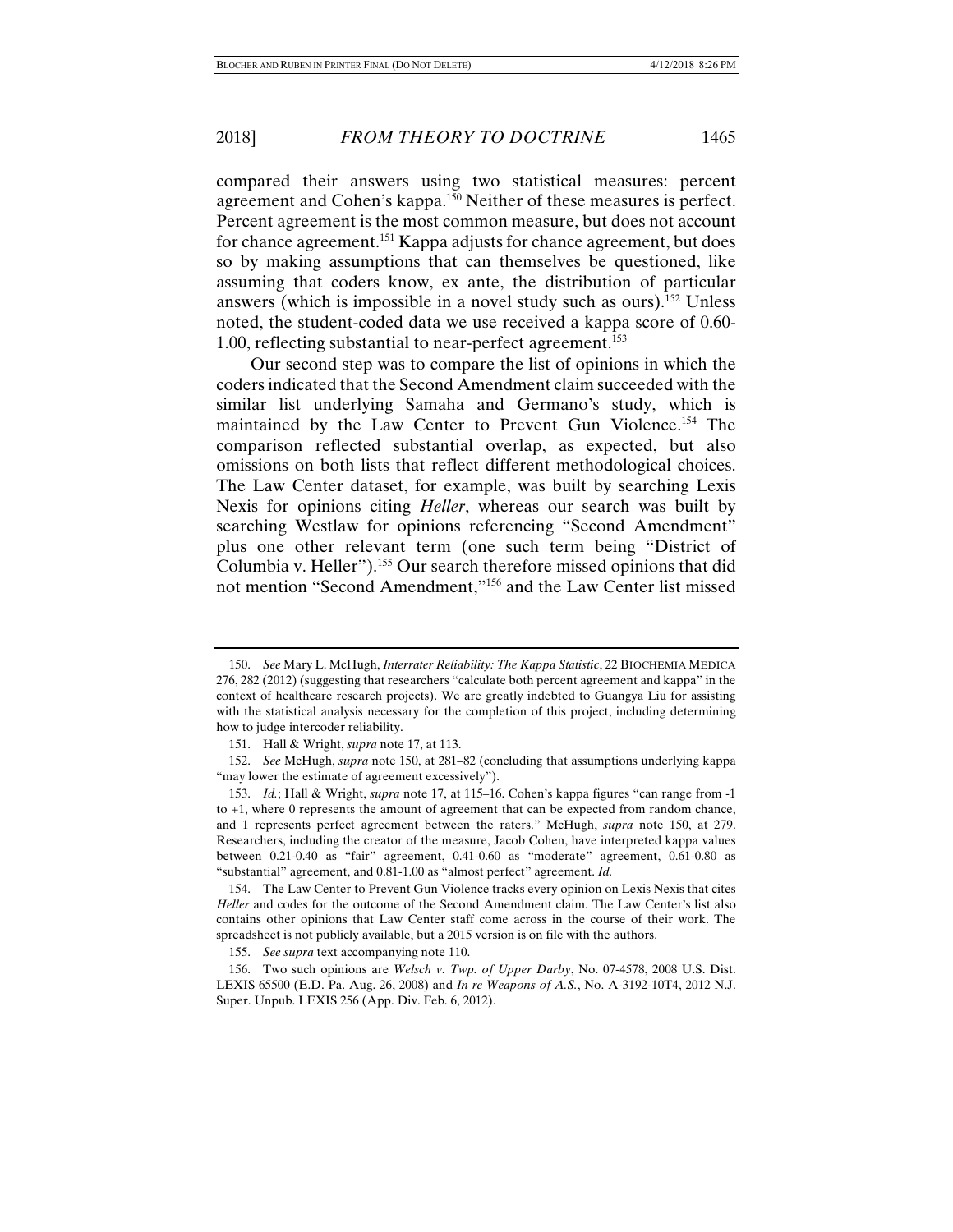compared their answers using two statistical measures: percent agreement and Cohen's kappa.[150] Neither of these measures is perfect. Percent agreement is the most common measure, but does not account for chance agreement.[151] Kappa adjusts for chance agreement, but does so by making assumptions that can themselves be questioned, like assuming that coders know, ex ante, the distribution of particular answers (which is impossible in a novel study such as ours).[152] Unless noted, the student-coded data we use received a kappa score of 0.60-1.00, reflecting substantial to near-perfect agreement.[153]

Our second step was to compare the list of opinions in which the coders indicated that the Second Amendment claim succeeded with the similar list underlying Samaha and Germano's study, which is maintained by the Law Center to Prevent Gun Violence.[154] The comparison reflected substantial overlap, as expected, but also omissions on both lists that reflect different methodological choices. The Law Center dataset, for example, was built by searching Lexis Nexis for opinions citing *Heller*, whereas our search was built by searching Westlaw for opinions referencing "Second Amendment" plus one other relevant term (one such term being "District of Columbia v. Heller").[155] Our search therefore missed opinions that did not mention "Second Amendment,"[156] and the Law Center list missed

---

150. *See* Mary L. McHugh, *Interrater Reliability: The Kappa Statistic*, 22 BIOCHEMIA MEDICA 276, 282 (2012) (suggesting that researchers "calculate both percent agreement and kappa" in the context of healthcare research projects). We are greatly indebted to Guangya Liu for assisting with the statistical analysis necessary for the completion of this project, including determining how to judge intercoder reliability.

151. Hall & Wright, *supra* note 17, at 113.

152. *See* McHugh, *supra* note 150, at 281–82 (concluding that assumptions underlying kappa "may lower the estimate of agreement excessively").

153. *Id.*; Hall & Wright, *supra* note 17, at 115–16. Cohen's kappa figures "can range from -1 to +1, where 0 represents the amount of agreement that can be expected from random chance, and 1 represents perfect agreement between the raters." McHugh, *supra* note 150, at 279. Researchers, including the creator of the measure, Jacob Cohen, have interpreted kappa values between 0.21-0.40 as "fair" agreement, 0.41-0.60 as "moderate" agreement, 0.61-0.80 as "substantial" agreement, and 0.81-1.00 as "almost perfect" agreement. *Id.*

154. The Law Center to Prevent Gun Violence tracks every opinion on Lexis Nexis that cites *Heller* and codes for the outcome of the Second Amendment claim. The Law Center's list also contains other opinions that Law Center staff come across in the course of their work. The spreadsheet is not publicly available, but a 2015 version is on file with the authors.

155. *See supra* text accompanying note 110.

156. Two such opinions are *Welsch v. Twp. of Upper Darby*, No. 07-4578, 2008 U.S. Dist. LEXIS 65500 (E.D. Pa. Aug. 26, 2008) and *In re Weapons of A.S.*, No. A-3192-10T4, 2012 N.J. Super. Unpub. LEXIS 256 (App. Div. Feb. 6, 2012).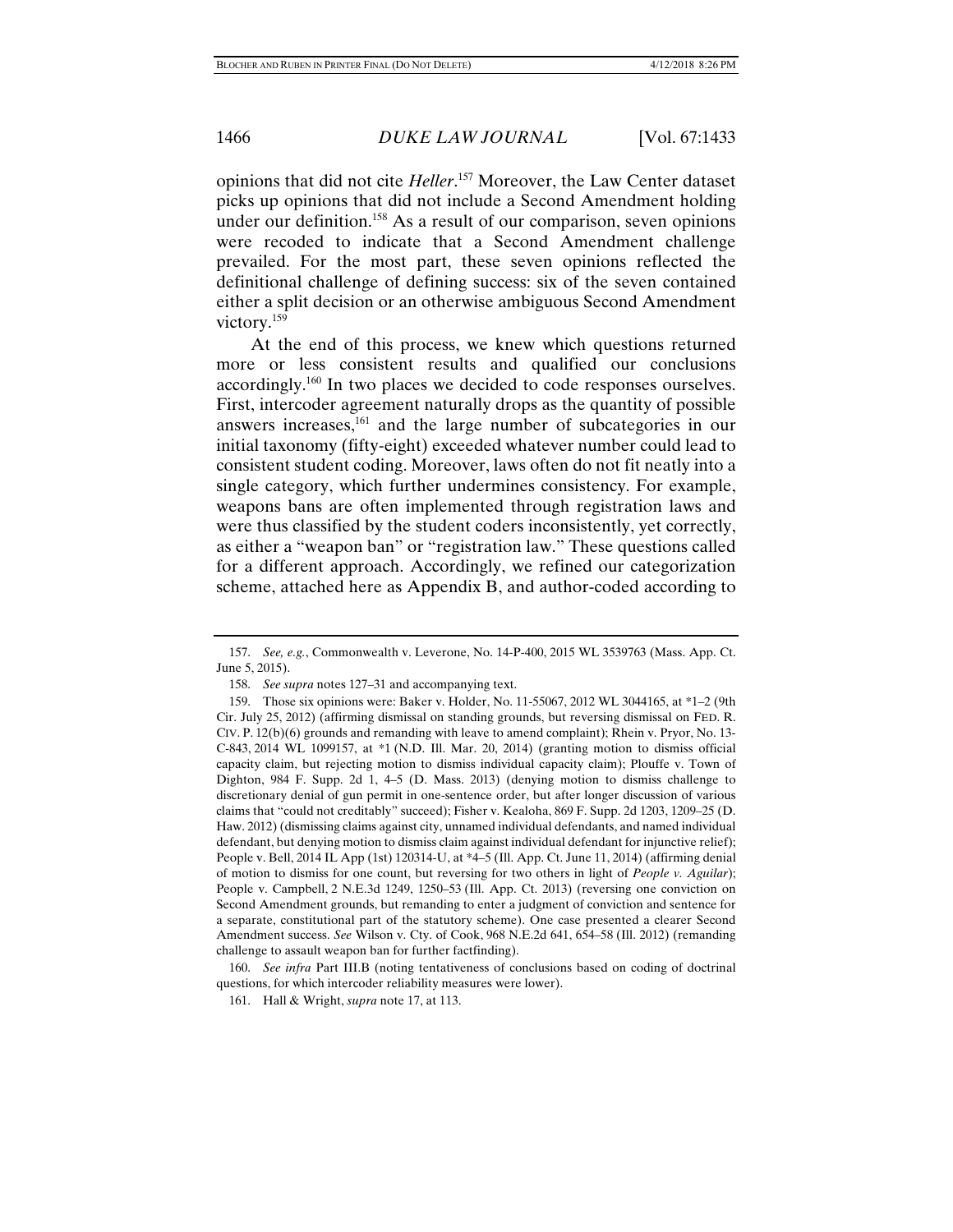opinions that did not cite *Heller*.[157] Moreover, the Law Center dataset picks up opinions that did not include a Second Amendment holding under our definition.[158] As a result of our comparison, seven opinions were recoded to indicate that a Second Amendment challenge prevailed. For the most part, these seven opinions reflected the definitional challenge of defining success: six of the seven contained either a split decision or an otherwise ambiguous Second Amendment victory.[159]

At the end of this process, we knew which questions returned more or less consistent results and qualified our conclusions accordingly.[160] In two places we decided to code responses ourselves. First, intercoder agreement naturally drops as the quantity of possible answers increases,[161] and the large number of subcategories in our initial taxonomy (fifty-eight) exceeded whatever number could lead to consistent student coding. Moreover, laws often do not fit neatly into a single category, which further undermines consistency. For example, weapons bans are often implemented through registration laws and were thus classified by the student coders inconsistently, yet correctly, as either a "weapon ban" or "registration law." These questions called for a different approach. Accordingly, we refined our categorization scheme, attached here as Appendix B, and author-coded according to

---

157. *See, e.g.*, Commonwealth v. Leverone, No. 14-P-400, 2015 WL 3539763 (Mass. App. Ct. June 5, 2015).

158. *See supra* notes 127–31 and accompanying text.

159. Those six opinions were: Baker v. Holder, No. 11-55067, 2012 WL 3044165, at *1–2 (9th Cir. July 25, 2012) (affirming dismissal on standing grounds, but reversing dismissal on FED. R. CIV. P. 12(b)(6) grounds and remanding with leave to amend complaint); Rhein v. Pryor, No. 13-C-843, 2014 WL 1099157, at *1 (N.D. Ill. Mar. 20, 2014) (granting motion to dismiss official capacity claim, but rejecting motion to dismiss individual capacity claim); Plouffe v. Town of Dighton, 984 F. Supp. 2d 1, 4–5 (D. Mass. 2013) (denying motion to dismiss challenge to discretionary denial of gun permit in one-sentence order, but after longer discussion of various claims that "could not creditably" succeed); Fisher v. Kealoha, 869 F. Supp. 2d 1203, 1209–25 (D. Haw. 2012) (dismissing claims against city, unnamed individual defendants, and named individual defendant, but denying motion to dismiss claim against individual defendant for injunctive relief); People v. Bell, 2014 IL App (1st) 120314-U, at *4–5 (Ill. App. Ct. June 11, 2014) (affirming denial of motion to dismiss for one count, but reversing for two others in light of *People v. Aguilar*); People v. Campbell, 2 N.E.3d 1249, 1250–53 (Ill. App. Ct. 2013) (reversing one conviction on Second Amendment grounds, but remanding to enter a judgment of conviction and sentence for a separate, constitutional part of the statutory scheme). One case presented a clearer Second Amendment success. *See* Wilson v. Cty. of Cook, 968 N.E.2d 641, 654–58 (Ill. 2012) (remanding challenge to assault weapon ban for further factfinding).

160. *See infra* Part III.B (noting tentativeness of conclusions based on coding of doctrinal questions, for which intercoder reliability measures were lower).

161. Hall & Wright, *supra* note 17, at 113.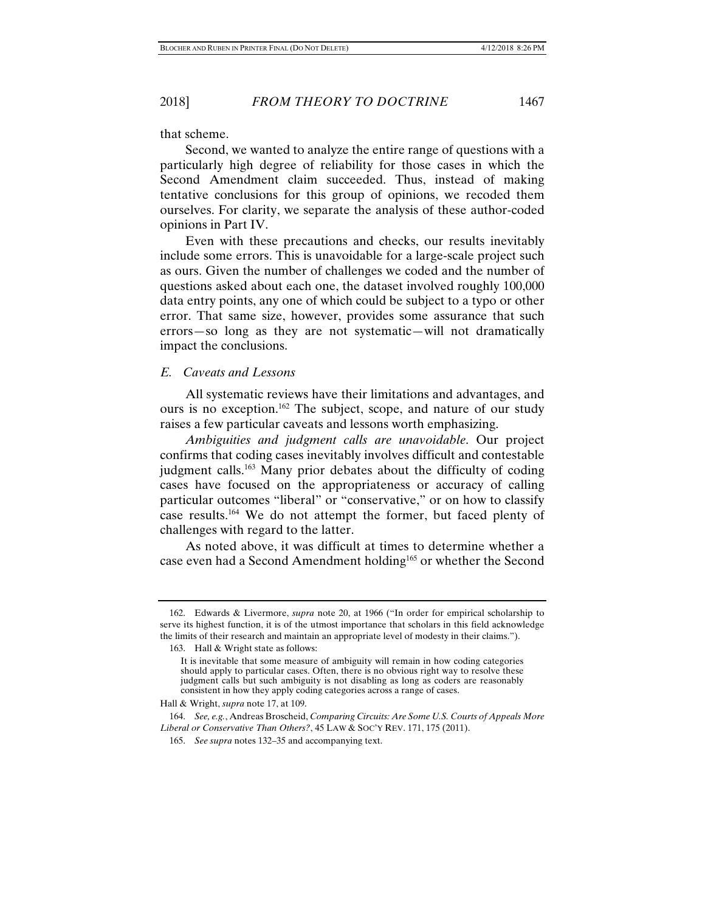that scheme.

Second, we wanted to analyze the entire range of questions with a particularly high degree of reliability for those cases in which the Second Amendment claim succeeded. Thus, instead of making tentative conclusions for this group of opinions, we recoded them ourselves. For clarity, we separate the analysis of these author-coded opinions in Part IV.

Even with these precautions and checks, our results inevitably include some errors. This is unavoidable for a large-scale project such as ours. Given the number of challenges we coded and the number of questions asked about each one, the dataset involved roughly 100,000 data entry points, any one of which could be subject to a typo or other error. That same size, however, provides some assurance that such errors—so long as they are not systematic—will not dramatically impact the conclusions.

### *E. Caveats and Lessons*

All systematic reviews have their limitations and advantages, and ours is no exception.[162] The subject, scope, and nature of our study raises a few particular caveats and lessons worth emphasizing.

*Ambiguities and judgment calls are unavoidable*. Our project confirms that coding cases inevitably involves difficult and contestable judgment calls.[163] Many prior debates about the difficulty of coding cases have focused on the appropriateness or accuracy of calling particular outcomes "liberal" or "conservative," or on how to classify case results.[164] We do not attempt the former, but faced plenty of challenges with regard to the latter.

As noted above, it was difficult at times to determine whether a case even had a Second Amendment holding[165] or whether the Second

---

162. Edwards & Livermore, *supra* note 20, at 1966 ("In order for empirical scholarship to serve its highest function, it is of the utmost importance that scholars in this field acknowledge the limits of their research and maintain an appropriate level of modesty in their claims.").

163. Hall & Wright state as follows:

> It is inevitable that some measure of ambiguity will remain in how coding categories should apply to particular cases. Often, there is no obvious right way to resolve these judgment calls but such ambiguity is not disabling as long as coders are reasonably consistent in how they apply coding categories across a range of cases.

Hall & Wright, *supra* note 17, at 109.

164. *See, e.g.*, Andreas Broscheid, *Comparing Circuits: Are Some U.S. Courts of Appeals More Liberal or Conservative Than Others?*, 45 LAW & SOC'Y REV. 171, 175 (2011).

165. *See supra* notes 132–35 and accompanying text.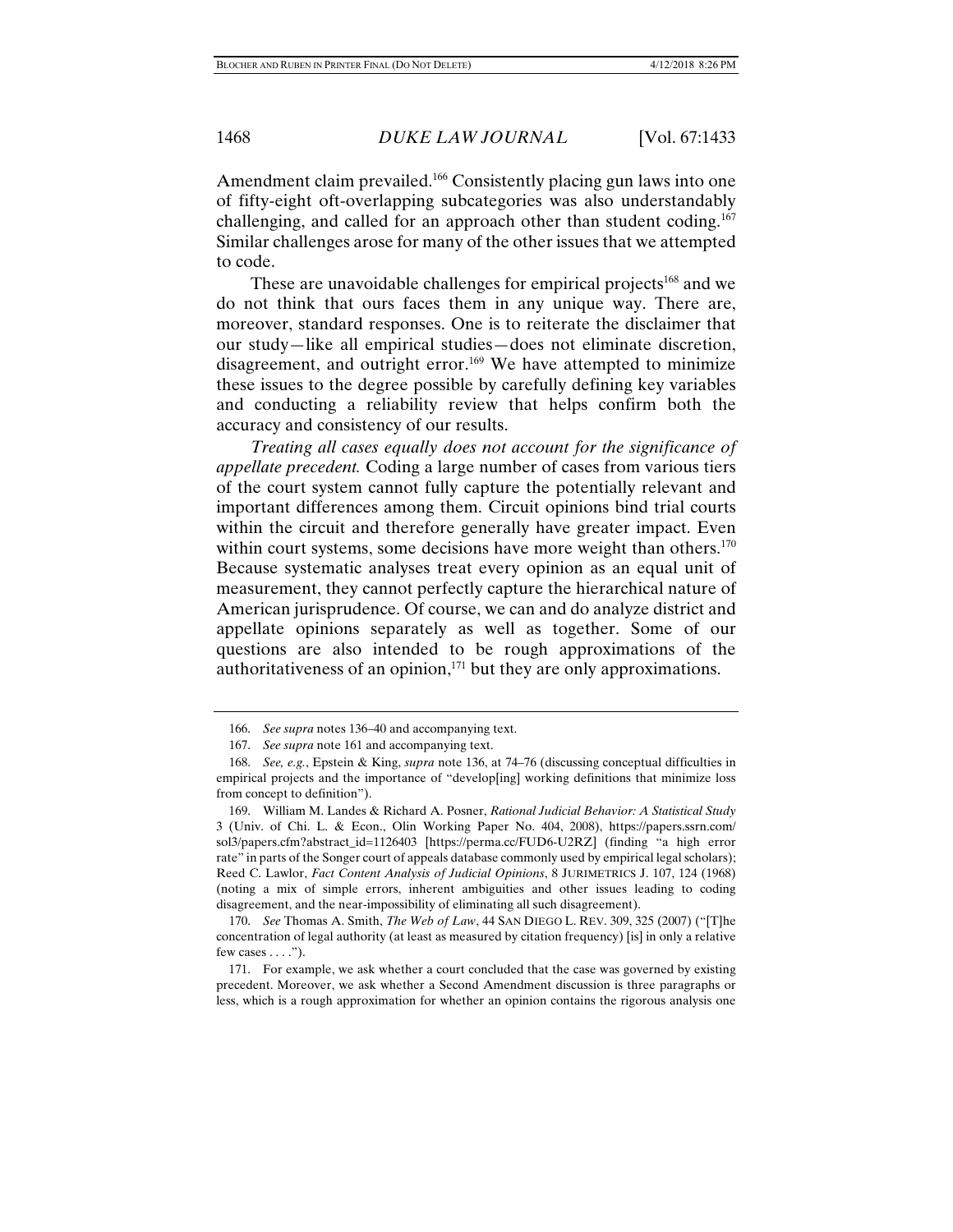Amendment claim prevailed.[166] Consistently placing gun laws into one of fifty-eight oft-overlapping subcategories was also understandably challenging, and called for an approach other than student coding.[167] Similar challenges arose for many of the other issues that we attempted to code.

These are unavoidable challenges for empirical projects[168] and we do not think that ours faces them in any unique way. There are, moreover, standard responses. One is to reiterate the disclaimer that our study—like all empirical studies—does not eliminate discretion, disagreement, and outright error.[169] We have attempted to minimize these issues to the degree possible by carefully defining key variables and conducting a reliability review that helps confirm both the accuracy and consistency of our results.

*Treating all cases equally does not account for the significance of appellate precedent.* Coding a large number of cases from various tiers of the court system cannot fully capture the potentially relevant and important differences among them. Circuit opinions bind trial courts within the circuit and therefore generally have greater impact. Even within court systems, some decisions have more weight than others.[170] Because systematic analyses treat every opinion as an equal unit of measurement, they cannot perfectly capture the hierarchical nature of American jurisprudence. Of course, we can and do analyze district and appellate opinions separately as well as together. Some of our questions are also intended to be rough approximations of the authoritativeness of an opinion,[171] but they are only approximations.

---

166. *See supra* notes 136–40 and accompanying text.

167. *See supra* note 161 and accompanying text.

168. *See, e.g.*, Epstein & King, *supra* note 136, at 74–76 (discussing conceptual difficulties in empirical projects and the importance of "develop[ing] working definitions that minimize loss from concept to definition").

169. William M. Landes & Richard A. Posner, *Rational Judicial Behavior: A Statistical Study* 3 (Univ. of Chi. L. & Econ., Olin Working Paper No. 404, 2008), https://papers.ssrn.com/sol3/papers.cfm?abstract_id=1126403 [https://perma.cc/FUD6-U2RZ] (finding "a high error rate" in parts of the Songer court of appeals database commonly used by empirical legal scholars); Reed C. Lawlor, *Fact Content Analysis of Judicial Opinions*, 8 JURIMETRICS J. 107, 124 (1968) (noting a mix of simple errors, inherent ambiguities and other issues leading to coding disagreement, and the near-impossibility of eliminating all such disagreement).

170. *See* Thomas A. Smith, *The Web of Law*, 44 SAN DIEGO L. REV. 309, 325 (2007) ("[T]he concentration of legal authority (at least as measured by citation frequency) [is] in only a relative few cases . . . .").

171. For example, we ask whether a court concluded that the case was governed by existing precedent. Moreover, we ask whether a Second Amendment discussion is three paragraphs or less, which is a rough approximation for whether an opinion contains the rigorous analysis one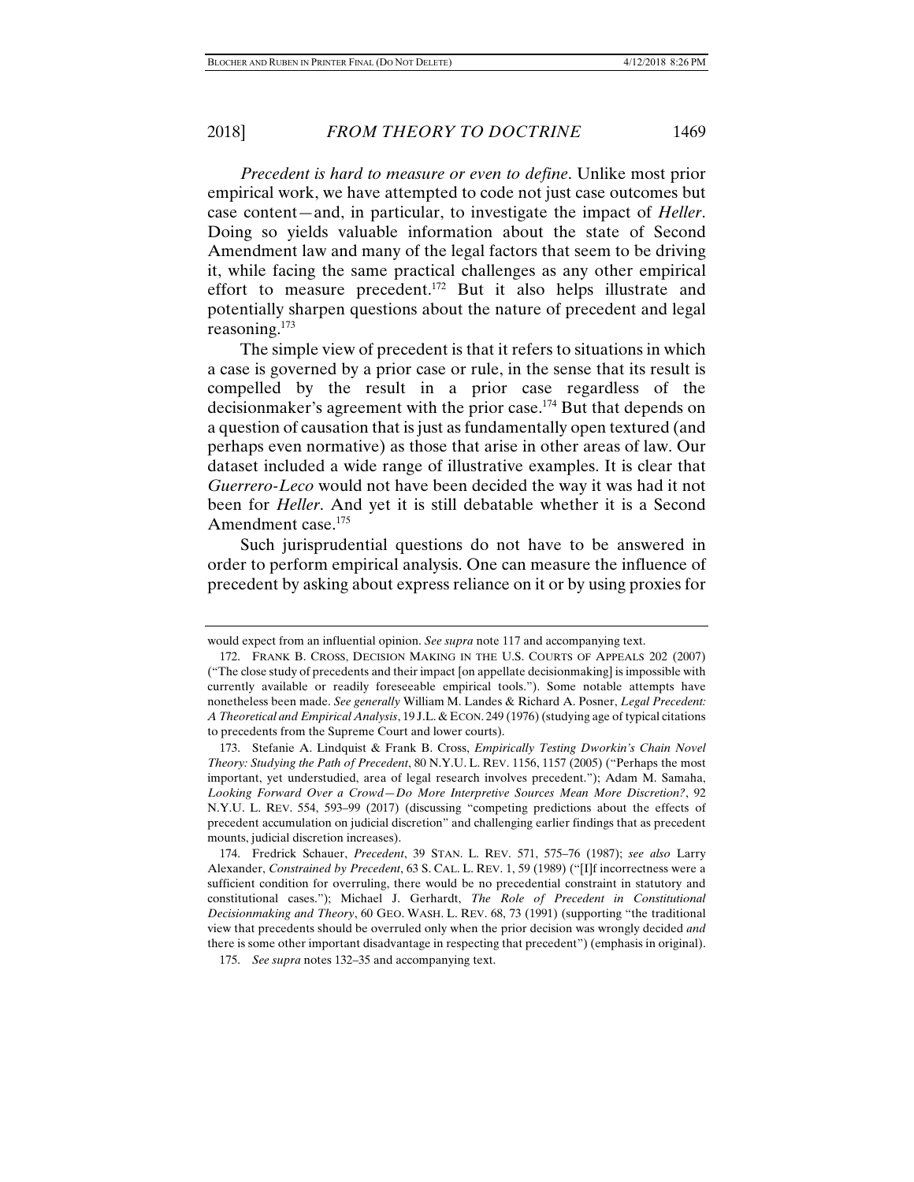*Precedent is hard to measure or even to define*. Unlike most prior empirical work, we have attempted to code not just case outcomes but case content—and, in particular, to investigate the impact of *Heller*. Doing so yields valuable information about the state of Second Amendment law and many of the legal factors that seem to be driving it, while facing the same practical challenges as any other empirical effort to measure precedent.[172] But it also helps illustrate and potentially sharpen questions about the nature of precedent and legal reasoning.[173]

The simple view of precedent is that it refers to situations in which a case is governed by a prior case or rule, in the sense that its result is compelled by the result in a prior case regardless of the decisionmaker's agreement with the prior case.[174] But that depends on a question of causation that is just as fundamentally open textured (and perhaps even normative) as those that arise in other areas of law. Our dataset included a wide range of illustrative examples. It is clear that *Guerrero-Leco* would not have been decided the way it was had it not been for *Heller*. And yet it is still debatable whether it is a Second Amendment case.[175]

Such jurisprudential questions do not have to be answered in order to perform empirical analysis. One can measure the influence of precedent by asking about express reliance on it or by using proxies for

---

would expect from an influential opinion. *See supra* note 117 and accompanying text.

172. FRANK B. CROSS, DECISION MAKING IN THE U.S. COURTS OF APPEALS 202 (2007) ("The close study of precedents and their impact [on appellate decisionmaking] is impossible with currently available or readily foreseeable empirical tools."). Some notable attempts have nonetheless been made. *See generally* William M. Landes & Richard A. Posner, *Legal Precedent: A Theoretical and Empirical Analysis*, 19 J.L. & ECON. 249 (1976) (studying age of typical citations to precedents from the Supreme Court and lower courts).

173. Stefanie A. Lindquist & Frank B. Cross, *Empirically Testing Dworkin's Chain Novel Theory: Studying the Path of Precedent*, 80 N.Y.U. L. REV. 1156, 1157 (2005) ("Perhaps the most important, yet understudied, area of legal research involves precedent."); Adam M. Samaha, *Looking Forward Over a Crowd—Do More Interpretive Sources Mean More Discretion?*, 92 N.Y.U. L. REV. 554, 593–99 (2017) (discussing "competing predictions about the effects of precedent accumulation on judicial discretion" and challenging earlier findings that as precedent mounts, judicial discretion increases).

174. Fredrick Schauer, *Precedent*, 39 STAN. L. REV. 571, 575–76 (1987); *see also* Larry Alexander, *Constrained by Precedent*, 63 S. CAL. L. REV. 1, 59 (1989) ("[I]f incorrectness were a sufficient condition for overruling, there would be no precedential constraint in statutory and constitutional cases."); Michael J. Gerhardt, *The Role of Precedent in Constitutional Decisionmaking and Theory*, 60 GEO. WASH. L. REV. 68, 73 (1991) (supporting "the traditional view that precedents should be overruled only when the prior decision was wrongly decided *and* there is some other important disadvantage in respecting that precedent") (emphasis in original).

175. *See supra* notes 132–35 and accompanying text.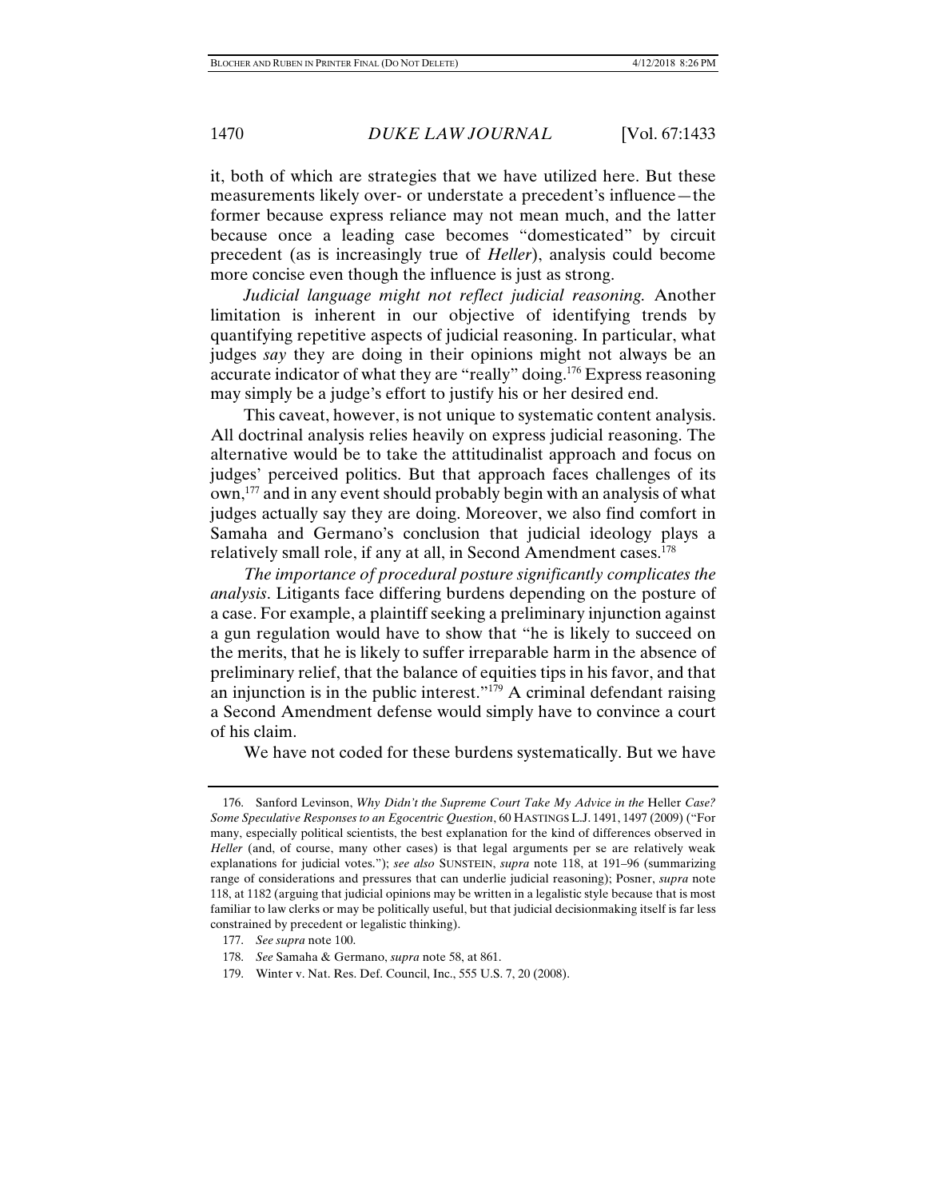it, both of which are strategies that we have utilized here. But these measurements likely over- or understate a precedent's influence—the former because express reliance may not mean much, and the latter because once a leading case becomes "domesticated" by circuit precedent (as is increasingly true of *Heller*), analysis could become more concise even though the influence is just as strong.

*Judicial language might not reflect judicial reasoning.* Another limitation is inherent in our objective of identifying trends by quantifying repetitive aspects of judicial reasoning. In particular, what judges *say* they are doing in their opinions might not always be an accurate indicator of what they are "really" doing.[176] Express reasoning may simply be a judge's effort to justify his or her desired end.

This caveat, however, is not unique to systematic content analysis. All doctrinal analysis relies heavily on express judicial reasoning. The alternative would be to take the attitudinalist approach and focus on judges' perceived politics. But that approach faces challenges of its own,[177] and in any event should probably begin with an analysis of what judges actually say they are doing. Moreover, we also find comfort in Samaha and Germano's conclusion that judicial ideology plays a relatively small role, if any at all, in Second Amendment cases.[178]

*The importance of procedural posture significantly complicates the analysis*. Litigants face differing burdens depending on the posture of a case. For example, a plaintiff seeking a preliminary injunction against a gun regulation would have to show that "he is likely to succeed on the merits, that he is likely to suffer irreparable harm in the absence of preliminary relief, that the balance of equities tips in his favor, and that an injunction is in the public interest."[179] A criminal defendant raising a Second Amendment defense would simply have to convince a court of his claim.

We have not coded for these burdens systematically. But we have

---

176. Sanford Levinson, *Why Didn't the Supreme Court Take My Advice in the* Heller *Case? Some Speculative Responses to an Egocentric Question*, 60 HASTINGS L.J. 1491, 1497 (2009) ("For many, especially political scientists, the best explanation for the kind of differences observed in *Heller* (and, of course, many other cases) is that legal arguments per se are relatively weak explanations for judicial votes."); *see also* SUNSTEIN, *supra* note 118, at 191–96 (summarizing range of considerations and pressures that can underlie judicial reasoning); Posner, *supra* note 118, at 1182 (arguing that judicial opinions may be written in a legalistic style because that is most familiar to law clerks or may be politically useful, but that judicial decisionmaking itself is far less constrained by precedent or legalistic thinking).

177. *See supra* note 100.

178. *See* Samaha & Germano, *supra* note 58, at 861.

179. Winter v. Nat. Res. Def. Council, Inc., 555 U.S. 7, 20 (2008).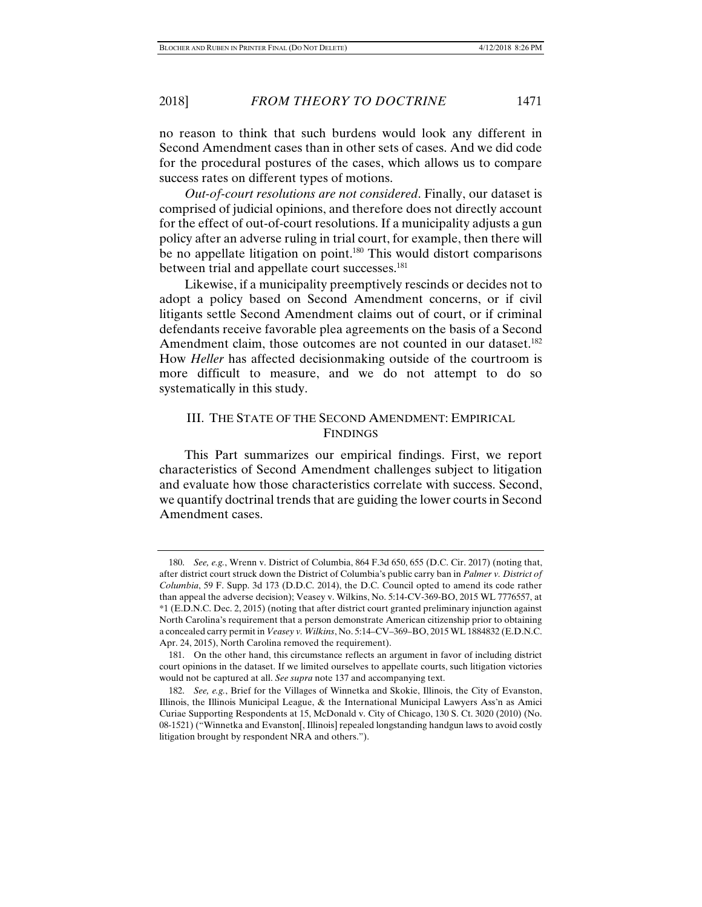no reason to think that such burdens would look any different in Second Amendment cases than in other sets of cases. And we did code for the procedural postures of the cases, which allows us to compare success rates on different types of motions.

*Out-of-court resolutions are not considered*. Finally, our dataset is comprised of judicial opinions, and therefore does not directly account for the effect of out-of-court resolutions. If a municipality adjusts a gun policy after an adverse ruling in trial court, for example, then there will be no appellate litigation on point.[180] This would distort comparisons between trial and appellate court successes.[181]

Likewise, if a municipality preemptively rescinds or decides not to adopt a policy based on Second Amendment concerns, or if civil litigants settle Second Amendment claims out of court, or if criminal defendants receive favorable plea agreements on the basis of a Second Amendment claim, those outcomes are not counted in our dataset.[182] How *Heller* has affected decisionmaking outside of the courtroom is more difficult to measure, and we do not attempt to do so systematically in this study.

## III. THE STATE OF THE SECOND AMENDMENT: EMPIRICAL FINDINGS

This Part summarizes our empirical findings. First, we report characteristics of Second Amendment challenges subject to litigation and evaluate how those characteristics correlate with success. Second, we quantify doctrinal trends that are guiding the lower courts in Second Amendment cases.

---

180. *See, e.g.*, Wrenn v. District of Columbia, 864 F.3d 650, 655 (D.C. Cir. 2017) (noting that, after district court struck down the District of Columbia's public carry ban in *Palmer v. District of Columbia*, 59 F. Supp. 3d 173 (D.D.C. 2014), the D.C. Council opted to amend its code rather than appeal the adverse decision); Veasey v. Wilkins, No. 5:14-CV-369-BO, 2015 WL 7776557, at *1 (E.D.N.C. Dec. 2, 2015) (noting that after district court granted preliminary injunction against North Carolina's requirement that a person demonstrate American citizenship prior to obtaining a concealed carry permit in *Veasey v. Wilkins*, No. 5:14–CV–369–BO, 2015 WL 1884832 (E.D.N.C. Apr. 24, 2015), North Carolina removed the requirement).

181. On the other hand, this circumstance reflects an argument in favor of including district court opinions in the dataset. If we limited ourselves to appellate courts, such litigation victories would not be captured at all. *See supra* note 137 and accompanying text.

182. *See, e.g.*, Brief for the Villages of Winnetka and Skokie, Illinois, the City of Evanston, Illinois, the Illinois Municipal League, & the International Municipal Lawyers Ass'n as Amici Curiae Supporting Respondents at 15, McDonald v. City of Chicago, 130 S. Ct. 3020 (2010) (No. 08-1521) ("Winnetka and Evanston[, Illinois] repealed longstanding handgun laws to avoid costly litigation brought by respondent NRA and others.").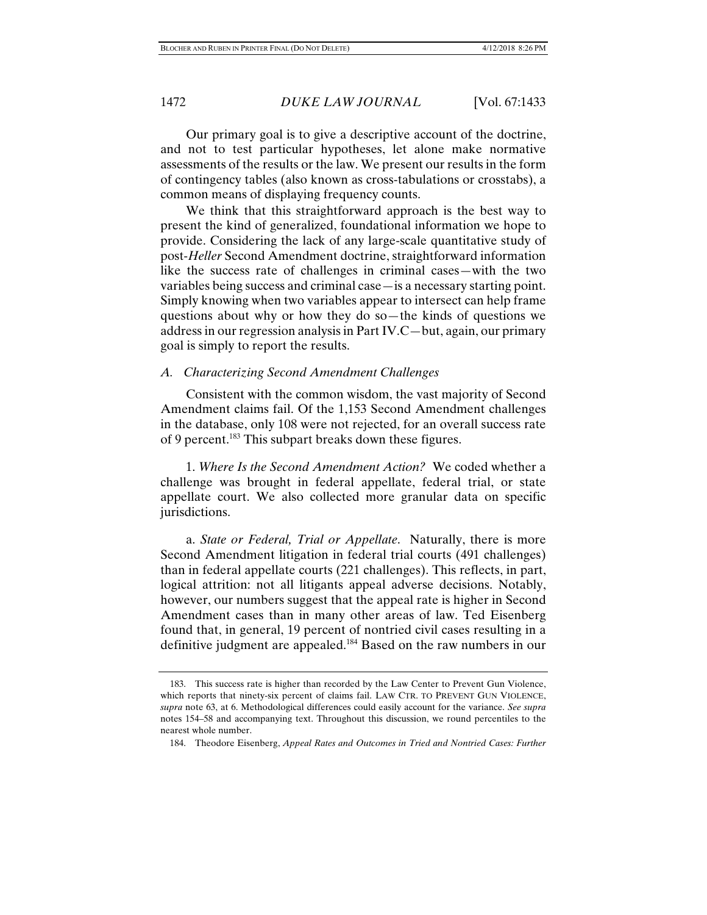Our primary goal is to give a descriptive account of the doctrine, and not to test particular hypotheses, let alone make normative assessments of the results or the law. We present our results in the form of contingency tables (also known as cross-tabulations or crosstabs), a common means of displaying frequency counts.

We think that this straightforward approach is the best way to present the kind of generalized, foundational information we hope to provide. Considering the lack of any large-scale quantitative study of post-*Heller* Second Amendment doctrine, straightforward information like the success rate of challenges in criminal cases—with the two variables being success and criminal case—is a necessary starting point. Simply knowing when two variables appear to intersect can help frame questions about why or how they do so—the kinds of questions we address in our regression analysis in Part IV.C—but, again, our primary goal is simply to report the results.

### *A. Characterizing Second Amendment Challenges*

Consistent with the common wisdom, the vast majority of Second Amendment claims fail. Of the 1,153 Second Amendment challenges in the database, only 108 were not rejected, for an overall success rate of 9 percent.[183] This subpart breaks down these figures.

1. *Where Is the Second Amendment Action?* We coded whether a challenge was brought in federal appellate, federal trial, or state appellate court. We also collected more granular data on specific jurisdictions.

a. *State or Federal, Trial or Appellate.* Naturally, there is more Second Amendment litigation in federal trial courts (491 challenges) than in federal appellate courts (221 challenges). This reflects, in part, logical attrition: not all litigants appeal adverse decisions. Notably, however, our numbers suggest that the appeal rate is higher in Second Amendment cases than in many other areas of law. Ted Eisenberg found that, in general, 19 percent of nontried civil cases resulting in a definitive judgment are appealed.[184] Based on the raw numbers in our

---

183. This success rate is higher than recorded by the Law Center to Prevent Gun Violence, which reports that ninety-six percent of claims fail. LAW CTR. TO PREVENT GUN VIOLENCE, *supra* note 63, at 6. Methodological differences could easily account for the variance. *See supra* notes 154–58 and accompanying text. Throughout this discussion, we round percentiles to the nearest whole number.

184. Theodore Eisenberg, *Appeal Rates and Outcomes in Tried and Nontried Cases: Further*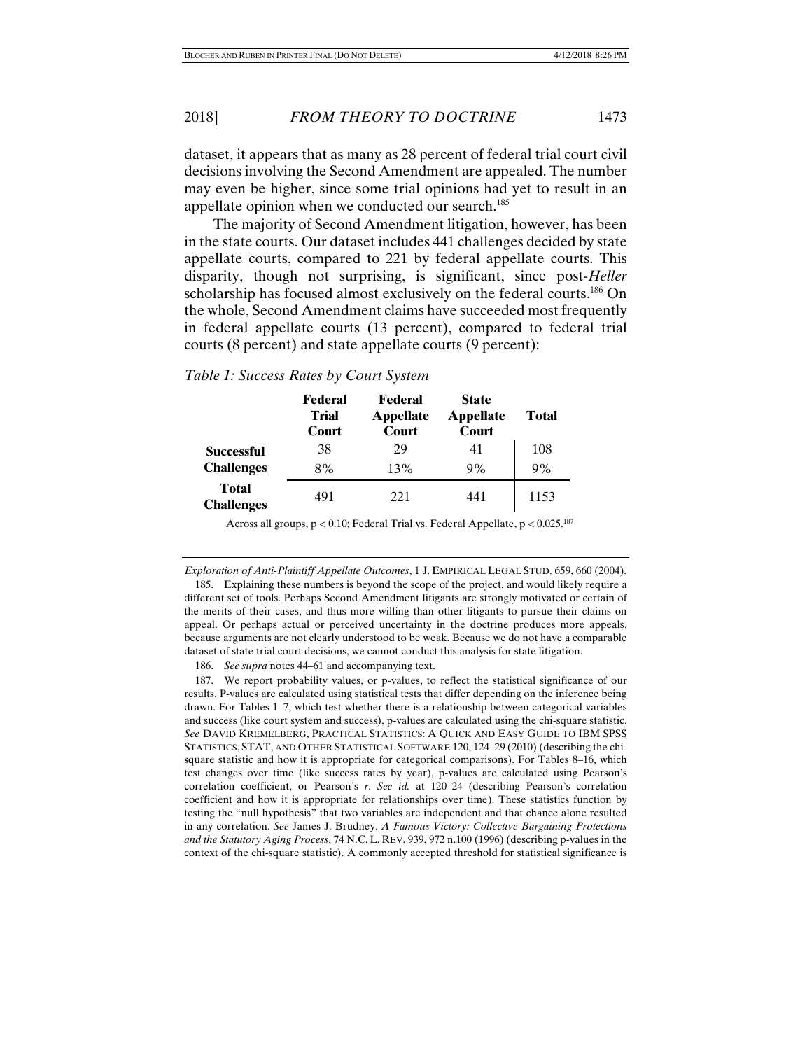dataset, it appears that as many as 28 percent of federal trial court civil decisions involving the Second Amendment are appealed. The number may even be higher, since some trial opinions had yet to result in an appellate opinion when we conducted our search.[185]

The majority of Second Amendment litigation, however, has been in the state courts. Our dataset includes 441 challenges decided by state appellate courts, compared to 221 by federal appellate courts. This disparity, though not surprising, is significant, since post-*Heller* scholarship has focused almost exclusively on the federal courts.[186] On the whole, Second Amendment claims have succeeded most frequently in federal appellate courts (13 percent), compared to federal trial courts (8 percent) and state appellate courts (9 percent):

*Table 1: Success Rates by Court System*

| | **Federal Trial Court** | **Federal Appellate Court** | **State Appellate Court** | **Total** |
|---|---|---|---|---|
| **Successful Challenges** | 38 | 29 | 41 | 108 |
| | 8% | 13% | 9% | 9% |
| **Total Challenges** | 491 | 221 | 441 | 1153 |

Across all groups, $p < 0.10$; Federal Trial vs. Federal Appellate, $p < 0.025$.[187]

---

*Exploration of Anti-Plaintiff Appellate Outcomes*, 1 J. EMPIRICAL LEGAL STUD. 659, 660 (2004).

185. Explaining these numbers is beyond the scope of the project, and would likely require a different set of tools. Perhaps Second Amendment litigants are strongly motivated or certain of the merits of their cases, and thus more willing than other litigants to pursue their claims on appeal. Or perhaps actual or perceived uncertainty in the doctrine produces more appeals, because arguments are not clearly understood to be weak. Because we do not have a comparable dataset of state trial court decisions, we cannot conduct this analysis for state litigation.

186. *See supra* notes 44–61 and accompanying text.

187. We report probability values, or p-values, to reflect the statistical significance of our results. P-values are calculated using statistical tests that differ depending on the inference being drawn. For Tables 1–7, which test whether there is a relationship between categorical variables and success (like court system and success), p-values are calculated using the chi-square statistic. *See* DAVID KREMELBERG, PRACTICAL STATISTICS: A QUICK AND EASY GUIDE TO IBM SPSS STATISTICS, STAT, AND OTHER STATISTICAL SOFTWARE 120, 124–29 (2010) (describing the chi-square statistic and how it is appropriate for categorical comparisons). For Tables 8–16, which test changes over time (like success rates by year), p-values are calculated using Pearson's correlation coefficient, or Pearson's *r*. *See id.* at 120–24 (describing Pearson's correlation coefficient and how it is appropriate for relationships over time). These statistics function by testing the "null hypothesis" that two variables are independent and that chance alone resulted in any correlation. *See* James J. Brudney, *A Famous Victory: Collective Bargaining Protections and the Statutory Aging Process*, 74 N.C. L. REV. 939, 972 n.100 (1996) (describing p-values in the context of the chi-square statistic). A commonly accepted threshold for statistical significance is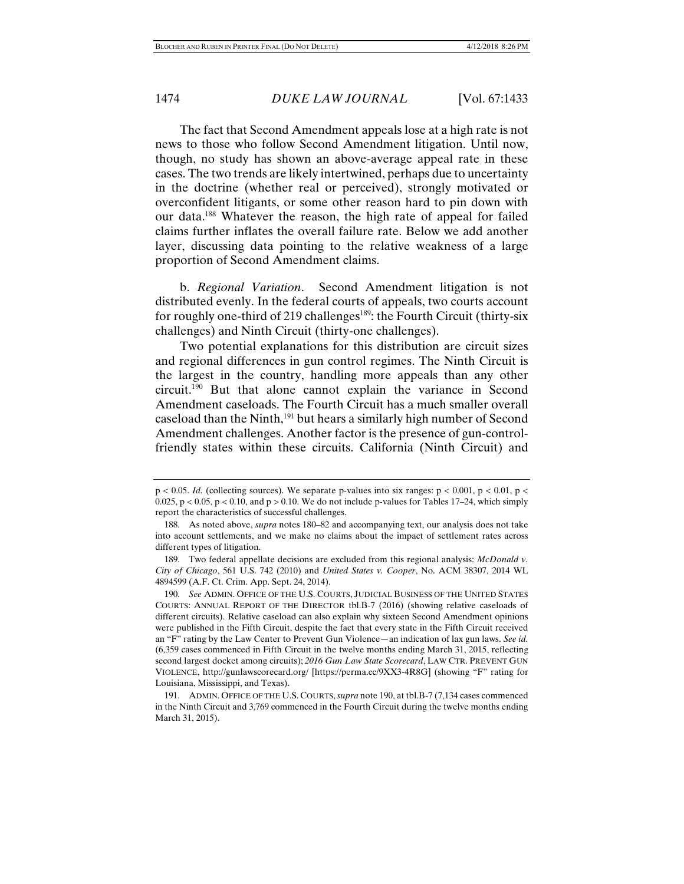The fact that Second Amendment appeals lose at a high rate is not news to those who follow Second Amendment litigation. Until now, though, no study has shown an above-average appeal rate in these cases. The two trends are likely intertwined, perhaps due to uncertainty in the doctrine (whether real or perceived), strongly motivated or overconfident litigants, or some other reason hard to pin down with our data.[188] Whatever the reason, the high rate of appeal for failed claims further inflates the overall failure rate. Below we add another layer, discussing data pointing to the relative weakness of a large proportion of Second Amendment claims.

b. *Regional Variation*. Second Amendment litigation is not distributed evenly. In the federal courts of appeals, two courts account for roughly one-third of 219 challenges[189]: the Fourth Circuit (thirty-six challenges) and Ninth Circuit (thirty-one challenges).

Two potential explanations for this distribution are circuit sizes and regional differences in gun control regimes. The Ninth Circuit is the largest in the country, handling more appeals than any other circuit.[190] But that alone cannot explain the variance in Second Amendment caseloads. The Fourth Circuit has a much smaller overall caseload than the Ninth,[191] but hears a similarly high number of Second Amendment challenges. Another factor is the presence of gun-control-friendly states within these circuits. California (Ninth Circuit) and

---

$p < 0.05$. *Id.* (collecting sources). We separate p-values into six ranges: $p < 0.001$, $p < 0.01$, $p < 0.025$, $p < 0.05$, $p < 0.10$, and $p > 0.10$. We do not include p-values for Tables 17–24, which simply report the characteristics of successful challenges.

188. As noted above, *supra* notes 180–82 and accompanying text, our analysis does not take into account settlements, and we make no claims about the impact of settlement rates across different types of litigation.

189. Two federal appellate decisions are excluded from this regional analysis: *McDonald v. City of Chicago*, 561 U.S. 742 (2010) and *United States v. Cooper*, No. ACM 38307, 2014 WL 4894599 (A.F. Ct. Crim. App. Sept. 24, 2014).

190. *See* ADMIN. OFFICE OF THE U.S. COURTS, JUDICIAL BUSINESS OF THE UNITED STATES COURTS: ANNUAL REPORT OF THE DIRECTOR tbl.B-7 (2016) (showing relative caseloads of different circuits). Relative caseload can also explain why sixteen Second Amendment opinions were published in the Fifth Circuit, despite the fact that every state in the Fifth Circuit received an "F" rating by the Law Center to Prevent Gun Violence—an indication of lax gun laws. *See id.* (6,359 cases commenced in Fifth Circuit in the twelve months ending March 31, 2015, reflecting second largest docket among circuits); *2016 Gun Law State Scorecard*, LAW CTR. PREVENT GUN VIOLENCE, http://gunlawscorecard.org/ [https://perma.cc/9XX3-4R8G] (showing "F" rating for Louisiana, Mississippi, and Texas).

191. ADMIN. OFFICE OF THE U.S. COURTS, *supra* note 190, at tbl.B-7 (7,134 cases commenced in the Ninth Circuit and 3,769 commenced in the Fourth Circuit during the twelve months ending March 31, 2015).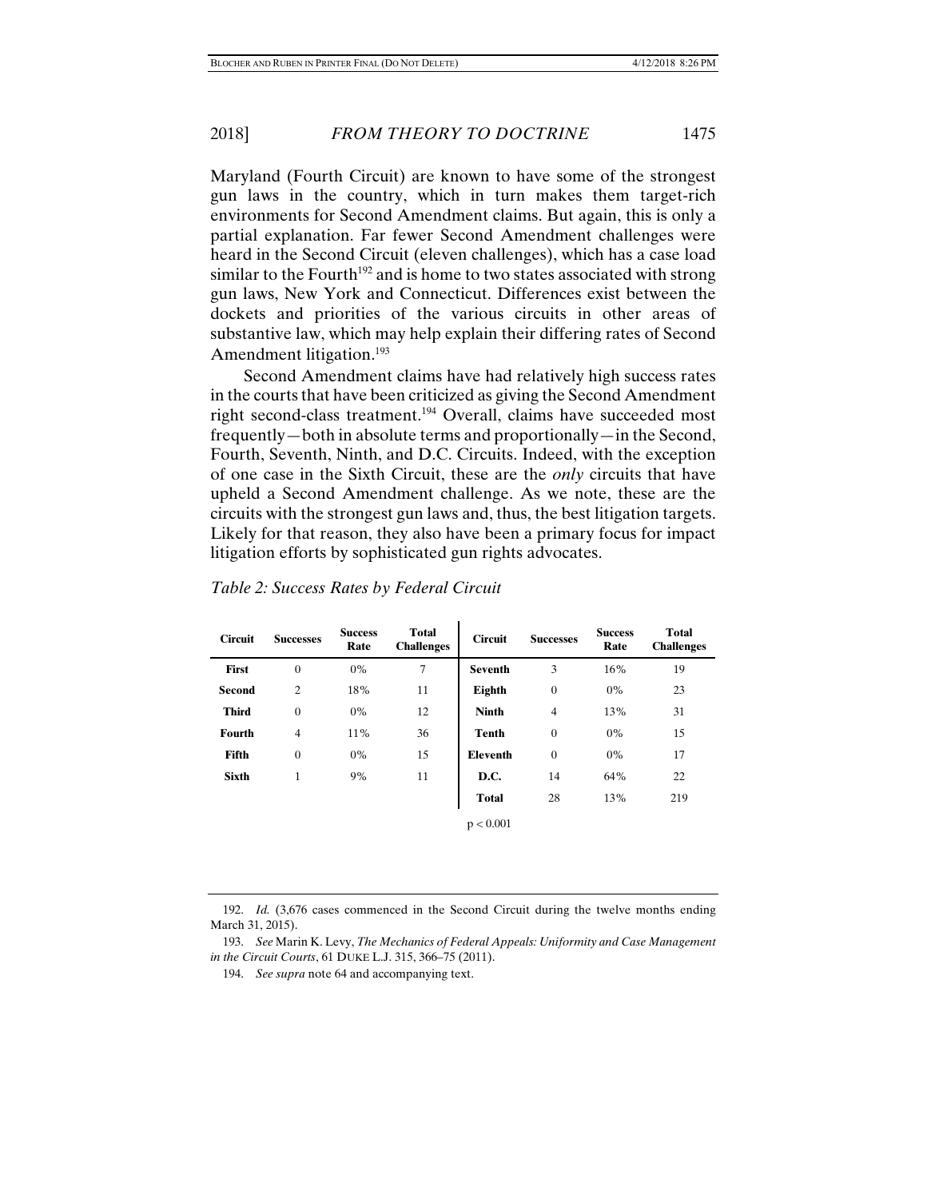Maryland (Fourth Circuit) are known to have some of the strongest gun laws in the country, which in turn makes them target-rich environments for Second Amendment claims. But again, this is only a partial explanation. Far fewer Second Amendment challenges were heard in the Second Circuit (eleven challenges), which has a case load similar to the Fourth[192] and is home to two states associated with strong gun laws, New York and Connecticut. Differences exist between the dockets and priorities of the various circuits in other areas of substantive law, which may help explain their differing rates of Second Amendment litigation.[193]

Second Amendment claims have had relatively high success rates in the courts that have been criticized as giving the Second Amendment right second-class treatment.[194] Overall, claims have succeeded most frequently—both in absolute terms and proportionally—in the Second, Fourth, Seventh, Ninth, and D.C. Circuits. Indeed, with the exception of one case in the Sixth Circuit, these are the *only* circuits that have upheld a Second Amendment challenge. As we note, these are the circuits with the strongest gun laws and, thus, the best litigation targets. Likely for that reason, they also have been a primary focus for impact litigation efforts by sophisticated gun rights advocates.

*Table 2: Success Rates by Federal Circuit*

| Circuit | Successes | Success Rate | Total Challenges | Circuit | Successes | Success Rate | Total Challenges |
|---|---|---|---|---|---|---|---|
| **First** | 0 | 0% | 7 | **Seventh** | 3 | 16% | 19 |
| **Second** | 2 | 18% | 11 | **Eighth** | 0 | 0% | 23 |
| **Third** | 0 | 0% | 12 | **Ninth** | 4 | 13% | 31 |
| **Fourth** | 4 | 11% | 36 | **Tenth** | 0 | 0% | 15 |
| **Fifth** | 0 | 0% | 15 | **Eleventh** | 0 | 0% | 17 |
| **Sixth** | 1 | 9% | 11 | **D.C.** | 14 | 64% | 22 |
| | | | | **Total** | 28 | 13% | 219 |

$p < 0.001$

192. *Id.* (3,676 cases commenced in the Second Circuit during the twelve months ending March 31, 2015).

193. *See* Marin K. Levy, *The Mechanics of Federal Appeals: Uniformity and Case Management in the Circuit Courts*, 61 DUKE L.J. 315, 366–75 (2011).

194. *See supra* note 64 and accompanying text.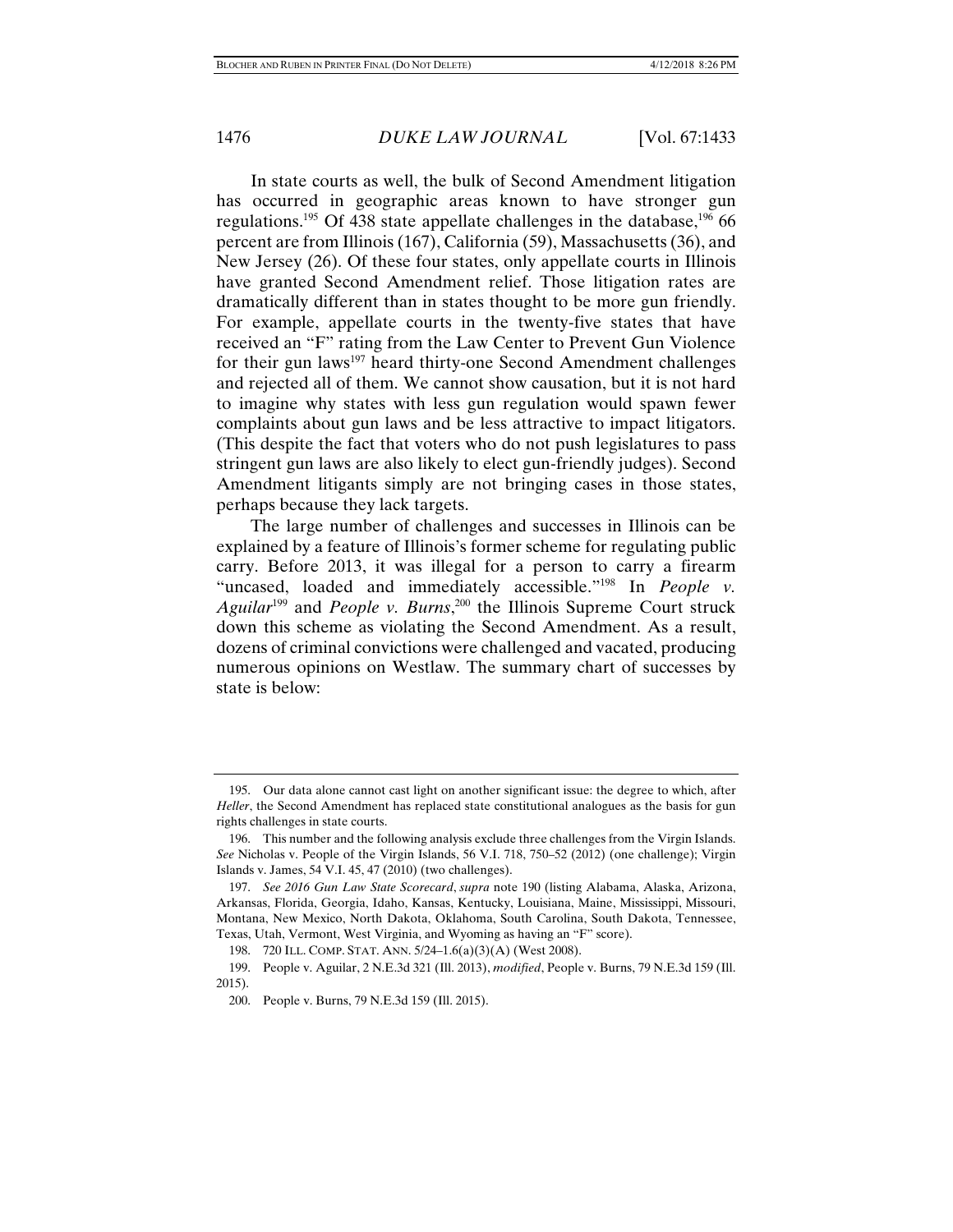In state courts as well, the bulk of Second Amendment litigation has occurred in geographic areas known to have stronger gun regulations.[195] Of 438 state appellate challenges in the database,[196] 66 percent are from Illinois (167), California (59), Massachusetts (36), and New Jersey (26). Of these four states, only appellate courts in Illinois have granted Second Amendment relief. Those litigation rates are dramatically different than in states thought to be more gun friendly. For example, appellate courts in the twenty-five states that have received an "F" rating from the Law Center to Prevent Gun Violence for their gun laws[197] heard thirty-one Second Amendment challenges and rejected all of them. We cannot show causation, but it is not hard to imagine why states with less gun regulation would spawn fewer complaints about gun laws and be less attractive to impact litigators. (This despite the fact that voters who do not push legislatures to pass stringent gun laws are also likely to elect gun-friendly judges). Second Amendment litigants simply are not bringing cases in those states, perhaps because they lack targets.

The large number of challenges and successes in Illinois can be explained by a feature of Illinois's former scheme for regulating public carry. Before 2013, it was illegal for a person to carry a firearm "uncased, loaded and immediately accessible."[198] In *People v. Aguilar*[199] and *People v. Burns*,[200] the Illinois Supreme Court struck down this scheme as violating the Second Amendment. As a result, dozens of criminal convictions were challenged and vacated, producing numerous opinions on Westlaw. The summary chart of successes by state is below:

---

195. Our data alone cannot cast light on another significant issue: the degree to which, after *Heller*, the Second Amendment has replaced state constitutional analogues as the basis for gun rights challenges in state courts.

196. This number and the following analysis exclude three challenges from the Virgin Islands. *See* Nicholas v. People of the Virgin Islands, 56 V.I. 718, 750–52 (2012) (one challenge); Virgin Islands v. James, 54 V.I. 45, 47 (2010) (two challenges).

197. *See 2016 Gun Law State Scorecard*, *supra* note 190 (listing Alabama, Alaska, Arizona, Arkansas, Florida, Georgia, Idaho, Kansas, Kentucky, Louisiana, Maine, Mississippi, Missouri, Montana, New Mexico, North Dakota, Oklahoma, South Carolina, South Dakota, Tennessee, Texas, Utah, Vermont, West Virginia, and Wyoming as having an "F" score).

198. 720 ILL. COMP. STAT. ANN. 5/24–1.6(a)(3)(A) (West 2008).

199. People v. Aguilar, 2 N.E.3d 321 (Ill. 2013), *modified*, People v. Burns, 79 N.E.3d 159 (Ill. 2015).

200. People v. Burns, 79 N.E.3d 159 (Ill. 2015).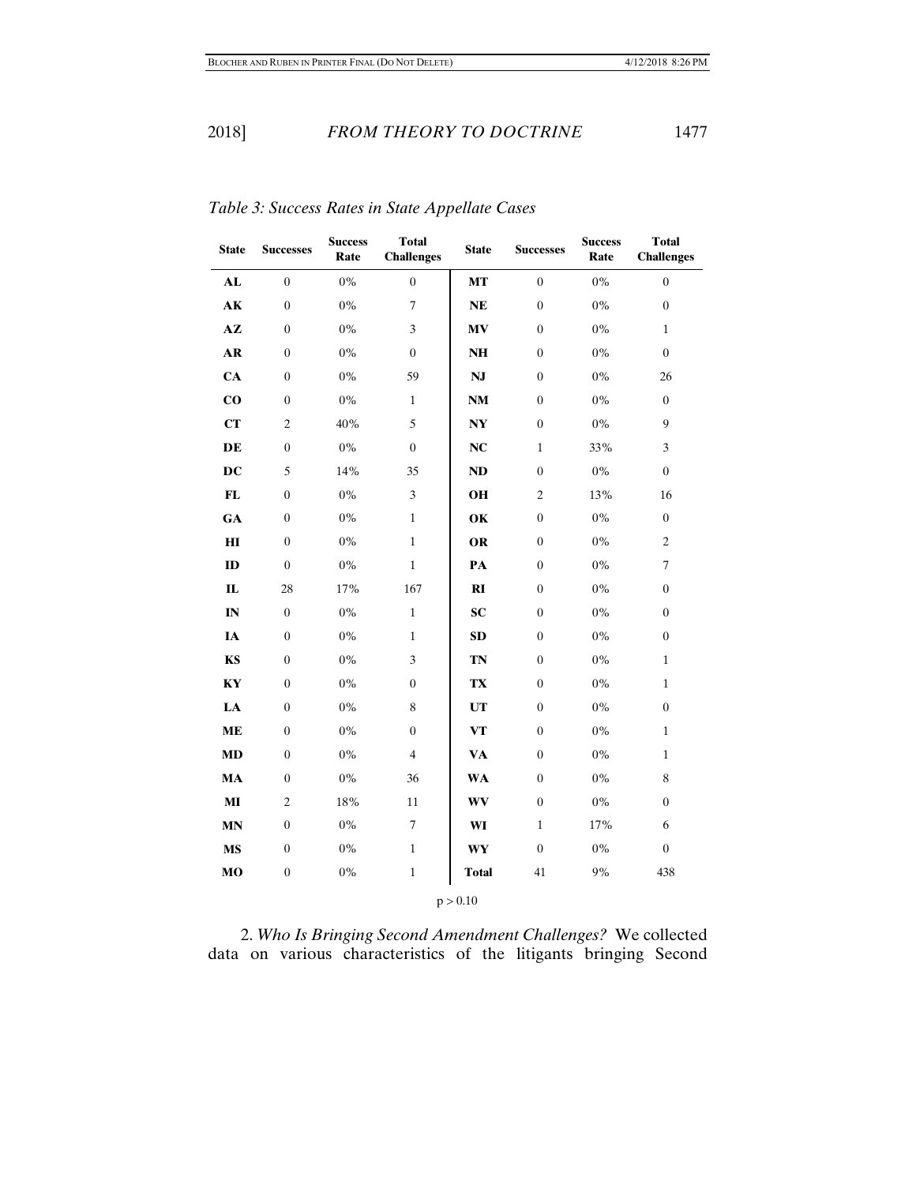*Table 3: Success Rates in State Appellate Cases*

| State | Successes | Success Rate | Total Challenges | State | Successes | Success Rate | Total Challenges |
|---|---|---|---|---|---|---|---|
| **AL** | 0 | 0% | 0 | **MT** | 0 | 0% | 0 |
| **AK** | 0 | 0% | 7 | **NE** | 0 | 0% | 0 |
| **AZ** | 0 | 0% | 3 | **MV** | 0 | 0% | 1 |
| **AR** | 0 | 0% | 0 | **NH** | 0 | 0% | 0 |
| **CA** | 0 | 0% | 59 | **NJ** | 0 | 0% | 26 |
| **CO** | 0 | 0% | 1 | **NM** | 0 | 0% | 0 |
| **CT** | 2 | 40% | 5 | **NY** | 0 | 0% | 9 |
| **DE** | 0 | 0% | 0 | **NC** | 1 | 33% | 3 |
| **DC** | 5 | 14% | 35 | **ND** | 0 | 0% | 0 |
| **FL** | 0 | 0% | 3 | **OH** | 2 | 13% | 16 |
| **GA** | 0 | 0% | 1 | **OK** | 0 | 0% | 0 |
| **HI** | 0 | 0% | 1 | **OR** | 0 | 0% | 2 |
| **ID** | 0 | 0% | 1 | **PA** | 0 | 0% | 7 |
| **IL** | 28 | 17% | 167 | **RI** | 0 | 0% | 0 |
| **IN** | 0 | 0% | 1 | **SC** | 0 | 0% | 0 |
| **IA** | 0 | 0% | 1 | **SD** | 0 | 0% | 0 |
| **KS** | 0 | 0% | 3 | **TN** | 0 | 0% | 1 |
| **KY** | 0 | 0% | 0 | **TX** | 0 | 0% | 1 |
| **LA** | 0 | 0% | 8 | **UT** | 0 | 0% | 0 |
| **ME** | 0 | 0% | 0 | **VT** | 0 | 0% | 1 |
| **MD** | 0 | 0% | 4 | **VA** | 0 | 0% | 1 |
| **MA** | 0 | 0% | 36 | **WA** | 0 | 0% | 8 |
| **MI** | 2 | 18% | 11 | **WV** | 0 | 0% | 0 |
| **MN** | 0 | 0% | 7 | **WI** | 1 | 17% | 6 |
| **MS** | 0 | 0% | 1 | **WY** | 0 | 0% | 0 |
| **MO** | 0 | 0% | 1 | **Total** | 41 | 9% | 438 |

$p > 0.10$

2. *Who Is Bringing Second Amendment Challenges?* We collected data on various characteristics of the litigants bringing Second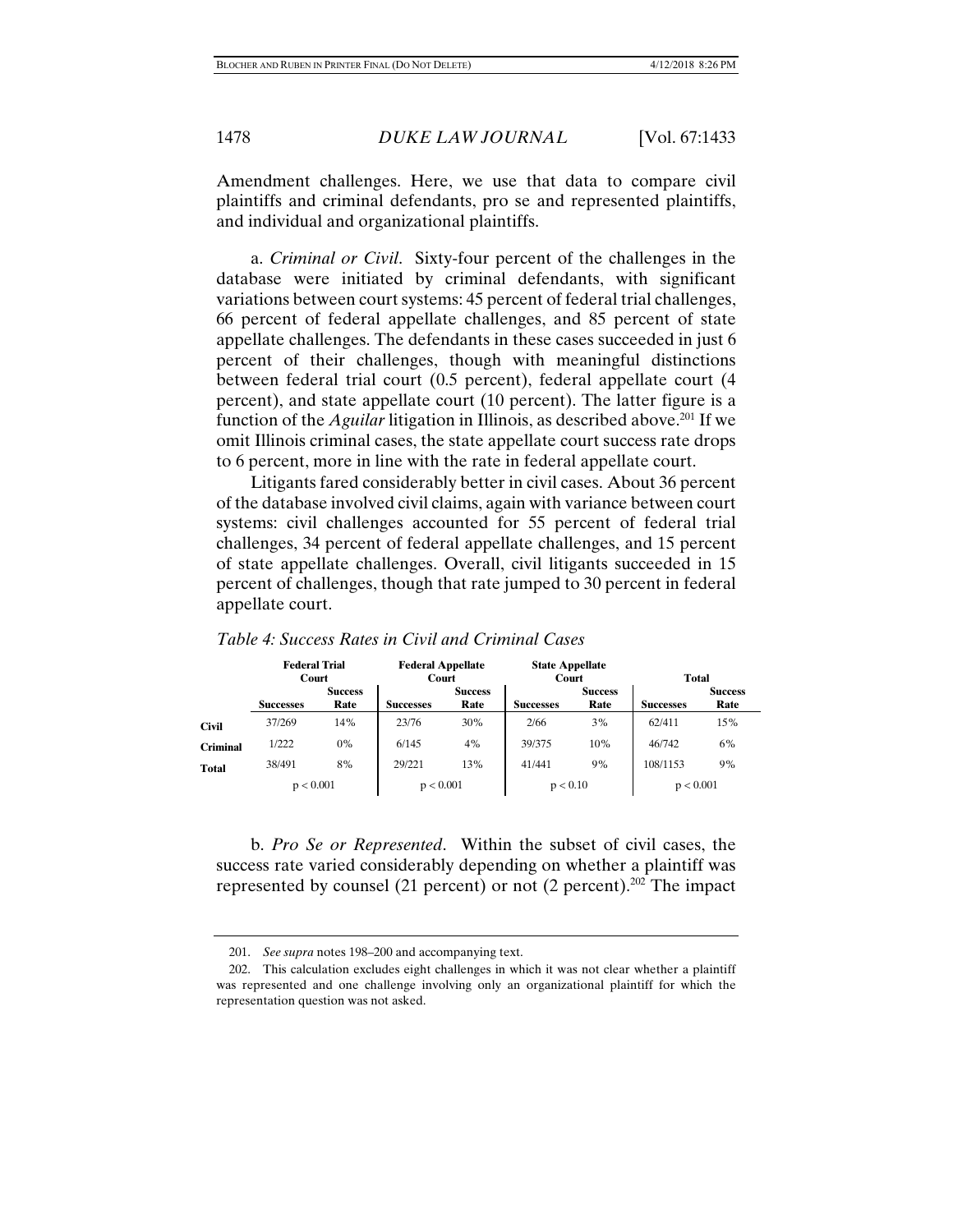Amendment challenges. Here, we use that data to compare civil plaintiffs and criminal defendants, pro se and represented plaintiffs, and individual and organizational plaintiffs.

a. *Criminal or Civil*. Sixty-four percent of the challenges in the database were initiated by criminal defendants, with significant variations between court systems: 45 percent of federal trial challenges, 66 percent of federal appellate challenges, and 85 percent of state appellate challenges. The defendants in these cases succeeded in just 6 percent of their challenges, though with meaningful distinctions between federal trial court (0.5 percent), federal appellate court (4 percent), and state appellate court (10 percent). The latter figure is a function of the *Aguilar* litigation in Illinois, as described above.[201] If we omit Illinois criminal cases, the state appellate court success rate drops to 6 percent, more in line with the rate in federal appellate court.

Litigants fared considerably better in civil cases. About 36 percent of the database involved civil claims, again with variance between court systems: civil challenges accounted for 55 percent of federal trial challenges, 34 percent of federal appellate challenges, and 15 percent of state appellate challenges. Overall, civil litigants succeeded in 15 percent of challenges, though that rate jumped to 30 percent in federal appellate court.

*Table 4: Success Rates in Civil and Criminal Cases*

| | Federal Trial Court | | Federal Appellate Court | | State Appellate Court | | Total | |
|---|---|---|---|---|---|---|---|---|
| | Successes | Success Rate | Successes | Success Rate | Successes | Success Rate | Successes | Success Rate |
| **Civil** | 37/269 | 14% | 23/76 | 30% | 2/66 | 3% | 62/411 | 15% |
| **Criminal** | 1/222 | 0% | 6/145 | 4% | 39/375 | 10% | 46/742 | 6% |
| **Total** | 38/491 | 8% | 29/221 | 13% | 41/441 | 9% | 108/1153 | 9% |
| | $p < 0.001$ | | $p < 0.001$ | | $p < 0.10$ | | $p < 0.001$ | |

b. *Pro Se or Represented*. Within the subset of civil cases, the success rate varied considerably depending on whether a plaintiff was represented by counsel (21 percent) or not (2 percent).[202] The impact

---

201. *See supra* notes 198–200 and accompanying text.

202. This calculation excludes eight challenges in which it was not clear whether a plaintiff was represented and one challenge involving only an organizational plaintiff for which the representation question was not asked.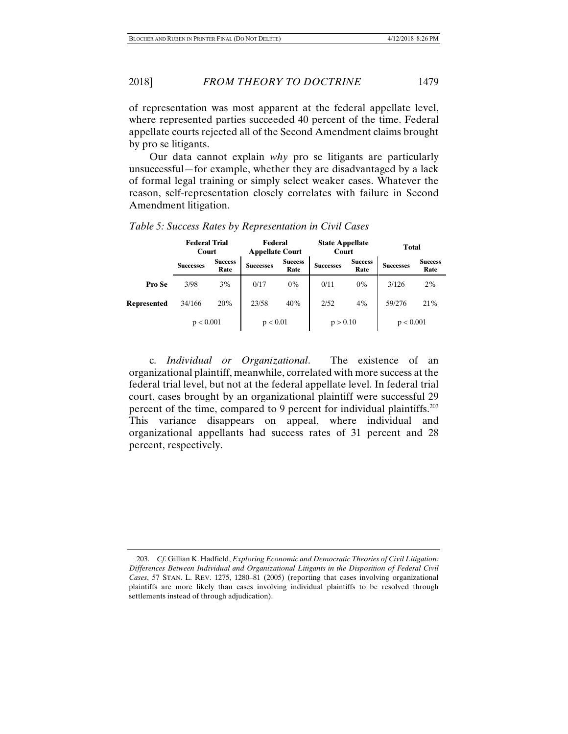of representation was most apparent at the federal appellate level, where represented parties succeeded 40 percent of the time. Federal appellate courts rejected all of the Second Amendment claims brought by pro se litigants.

Our data cannot explain *why* pro se litigants are particularly unsuccessful—for example, whether they are disadvantaged by a lack of formal legal training or simply select weaker cases. Whatever the reason, self-representation closely correlates with failure in Second Amendment litigation.

*Table 5: Success Rates by Representation in Civil Cases*

| | **Federal Trial Court** | | **Federal Appellate Court** | | **State Appellate Court** | | **Total** | |
|---|---|---|---|---|---|---|---|---|
| | **Successes** | **Success Rate** | **Successes** | **Success Rate** | **Successes** | **Success Rate** | **Successes** | **Success Rate** |
| **Pro Se** | 3/98 | 3% | 0/17 | 0% | 0/11 | 0% | 3/126 | 2% |
| **Represented** | 34/166 | 20% | 23/58 | 40% | 2/52 | 4% | 59/276 | 21% |
| | $p < 0.001$ | | $p < 0.01$ | | $p > 0.10$ | | $p < 0.001$ | |

c. *Individual or Organizational*. The existence of an organizational plaintiff, meanwhile, correlated with more success at the federal trial level, but not at the federal appellate level. In federal trial court, cases brought by an organizational plaintiff were successful 29 percent of the time, compared to 9 percent for individual plaintiffs.[203] This variance disappears on appeal, where individual and organizational appellants had success rates of 31 percent and 28 percent, respectively.

203. *Cf*. Gillian K. Hadfield, *Exploring Economic and Democratic Theories of Civil Litigation: Differences Between Individual and Organizational Litigants in the Disposition of Federal Civil Cases*, 57 STAN. L. REV. 1275, 1280–81 (2005) (reporting that cases involving organizational plaintiffs are more likely than cases involving individual plaintiffs to be resolved through settlements instead of through adjudication).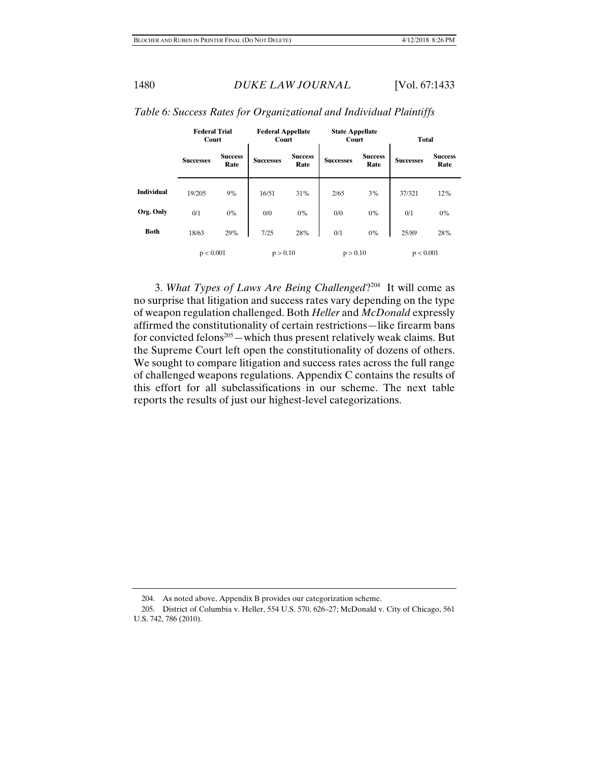*Table 6: Success Rates for Organizational and Individual Plaintiffs*

| | Federal Trial Court | | Federal Appellate Court | | State Appellate Court | | Total | |
|---|---|---|---|---|---|---|---|---|
| | **Successes** | **Success Rate** | **Successes** | **Success Rate** | **Successes** | **Success Rate** | **Successes** | **Success Rate** |
| **Individual** | 19/205 | 9% | 16/51 | 31% | 2/65 | 3% | 37/321 | 12% |
| **Org. Only** | 0/1 | 0% | 0/0 | 0% | 0/0 | 0% | 0/1 | 0% |
| **Both** | 18/63 | 29% | 7/25 | 28% | 0/1 | 0% | 25/89 | 28% |
| | $p < 0.001$ | | $p > 0.10$ | | $p > 0.10$ | | $p < 0.001$ | |

3. *What Types of Laws Are Being Challenged*?[204] It will come as no surprise that litigation and success rates vary depending on the type of weapon regulation challenged. Both *Heller* and *McDonald* expressly affirmed the constitutionality of certain restrictions—like firearm bans for convicted felons[205]—which thus present relatively weak claims. But the Supreme Court left open the constitutionality of dozens of others. We sought to compare litigation and success rates across the full range of challenged weapons regulations. Appendix C contains the results of this effort for all subclassifications in our scheme. The next table reports the results of just our highest-level categorizations.

204. As noted above, Appendix B provides our categorization scheme.

205. District of Columbia v. Heller, 554 U.S. 570, 626–27; McDonald v. City of Chicago, 561 U.S. 742, 786 (2010).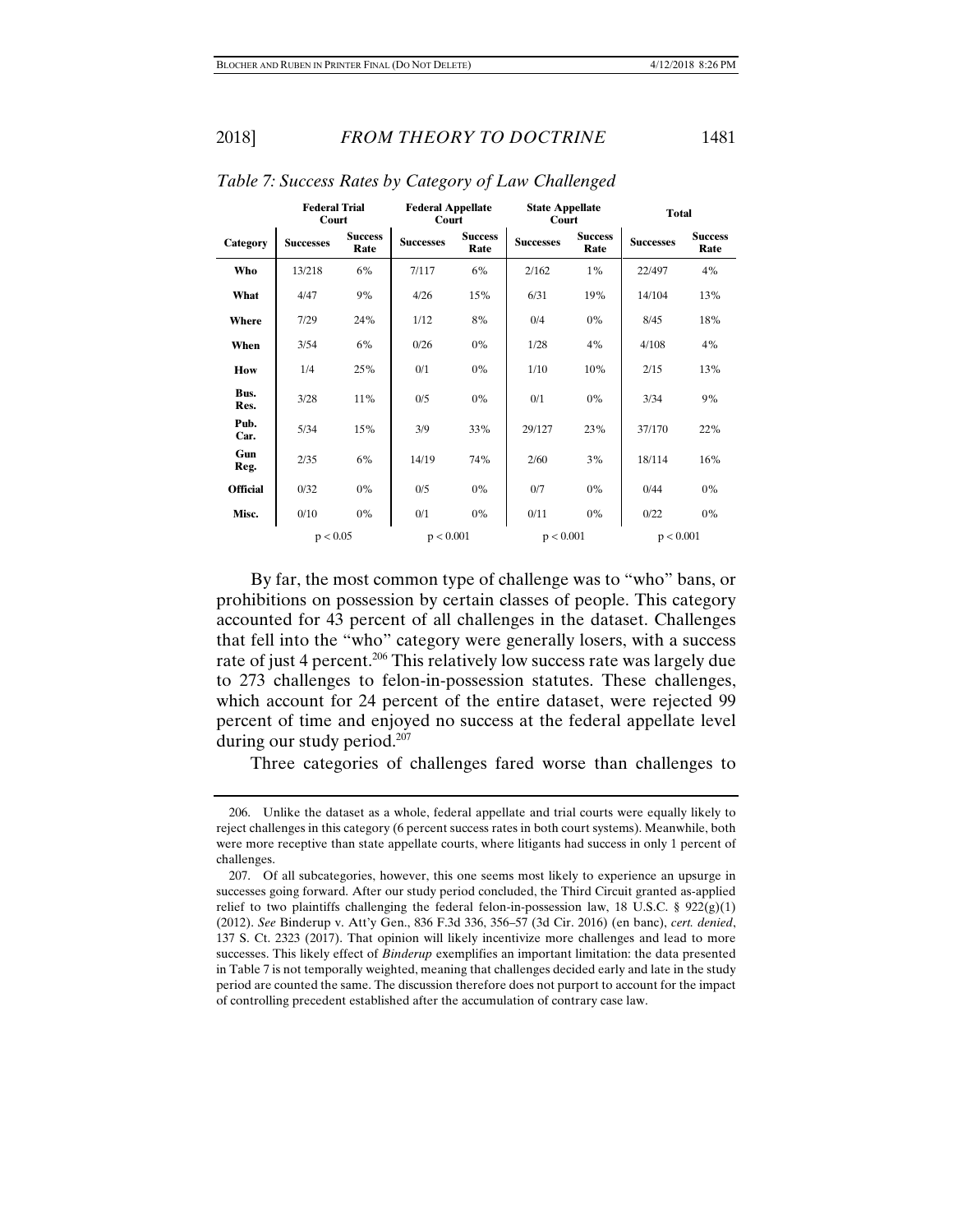*Table 7: Success Rates by Category of Law Challenged*

| | Federal Trial Court | | Federal Appellate Court | | State Appellate Court | | Total | |
|---|---|---|---|---|---|---|---|---|
| **Category** | **Successes** | **Success Rate** | **Successes** | **Success Rate** | **Successes** | **Success Rate** | **Successes** | **Success Rate** |
| **Who** | 13/218 | 6% | 7/117 | 6% | 2/162 | 1% | 22/497 | 4% |
| **What** | 4/47 | 9% | 4/26 | 15% | 6/31 | 19% | 14/104 | 13% |
| **Where** | 7/29 | 24% | 1/12 | 8% | 0/4 | 0% | 8/45 | 18% |
| **When** | 3/54 | 6% | 0/26 | 0% | 1/28 | 4% | 4/108 | 4% |
| **How** | 1/4 | 25% | 0/1 | 0% | 1/10 | 10% | 2/15 | 13% |
| **Bus. Res.** | 3/28 | 11% | 0/5 | 0% | 0/1 | 0% | 3/34 | 9% |
| **Pub. Car.** | 5/34 | 15% | 3/9 | 33% | 29/127 | 23% | 37/170 | 22% |
| **Gun Reg.** | 2/35 | 6% | 14/19 | 74% | 2/60 | 3% | 18/114 | 16% |
| **Official** | 0/32 | 0% | 0/5 | 0% | 0/7 | 0% | 0/44 | 0% |
| **Misc.** | 0/10 | 0% | 0/1 | 0% | 0/11 | 0% | 0/22 | 0% |
| | $p < 0.05$ | | $p < 0.001$ | | $p < 0.001$ | | $p < 0.001$ | |

By far, the most common type of challenge was to "who" bans, or prohibitions on possession by certain classes of people. This category accounted for 43 percent of all challenges in the dataset. Challenges that fell into the "who" category were generally losers, with a success rate of just 4 percent.[206] This relatively low success rate was largely due to 273 challenges to felon-in-possession statutes. These challenges, which account for 24 percent of the entire dataset, were rejected 99 percent of time and enjoyed no success at the federal appellate level during our study period.[207]

Three categories of challenges fared worse than challenges to

206. Unlike the dataset as a whole, federal appellate and trial courts were equally likely to reject challenges in this category (6 percent success rates in both court systems). Meanwhile, both were more receptive than state appellate courts, where litigants had success in only 1 percent of challenges.

207. Of all subcategories, however, this one seems most likely to experience an upsurge in successes going forward. After our study period concluded, the Third Circuit granted as-applied relief to two plaintiffs challenging the federal felon-in-possession law, 18 U.S.C. § 922(g)(1) (2012). *See* Binderup v. Att'y Gen., 836 F.3d 336, 356–57 (3d Cir. 2016) (en banc), *cert. denied*, 137 S. Ct. 2323 (2017). That opinion will likely incentivize more challenges and lead to more successes. This likely effect of *Binderup* exemplifies an important limitation: the data presented in Table 7 is not temporally weighted, meaning that challenges decided early and late in the study period are counted the same. The discussion therefore does not purport to account for the impact of controlling precedent established after the accumulation of contrary case law.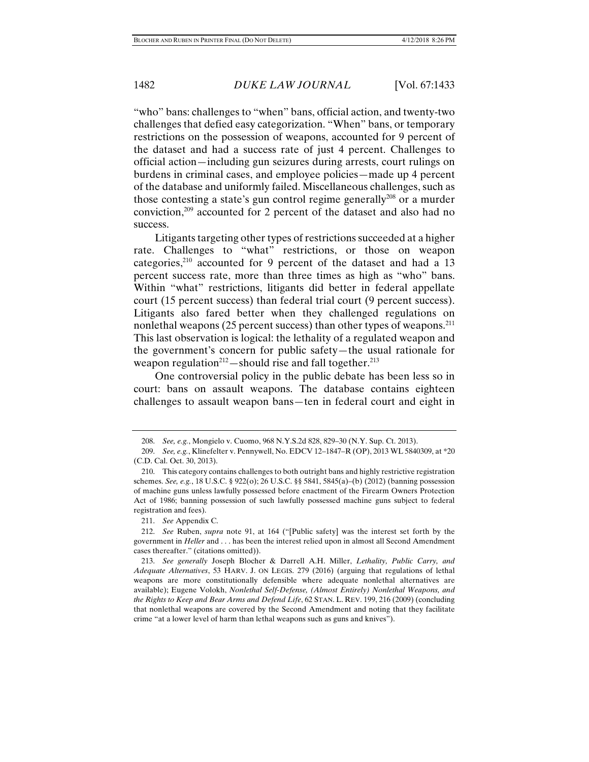"who" bans: challenges to "when" bans, official action, and twenty-two challenges that defied easy categorization. "When" bans, or temporary restrictions on the possession of weapons, accounted for 9 percent of the dataset and had a success rate of just 4 percent. Challenges to official action—including gun seizures during arrests, court rulings on burdens in criminal cases, and employee policies—made up 4 percent of the database and uniformly failed. Miscellaneous challenges, such as those contesting a state's gun control regime generally[208] or a murder conviction,[209] accounted for 2 percent of the dataset and also had no success.

Litigants targeting other types of restrictions succeeded at a higher rate. Challenges to "what" restrictions, or those on weapon categories,[210] accounted for 9 percent of the dataset and had a 13 percent success rate, more than three times as high as "who" bans. Within "what" restrictions, litigants did better in federal appellate court (15 percent success) than federal trial court (9 percent success). Litigants also fared better when they challenged regulations on nonlethal weapons (25 percent success) than other types of weapons.[211] This last observation is logical: the lethality of a regulated weapon and the government's concern for public safety—the usual rationale for weapon regulation[212]—should rise and fall together.[213]

One controversial policy in the public debate has been less so in court: bans on assault weapons. The database contains eighteen challenges to assault weapon bans—ten in federal court and eight in

---

208. *See, e.g.*, Mongielo v. Cuomo, 968 N.Y.S.2d 828, 829–30 (N.Y. Sup. Ct. 2013).

209. *See, e.g.*, Klinefelter v. Pennywell, No. EDCV 12–1847–R (OP), 2013 WL 5840309, at *20 (C.D. Cal. Oct. 30, 2013).

210. This category contains challenges to both outright bans and highly restrictive registration schemes. *See, e.g.*, 18 U.S.C. § 922(o); 26 U.S.C. §§ 5841, 5845(a)–(b) (2012) (banning possession of machine guns unless lawfully possessed before enactment of the Firearm Owners Protection Act of 1986; banning possession of such lawfully possessed machine guns subject to federal registration and fees).

211. *See* Appendix C.

212. *See* Ruben, *supra* note 91, at 164 ("[Public safety] was the interest set forth by the government in *Heller* and . . . has been the interest relied upon in almost all Second Amendment cases thereafter." (citations omitted)).

213. *See generally* Joseph Blocher & Darrell A.H. Miller, *Lethality, Public Carry, and Adequate Alternatives*, 53 HARV. J. ON LEGIS. 279 (2016) (arguing that regulations of lethal weapons are more constitutionally defensible where adequate nonlethal alternatives are available); Eugene Volokh, *Nonlethal Self-Defense, (Almost Entirely) Nonlethal Weapons, and the Rights to Keep and Bear Arms and Defend Life*, 62 STAN. L. REV. 199, 216 (2009) (concluding that nonlethal weapons are covered by the Second Amendment and noting that they facilitate crime "at a lower level of harm than lethal weapons such as guns and knives").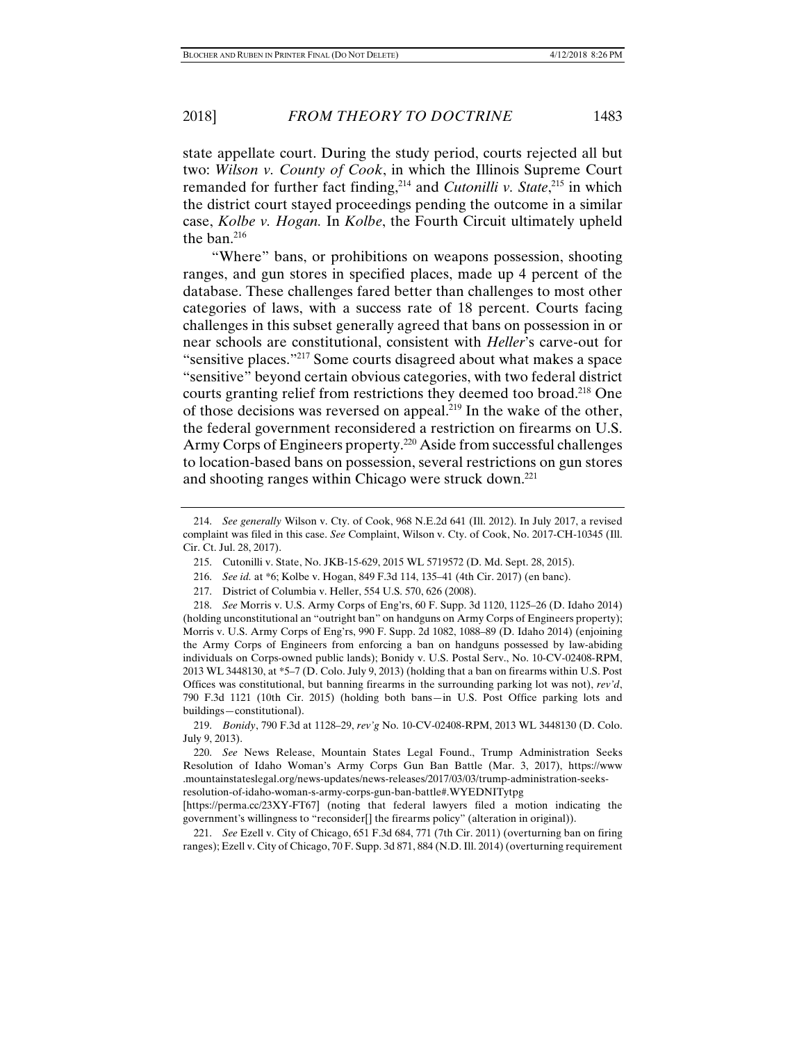state appellate court. During the study period, courts rejected all but two: *Wilson v. County of Cook*, in which the Illinois Supreme Court remanded for further fact finding,[214] and *Cutonilli v. State*,[215] in which the district court stayed proceedings pending the outcome in a similar case, *Kolbe v. Hogan.* In *Kolbe*, the Fourth Circuit ultimately upheld the ban.[216]

"Where" bans, or prohibitions on weapons possession, shooting ranges, and gun stores in specified places, made up 4 percent of the database. These challenges fared better than challenges to most other categories of laws, with a success rate of 18 percent. Courts facing challenges in this subset generally agreed that bans on possession in or near schools are constitutional, consistent with *Heller*'s carve-out for "sensitive places."[217] Some courts disagreed about what makes a space "sensitive" beyond certain obvious categories, with two federal district courts granting relief from restrictions they deemed too broad.[218] One of those decisions was reversed on appeal.[219] In the wake of the other, the federal government reconsidered a restriction on firearms on U.S. Army Corps of Engineers property.[220] Aside from successful challenges to location-based bans on possession, several restrictions on gun stores and shooting ranges within Chicago were struck down.[221]

---

214. *See generally* Wilson v. Cty. of Cook, 968 N.E.2d 641 (Ill. 2012). In July 2017, a revised complaint was filed in this case. *See* Complaint, Wilson v. Cty. of Cook, No. 2017-CH-10345 (Ill. Cir. Ct. Jul. 28, 2017).

215. Cutonilli v. State, No. JKB-15-629, 2015 WL 5719572 (D. Md. Sept. 28, 2015).

216. *See id.* at *6; Kolbe v. Hogan, 849 F.3d 114, 135–41 (4th Cir. 2017) (en banc).

217. District of Columbia v. Heller, 554 U.S. 570, 626 (2008).

218. *See* Morris v. U.S. Army Corps of Eng'rs, 60 F. Supp. 3d 1120, 1125–26 (D. Idaho 2014) (holding unconstitutional an "outright ban" on handguns on Army Corps of Engineers property); Morris v. U.S. Army Corps of Eng'rs, 990 F. Supp. 2d 1082, 1088–89 (D. Idaho 2014) (enjoining the Army Corps of Engineers from enforcing a ban on handguns possessed by law-abiding individuals on Corps-owned public lands); Bonidy v. U.S. Postal Serv., No. 10-CV-02408-RPM, 2013 WL 3448130, at *5–7 (D. Colo. July 9, 2013) (holding that a ban on firearms within U.S. Post Offices was constitutional, but banning firearms in the surrounding parking lot was not), *rev'd*, 790 F.3d 1121 (10th Cir. 2015) (holding both bans—in U.S. Post Office parking lots and buildings—constitutional).

219. *Bonidy*, 790 F.3d at 1128–29, *rev'g* No. 10-CV-02408-RPM, 2013 WL 3448130 (D. Colo. July 9, 2013).

220. *See* News Release, Mountain States Legal Found., Trump Administration Seeks Resolution of Idaho Woman's Army Corps Gun Ban Battle (Mar. 3, 2017), https://www.mountainstateslegal.org/news-updates/news-releases/2017/03/03/trump-administration-seeks-resolution-of-idaho-woman-s-army-corps-gun-ban-battle#.WYEDNITytpg [https://perma.cc/23XY-FT67] (noting that federal lawyers filed a motion indicating the government's willingness to "reconsider[] the firearms policy" (alteration in original)).

221. *See* Ezell v. City of Chicago, 651 F.3d 684, 771 (7th Cir. 2011) (overturning ban on firing ranges); Ezell v. City of Chicago, 70 F. Supp. 3d 871, 884 (N.D. Ill. 2014) (overturning requirement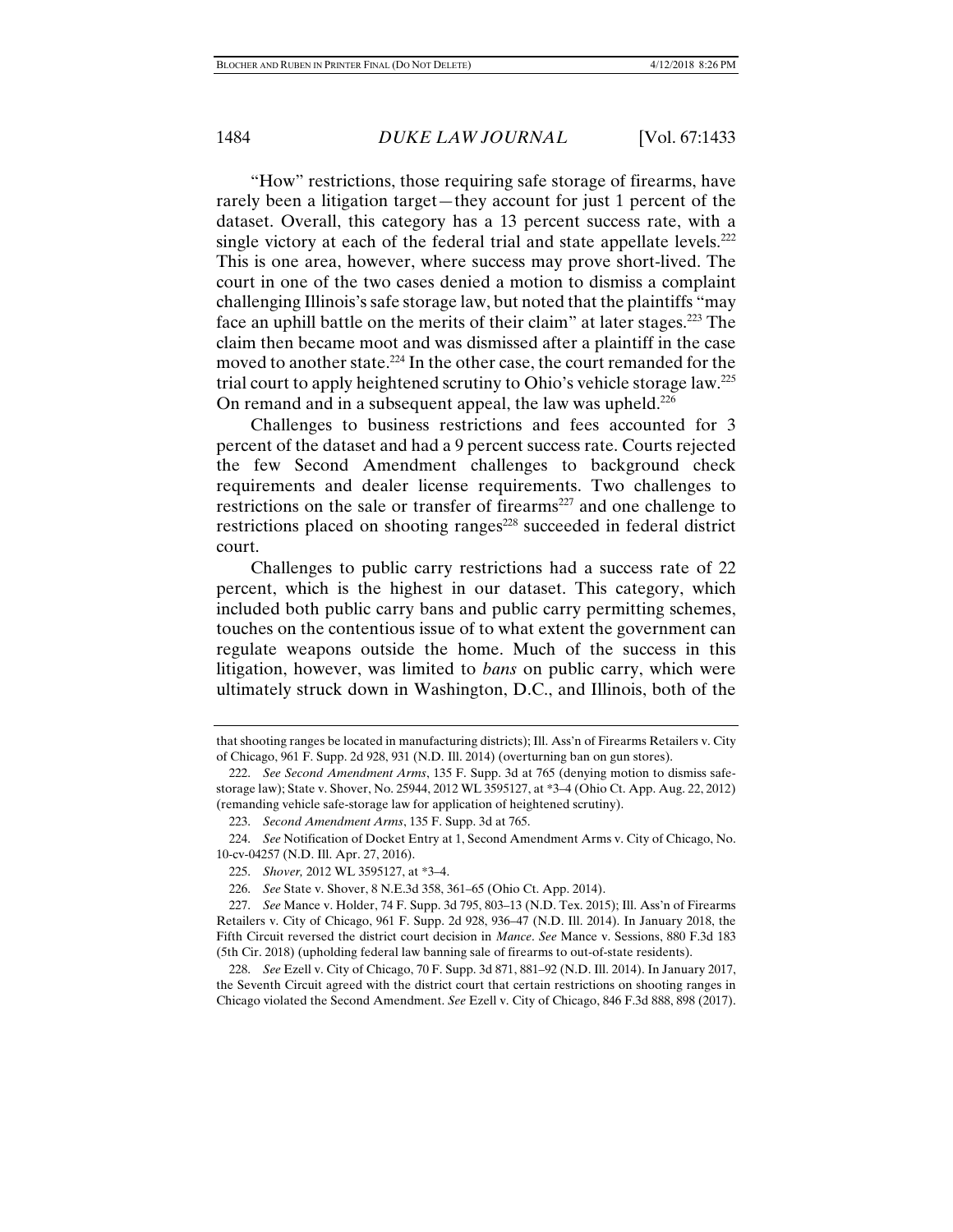"How" restrictions, those requiring safe storage of firearms, have rarely been a litigation target—they account for just 1 percent of the dataset. Overall, this category has a 13 percent success rate, with a single victory at each of the federal trial and state appellate levels.[222] This is one area, however, where success may prove short-lived. The court in one of the two cases denied a motion to dismiss a complaint challenging Illinois's safe storage law, but noted that the plaintiffs "may face an uphill battle on the merits of their claim" at later stages.[223] The claim then became moot and was dismissed after a plaintiff in the case moved to another state.[224] In the other case, the court remanded for the trial court to apply heightened scrutiny to Ohio's vehicle storage law.[225] On remand and in a subsequent appeal, the law was upheld.[226]

Challenges to business restrictions and fees accounted for 3 percent of the dataset and had a 9 percent success rate. Courts rejected the few Second Amendment challenges to background check requirements and dealer license requirements. Two challenges to restrictions on the sale or transfer of firearms[227] and one challenge to restrictions placed on shooting ranges[228] succeeded in federal district court.

Challenges to public carry restrictions had a success rate of 22 percent, which is the highest in our dataset. This category, which included both public carry bans and public carry permitting schemes, touches on the contentious issue of to what extent the government can regulate weapons outside the home. Much of the success in this litigation, however, was limited to *bans* on public carry, which were ultimately struck down in Washington, D.C., and Illinois, both of the

---

that shooting ranges be located in manufacturing districts); Ill. Ass'n of Firearms Retailers v. City of Chicago, 961 F. Supp. 2d 928, 931 (N.D. Ill. 2014) (overturning ban on gun stores).

222. *See Second Amendment Arms*, 135 F. Supp. 3d at 765 (denying motion to dismiss safe-storage law); State v. Shover, No. 25944, 2012 WL 3595127, at *3–4 (Ohio Ct. App. Aug. 22, 2012) (remanding vehicle safe-storage law for application of heightened scrutiny).

223. *Second Amendment Arms*, 135 F. Supp. 3d at 765.

224. *See* Notification of Docket Entry at 1, Second Amendment Arms v. City of Chicago, No. 10-cv-04257 (N.D. Ill. Apr. 27, 2016).

225. *Shover,* 2012 WL 3595127, at *3–4.

226. *See* State v. Shover, 8 N.E.3d 358, 361–65 (Ohio Ct. App. 2014).

227. *See* Mance v. Holder, 74 F. Supp. 3d 795, 803–13 (N.D. Tex. 2015); Ill. Ass'n of Firearms Retailers v. City of Chicago, 961 F. Supp. 2d 928, 936–47 (N.D. Ill. 2014). In January 2018, the Fifth Circuit reversed the district court decision in *Mance*. *See* Mance v. Sessions, 880 F.3d 183 (5th Cir. 2018) (upholding federal law banning sale of firearms to out-of-state residents).

228. *See* Ezell v. City of Chicago, 70 F. Supp. 3d 871, 881–92 (N.D. Ill. 2014). In January 2017, the Seventh Circuit agreed with the district court that certain restrictions on shooting ranges in Chicago violated the Second Amendment. *See* Ezell v. City of Chicago, 846 F.3d 888, 898 (2017).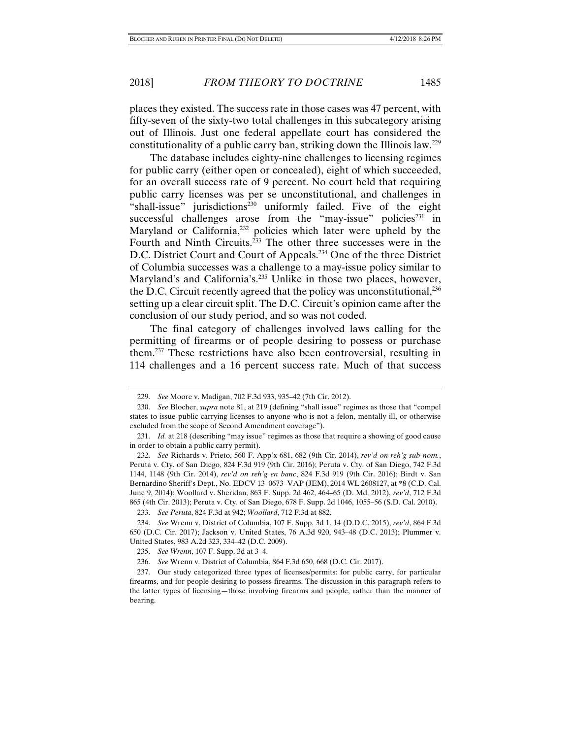places they existed. The success rate in those cases was 47 percent, with fifty-seven of the sixty-two total challenges in this subcategory arising out of Illinois. Just one federal appellate court has considered the constitutionality of a public carry ban, striking down the Illinois law.[229]

The database includes eighty-nine challenges to licensing regimes for public carry (either open or concealed), eight of which succeeded, for an overall success rate of 9 percent. No court held that requiring public carry licenses was per se unconstitutional, and challenges in "shall-issue" jurisdictions[230] uniformly failed. Five of the eight successful challenges arose from the "may-issue" policies[231] in Maryland or California,[232] policies which later were upheld by the Fourth and Ninth Circuits.[233] The other three successes were in the D.C. District Court and Court of Appeals.[234] One of the three District of Columbia successes was a challenge to a may-issue policy similar to Maryland's and California's.[235] Unlike in those two places, however, the D.C. Circuit recently agreed that the policy was unconstitutional,[236] setting up a clear circuit split. The D.C. Circuit's opinion came after the conclusion of our study period, and so was not coded.

The final category of challenges involved laws calling for the permitting of firearms or of people desiring to possess or purchase them.[237] These restrictions have also been controversial, resulting in 114 challenges and a 16 percent success rate. Much of that success

---

229. *See* Moore v. Madigan, 702 F.3d 933, 935–42 (7th Cir. 2012).

230. *See* Blocher, *supra* note 81, at 219 (defining "shall issue" regimes as those that "compel states to issue public carrying licenses to anyone who is not a felon, mentally ill, or otherwise excluded from the scope of Second Amendment coverage").

231. *Id.* at 218 (describing "may issue" regimes as those that require a showing of good cause in order to obtain a public carry permit).

232. *See* Richards v. Prieto, 560 F. App'x 681, 682 (9th Cir. 2014), *rev'd on reh'g sub nom.*, Peruta v. Cty. of San Diego, 824 F.3d 919 (9th Cir. 2016); Peruta v. Cty. of San Diego, 742 F.3d 1144, 1148 (9th Cir. 2014), *rev'd on reh'g en banc*, 824 F.3d 919 (9th Cir. 2016); Birdt v. San Bernardino Sheriff's Dept., No. EDCV 13–0673–VAP (JEM), 2014 WL 2608127, at *8 (C.D. Cal. June 9, 2014); Woollard v. Sheridan, 863 F. Supp. 2d 462, 464–65 (D. Md. 2012), *rev'd*, 712 F.3d 865 (4th Cir. 2013); Peruta v. Cty. of San Diego, 678 F. Supp. 2d 1046, 1055–56 (S.D. Cal. 2010).

233. *See Peruta*, 824 F.3d at 942; *Woollard*, 712 F.3d at 882.

234. *See* Wrenn v. District of Columbia, 107 F. Supp. 3d 1, 14 (D.D.C. 2015), *rev'd*, 864 F.3d 650 (D.C. Cir. 2017); Jackson v. United States, 76 A.3d 920, 943–48 (D.C. 2013); Plummer v. United States, 983 A.2d 323, 334–42 (D.C. 2009).

235. *See Wrenn*, 107 F. Supp. 3d at 3–4.

236. *See* Wrenn v. District of Columbia, 864 F.3d 650, 668 (D.C. Cir. 2017).

237. Our study categorized three types of licenses/permits: for public carry, for particular firearms, and for people desiring to possess firearms. The discussion in this paragraph refers to the latter types of licensing—those involving firearms and people, rather than the manner of bearing.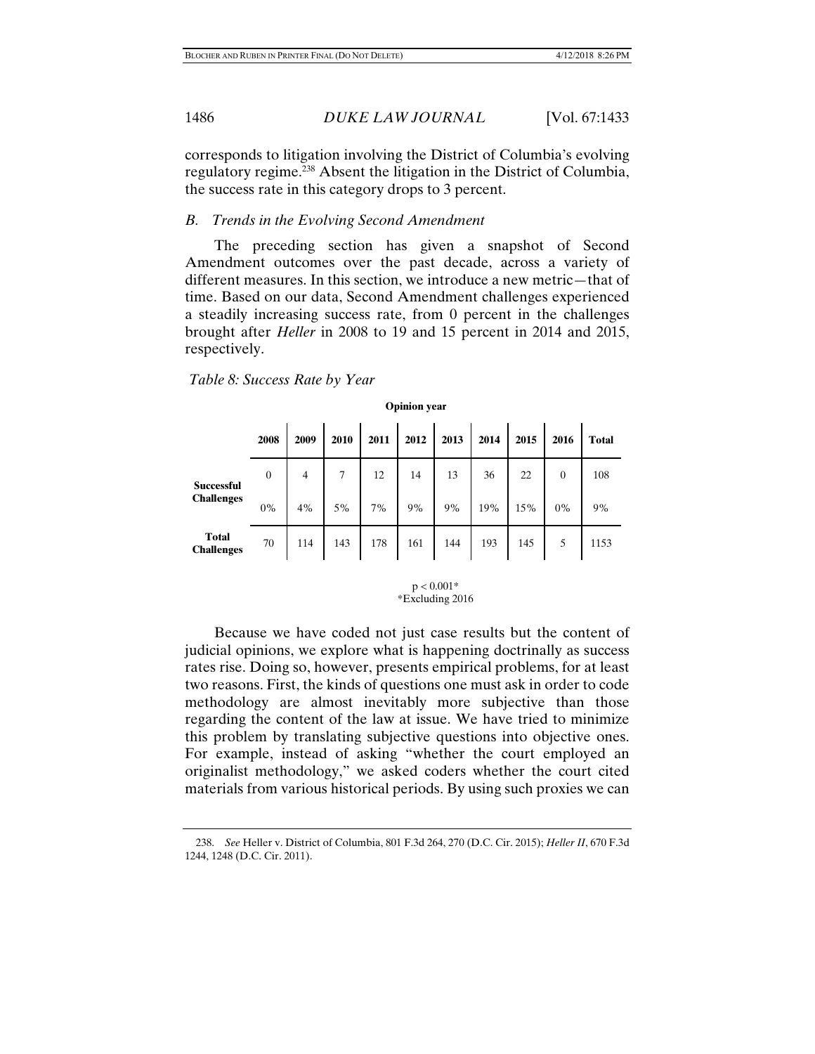corresponds to litigation involving the District of Columbia's evolving regulatory regime.[238] Absent the litigation in the District of Columbia, the success rate in this category drops to 3 percent.

### *B. Trends in the Evolving Second Amendment*

The preceding section has given a snapshot of Second Amendment outcomes over the past decade, across a variety of different measures. In this section, we introduce a new metric—that of time. Based on our data, Second Amendment challenges experienced a steadily increasing success rate, from 0 percent in the challenges brought after *Heller* in 2008 to 19 and 15 percent in 2014 and 2015, respectively.

*Table 8: Success Rate by Year*

| | **Opinion year** | | | | | | | | | |
|---|---|---|---|---|---|---|---|---|---|---|
| | **2008** | **2009** | **2010** | **2011** | **2012** | **2013** | **2014** | **2015** | **2016** | **Total** |
| **Successful Challenges** | 0 | 4 | 7 | 12 | 14 | 13 | 36 | 22 | 0 | 108 |
| | 0% | 4% | 5% | 7% | 9% | 9% | 19% | 15% | 0% | 9% |
| **Total Challenges** | 70 | 114 | 143 | 178 | 161 | 144 | 193 | 145 | 5 | 1153 |

$p < 0.001$*
*Excluding 2016

Because we have coded not just case results but the content of judicial opinions, we explore what is happening doctrinally as success rates rise. Doing so, however, presents empirical problems, for at least two reasons. First, the kinds of questions one must ask in order to code methodology are almost inevitably more subjective than those regarding the content of the law at issue. We have tried to minimize this problem by translating subjective questions into objective ones. For example, instead of asking "whether the court employed an originalist methodology," we asked coders whether the court cited materials from various historical periods. By using such proxies we can

238. *See* Heller v. District of Columbia, 801 F.3d 264, 270 (D.C. Cir. 2015); *Heller II*, 670 F.3d 1244, 1248 (D.C. Cir. 2011).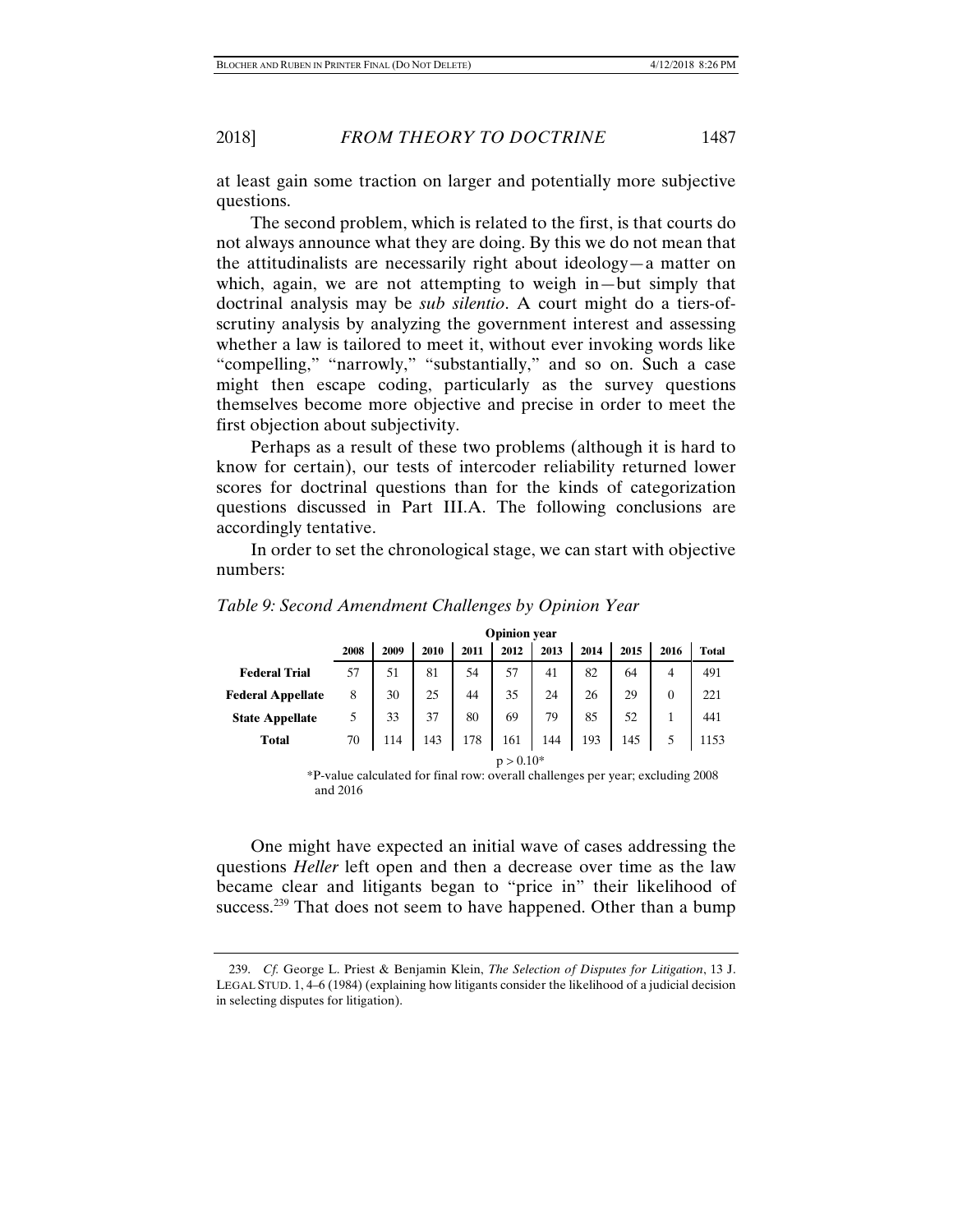at least gain some traction on larger and potentially more subjective questions.

The second problem, which is related to the first, is that courts do not always announce what they are doing. By this we do not mean that the attitudinalists are necessarily right about ideology—a matter on which, again, we are not attempting to weigh in—but simply that doctrinal analysis may be *sub silentio*. A court might do a tiers-of-scrutiny analysis by analyzing the government interest and assessing whether a law is tailored to meet it, without ever invoking words like "compelling," "narrowly," "substantially," and so on. Such a case might then escape coding, particularly as the survey questions themselves become more objective and precise in order to meet the first objection about subjectivity.

Perhaps as a result of these two problems (although it is hard to know for certain), our tests of intercoder reliability returned lower scores for doctrinal questions than for the kinds of categorization questions discussed in Part III.A. The following conclusions are accordingly tentative.

In order to set the chronological stage, we can start with objective numbers:

*Table 9: Second Amendment Challenges by Opinion Year*

| | Opinion year | | | | | | | | | |
|---|---|---|---|---|---|---|---|---|---|---|
| | **2008** | **2009** | **2010** | **2011** | **2012** | **2013** | **2014** | **2015** | **2016** | **Total** |
| **Federal Trial** | 57 | 51 | 81 | 54 | 57 | 41 | 82 | 64 | 4 | 491 |
| **Federal Appellate** | 8 | 30 | 25 | 44 | 35 | 24 | 26 | 29 | 0 | 221 |
| **State Appellate** | 5 | 33 | 37 | 80 | 69 | 79 | 85 | 52 | 1 | 441 |
| **Total** | 70 | 114 | 143 | 178 | 161 | 144 | 193 | 145 | 5 | 1153 |

$p > 0.10$*

*P-value calculated for final row: overall challenges per year; excluding 2008 and 2016

One might have expected an initial wave of cases addressing the questions *Heller* left open and then a decrease over time as the law became clear and litigants began to "price in" their likelihood of success.[239] That does not seem to have happened. Other than a bump

239. *Cf.* George L. Priest & Benjamin Klein, *The Selection of Disputes for Litigation*, 13 J. LEGAL STUD. 1, 4–6 (1984) (explaining how litigants consider the likelihood of a judicial decision in selecting disputes for litigation).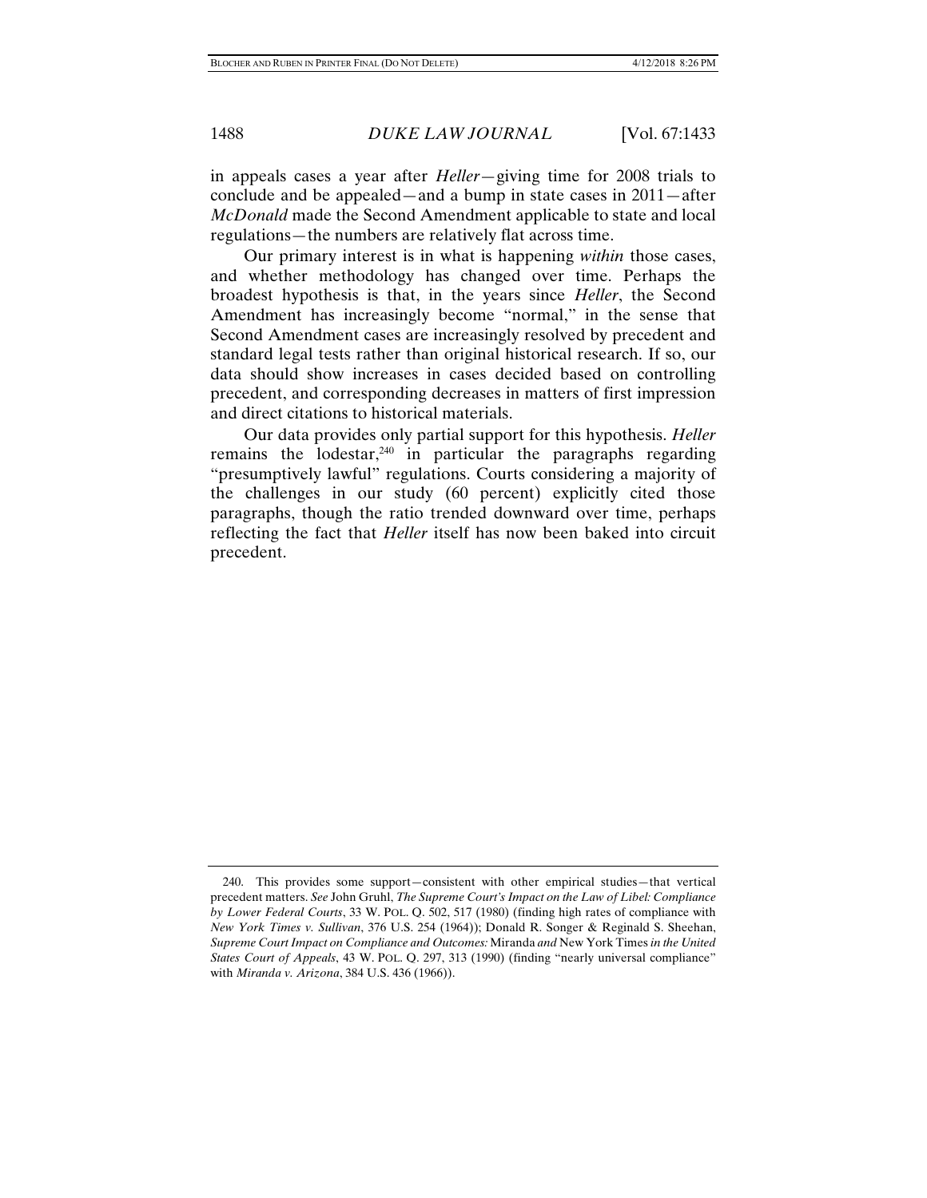in appeals cases a year after *Heller*—giving time for 2008 trials to conclude and be appealed—and a bump in state cases in 2011—after *McDonald* made the Second Amendment applicable to state and local regulations—the numbers are relatively flat across time.

Our primary interest is in what is happening *within* those cases, and whether methodology has changed over time. Perhaps the broadest hypothesis is that, in the years since *Heller*, the Second Amendment has increasingly become "normal," in the sense that Second Amendment cases are increasingly resolved by precedent and standard legal tests rather than original historical research. If so, our data should show increases in cases decided based on controlling precedent, and corresponding decreases in matters of first impression and direct citations to historical materials.

Our data provides only partial support for this hypothesis. *Heller* remains the lodestar,[240] in particular the paragraphs regarding "presumptively lawful" regulations. Courts considering a majority of the challenges in our study (60 percent) explicitly cited those paragraphs, though the ratio trended downward over time, perhaps reflecting the fact that *Heller* itself has now been baked into circuit precedent.

---

240. This provides some support—consistent with other empirical studies—that vertical precedent matters. *See* John Gruhl, *The Supreme Court's Impact on the Law of Libel: Compliance by Lower Federal Courts*, 33 W. POL. Q. 502, 517 (1980) (finding high rates of compliance with *New York Times v. Sullivan*, 376 U.S. 254 (1964)); Donald R. Songer & Reginald S. Sheehan, *Supreme Court Impact on Compliance and Outcomes:* Miranda *and* New York Times *in the United States Court of Appeals*, 43 W. POL. Q. 297, 313 (1990) (finding "nearly universal compliance" with *Miranda v. Arizona*, 384 U.S. 436 (1966)).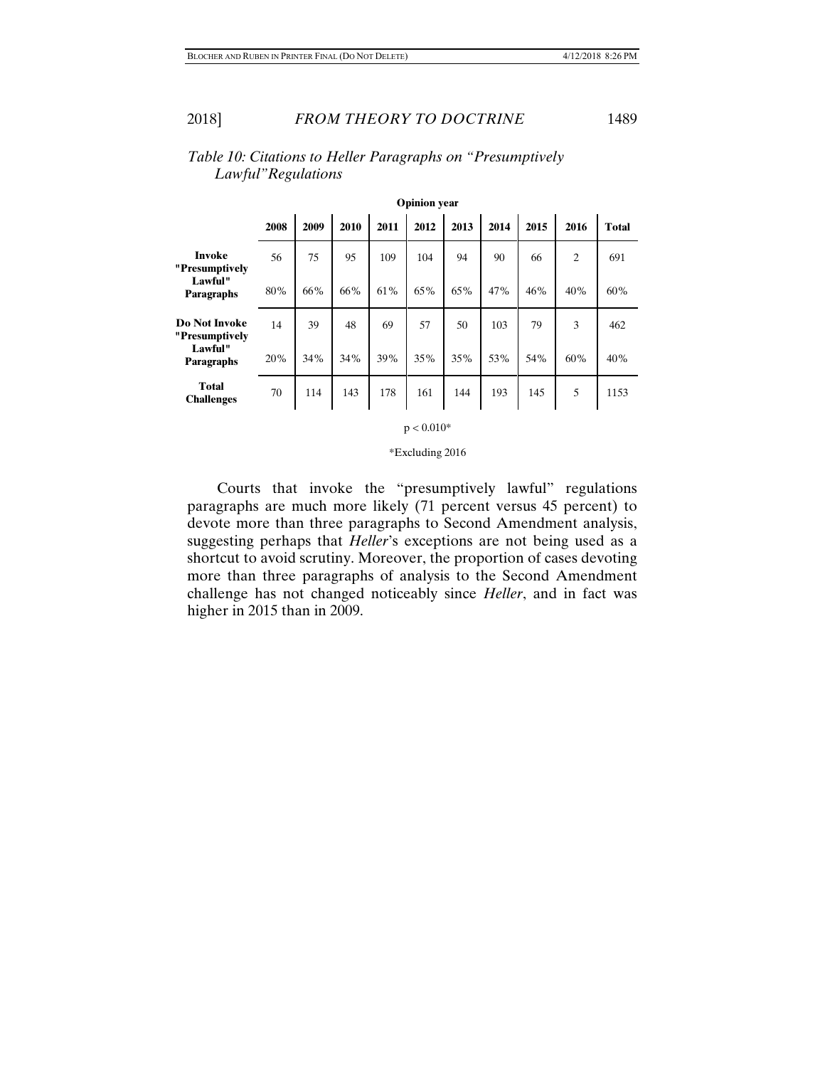*Table 10: Citations to Heller Paragraphs on "Presumptively Lawful"Regulations*

| | Opinion year | | | | | | | | | |
|---|---|---|---|---|---|---|---|---|---|---|
| | **2008** | **2009** | **2010** | **2011** | **2012** | **2013** | **2014** | **2015** | **2016** | **Total** |
| **Invoke "Presumptively Lawful" Paragraphs** | 56 | 75 | 95 | 109 | 104 | 94 | 90 | 66 | 2 | 691 |
| | 80% | 66% | 66% | 61% | 65% | 65% | 47% | 46% | 40% | 60% |
| **Do Not Invoke "Presumptively Lawful" Paragraphs** | 14 | 39 | 48 | 69 | 57 | 50 | 103 | 79 | 3 | 462 |
| | 20% | 34% | 34% | 39% | 35% | 35% | 53% | 54% | 60% | 40% |
| **Total Challenges** | 70 | 114 | 143 | 178 | 161 | 144 | 193 | 145 | 5 | 1153 |

$p < 0.010$*

*Excluding 2016

Courts that invoke the "presumptively lawful" regulations paragraphs are much more likely (71 percent versus 45 percent) to devote more than three paragraphs to Second Amendment analysis, suggesting perhaps that *Heller*'s exceptions are not being used as a shortcut to avoid scrutiny. Moreover, the proportion of cases devoting more than three paragraphs of analysis to the Second Amendment challenge has not changed noticeably since *Heller*, and in fact was higher in 2015 than in 2009.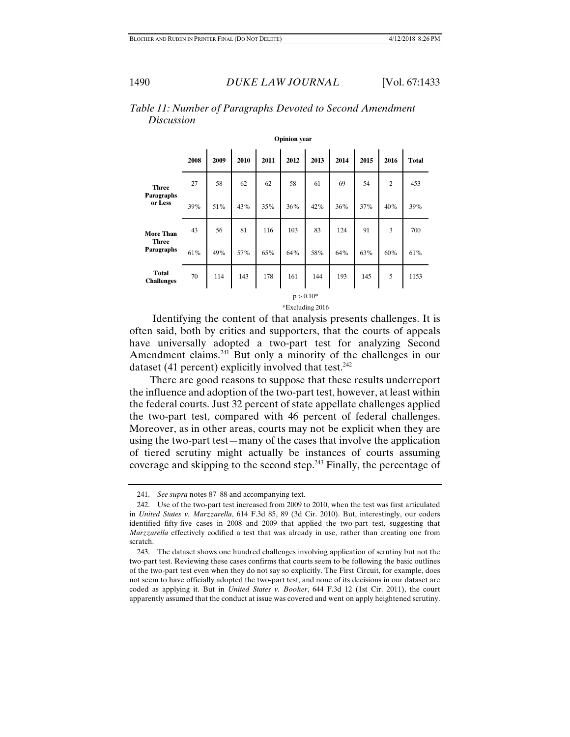*Table 11: Number of Paragraphs Devoted to Second Amendment Discussion*

| | Opinion year | | | | | | | | | |
|---|---|---|---|---|---|---|---|---|---|---|
| | **2008** | **2009** | **2010** | **2011** | **2012** | **2013** | **2014** | **2015** | **2016** | **Total** |
| **Three Paragraphs or Less** | 27 | 58 | 62 | 62 | 58 | 61 | 69 | 54 | 2 | 453 |
| | 39% | 51% | 43% | 35% | 36% | 42% | 36% | 37% | 40% | 39% |
| **More Than Three Paragraphs** | 43 | 56 | 81 | 116 | 103 | 83 | 124 | 91 | 3 | 700 |
| | 61% | 49% | 57% | 65% | 64% | 58% | 64% | 63% | 60% | 61% |
| **Total Challenges** | 70 | 114 | 143 | 178 | 161 | 144 | 193 | 145 | 5 | 1153 |

$p > 0.10$*

*Excluding 2016

Identifying the content of that analysis presents challenges. It is often said, both by critics and supporters, that the courts of appeals have universally adopted a two-part test for analyzing Second Amendment claims.[241] But only a minority of the challenges in our dataset (41 percent) explicitly involved that test.[242]

There are good reasons to suppose that these results underreport the influence and adoption of the two-part test, however, at least within the federal courts. Just 32 percent of state appellate challenges applied the two-part test, compared with 46 percent of federal challenges. Moreover, as in other areas, courts may not be explicit when they are using the two-part test—many of the cases that involve the application of tiered scrutiny might actually be instances of courts assuming coverage and skipping to the second step.[243] Finally, the percentage of

241. *See supra* notes 87–88 and accompanying text.

242. Use of the two-part test increased from 2009 to 2010, when the test was first articulated in *United States v. Marzzarella*, 614 F.3d 85, 89 (3d Cir. 2010). But, interestingly, our coders identified fifty-five cases in 2008 and 2009 that applied the two-part test, suggesting that *Marzzarella* effectively codified a test that was already in use, rather than creating one from scratch.

243. The dataset shows one hundred challenges involving application of scrutiny but not the two-part test. Reviewing these cases confirms that courts seem to be following the basic outlines of the two-part test even when they do not say so explicitly. The First Circuit, for example, does not seem to have officially adopted the two-part test, and none of its decisions in our dataset are coded as applying it. But in *United States v. Booker*, 644 F.3d 12 (1st Cir. 2011), the court apparently assumed that the conduct at issue was covered and went on apply heightened scrutiny.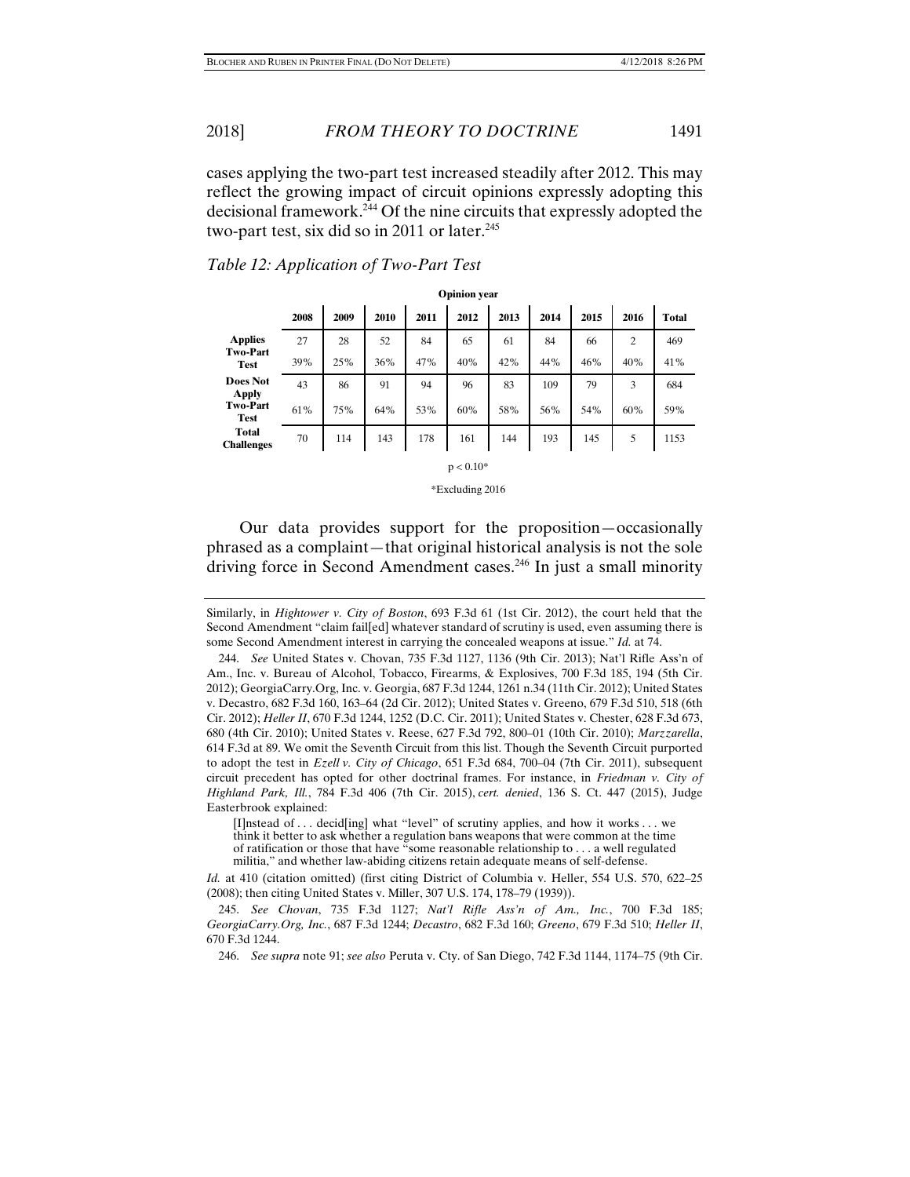cases applying the two-part test increased steadily after 2012. This may reflect the growing impact of circuit opinions expressly adopting this decisional framework.[244] Of the nine circuits that expressly adopted the two-part test, six did so in 2011 or later.[245]

*Table 12: Application of Two-Part Test*

| | **Opinion year** | | | | | | | | | |
|---|---|---|---|---|---|---|---|---|---|---|
| | **2008** | **2009** | **2010** | **2011** | **2012** | **2013** | **2014** | **2015** | **2016** | **Total** |
| **Applies Two-Part Test** | 27 | 28 | 52 | 84 | 65 | 61 | 84 | 66 | 2 | 469 |
| | 39% | 25% | 36% | 47% | 40% | 42% | 44% | 46% | 40% | 41% |
| **Does Not Apply Two-Part Test** | 43 | 86 | 91 | 94 | 96 | 83 | 109 | 79 | 3 | 684 |
| | 61% | 75% | 64% | 53% | 60% | 58% | 56% | 54% | 60% | 59% |
| **Total Challenges** | 70 | 114 | 143 | 178 | 161 | 144 | 193 | 145 | 5 | 1153 |

$p < 0.10$*

*Excluding 2016

Our data provides support for the proposition—occasionally phrased as a complaint—that original historical analysis is not the sole driving force in Second Amendment cases.[246] In just a small minority

---

Similarly, in *Hightower v. City of Boston*, 693 F.3d 61 (1st Cir. 2012), the court held that the Second Amendment "claim fail[ed] whatever standard of scrutiny is used, even assuming there is some Second Amendment interest in carrying the concealed weapons at issue." *Id.* at 74.

244. *See* United States v. Chovan, 735 F.3d 1127, 1136 (9th Cir. 2013); Nat'l Rifle Ass'n of Am., Inc. v. Bureau of Alcohol, Tobacco, Firearms, & Explosives, 700 F.3d 185, 194 (5th Cir. 2012); GeorgiaCarry.Org, Inc. v. Georgia, 687 F.3d 1244, 1261 n.34 (11th Cir. 2012); United States v. Decastro, 682 F.3d 160, 163–64 (2d Cir. 2012); United States v. Greeno, 679 F.3d 510, 518 (6th Cir. 2012); *Heller II*, 670 F.3d 1244, 1252 (D.C. Cir. 2011); United States v. Chester, 628 F.3d 673, 680 (4th Cir. 2010); United States v. Reese, 627 F.3d 792, 800–01 (10th Cir. 2010); *Marzzarella*, 614 F.3d at 89. We omit the Seventh Circuit from this list. Though the Seventh Circuit purported to adopt the test in *Ezell v. City of Chicago*, 651 F.3d 684, 700–04 (7th Cir. 2011), subsequent circuit precedent has opted for other doctrinal frames. For instance, in *Friedman v. City of Highland Park, Ill.*, 784 F.3d 406 (7th Cir. 2015), *cert. denied*, 136 S. Ct. 447 (2015), Judge Easterbrook explained:

> [I]nstead of . . . decid[ing] what "level" of scrutiny applies, and how it works . . . we think it better to ask whether a regulation bans weapons that were common at the time of ratification or those that have "some reasonable relationship to . . . a well regulated militia," and whether law-abiding citizens retain adequate means of self-defense.

*Id.* at 410 (citation omitted) (first citing District of Columbia v. Heller, 554 U.S. 570, 622–25 (2008); then citing United States v. Miller, 307 U.S. 174, 178–79 (1939)).

245. *See Chovan*, 735 F.3d 1127; *Nat'l Rifle Ass'n of Am., Inc.*, 700 F.3d 185; *GeorgiaCarry.Org, Inc.*, 687 F.3d 1244; *Decastro*, 682 F.3d 160; *Greeno*, 679 F.3d 510; *Heller II*, 670 F.3d 1244.

246. *See supra* note 91; *see also* Peruta v. Cty. of San Diego, 742 F.3d 1144, 1174–75 (9th Cir.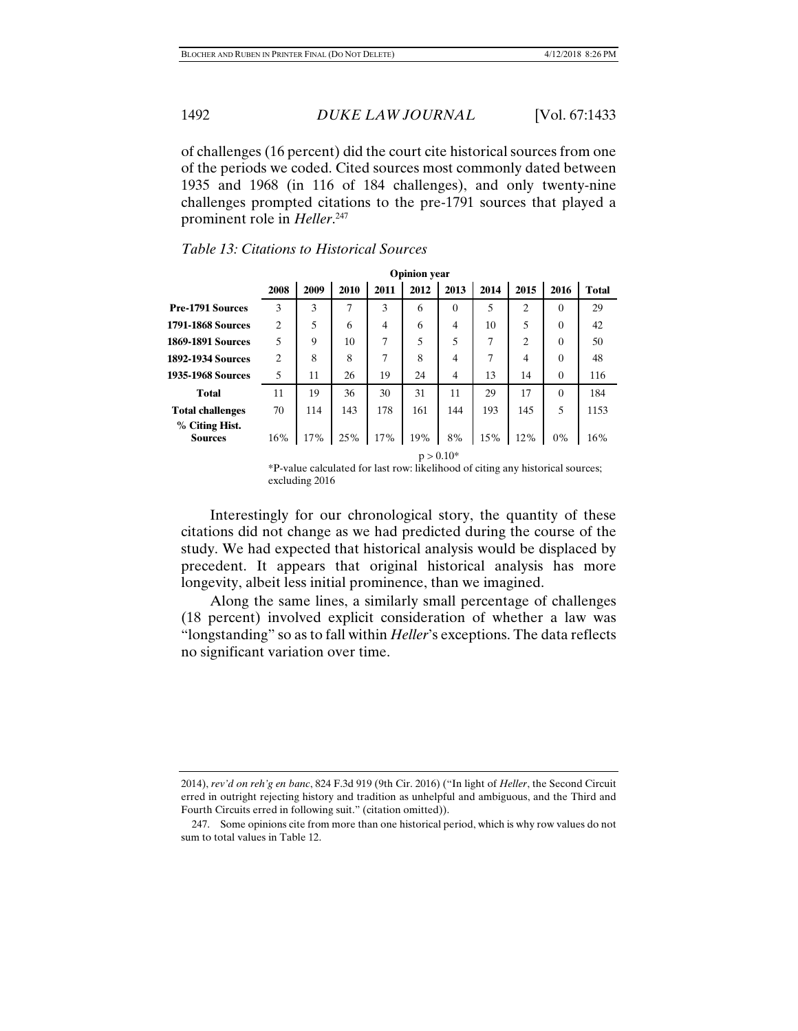of challenges (16 percent) did the court cite historical sources from one of the periods we coded. Cited sources most commonly dated between 1935 and 1968 (in 116 of 184 challenges), and only twenty-nine challenges prompted citations to the pre-1791 sources that played a prominent role in *Heller*.[247]

*Table 13: Citations to Historical Sources*

| | Opinion year | | | | | | | | | |
|---|---|---|---|---|---|---|---|---|---|---|
| | **2008** | **2009** | **2010** | **2011** | **2012** | **2013** | **2014** | **2015** | **2016** | **Total** |
| **Pre-1791 Sources** | 3 | 3 | 7 | 3 | 6 | 0 | 5 | 2 | 0 | 29 |
| **1791-1868 Sources** | 2 | 5 | 6 | 4 | 6 | 4 | 10 | 5 | 0 | 42 |
| **1869-1891 Sources** | 5 | 9 | 10 | 7 | 5 | 5 | 7 | 2 | 0 | 50 |
| **1892-1934 Sources** | 2 | 8 | 8 | 7 | 8 | 4 | 7 | 4 | 0 | 48 |
| **1935-1968 Sources** | 5 | 11 | 26 | 19 | 24 | 4 | 13 | 14 | 0 | 116 |
| **Total** | 11 | 19 | 36 | 30 | 31 | 11 | 29 | 17 | 0 | 184 |
| **Total challenges** | 70 | 114 | 143 | 178 | 161 | 144 | 193 | 145 | 5 | 1153 |
| **% Citing Hist. Sources** | 16% | 17% | 25% | 17% | 19% | 8% | 15% | 12% | 0% | 16% |

$p > 0.10$*

*P-value calculated for last row: likelihood of citing any historical sources; excluding 2016

Interestingly for our chronological story, the quantity of these citations did not change as we had predicted during the course of the study. We had expected that historical analysis would be displaced by precedent. It appears that original historical analysis has more longevity, albeit less initial prominence, than we imagined.

Along the same lines, a similarly small percentage of challenges (18 percent) involved explicit consideration of whether a law was "longstanding" so as to fall within *Heller*'s exceptions. The data reflects no significant variation over time.

---

2014), *rev'd on reh'g en banc*, 824 F.3d 919 (9th Cir. 2016) ("In light of *Heller*, the Second Circuit erred in outright rejecting history and tradition as unhelpful and ambiguous, and the Third and Fourth Circuits erred in following suit." (citation omitted)).

247. Some opinions cite from more than one historical period, which is why row values do not sum to total values in Table 12.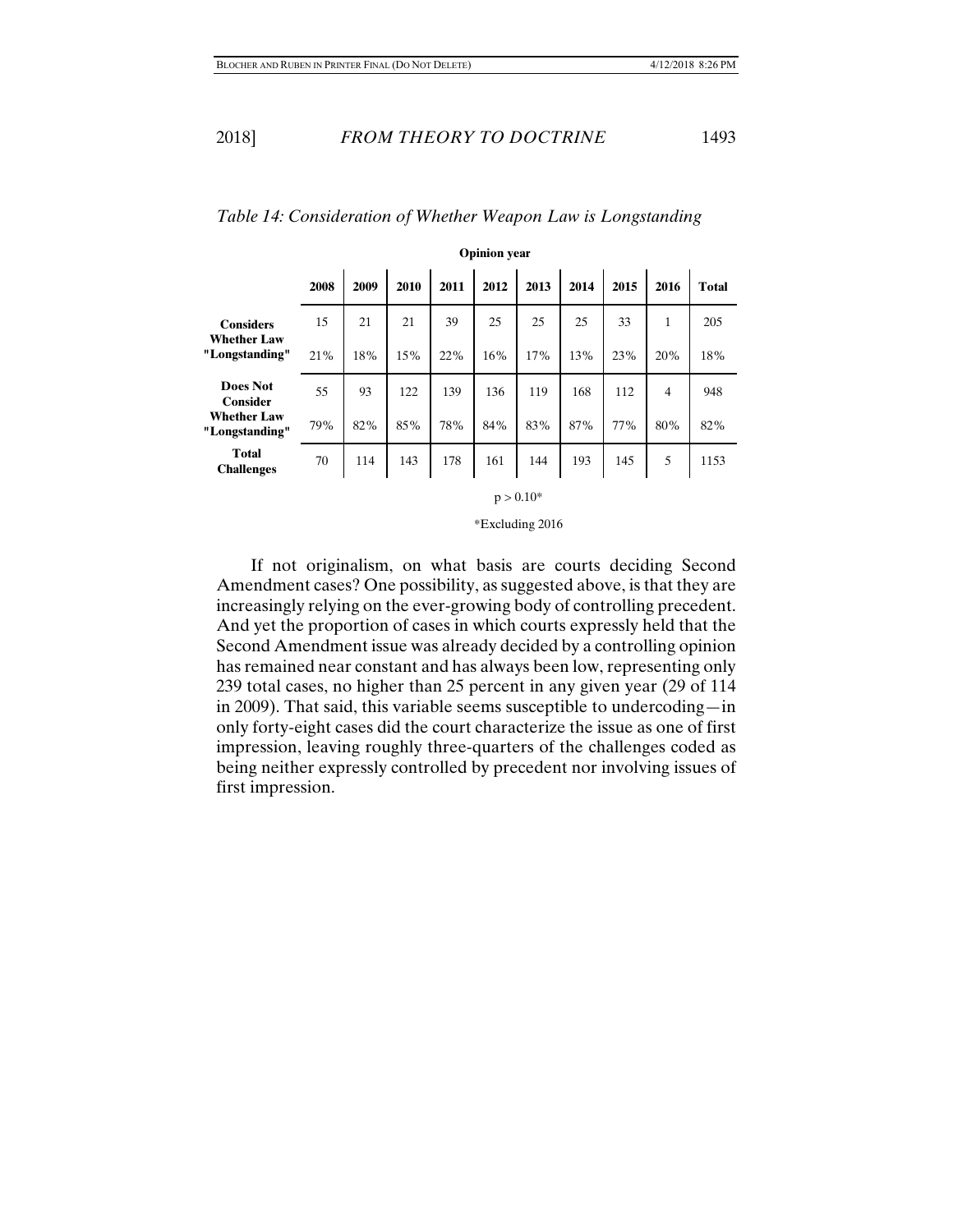*Table 14: Consideration of Whether Weapon Law is Longstanding*

| | Opinion year | | | | | | | | | |
|---|---|---|---|---|---|---|---|---|---|---|
| | **2008** | **2009** | **2010** | **2011** | **2012** | **2013** | **2014** | **2015** | **2016** | **Total** |
| **Considers Whether Law "Longstanding"** | 15 | 21 | 21 | 39 | 25 | 25 | 25 | 33 | 1 | 205 |
| | 21% | 18% | 15% | 22% | 16% | 17% | 13% | 23% | 20% | 18% |
| **Does Not Consider Whether Law "Longstanding"** | 55 | 93 | 122 | 139 | 136 | 119 | 168 | 112 | 4 | 948 |
| | 79% | 82% | 85% | 78% | 84% | 83% | 87% | 77% | 80% | 82% |
| **Total Challenges** | 70 | 114 | 143 | 178 | 161 | 144 | 193 | 145 | 5 | 1153 |

$p > 0.10$*

*Excluding 2016

If not originalism, on what basis are courts deciding Second Amendment cases? One possibility, as suggested above, is that they are increasingly relying on the ever-growing body of controlling precedent. And yet the proportion of cases in which courts expressly held that the Second Amendment issue was already decided by a controlling opinion has remained near constant and has always been low, representing only 239 total cases, no higher than 25 percent in any given year (29 of 114 in 2009). That said, this variable seems susceptible to undercoding—in only forty-eight cases did the court characterize the issue as one of first impression, leaving roughly three-quarters of the challenges coded as being neither expressly controlled by precedent nor involving issues of first impression.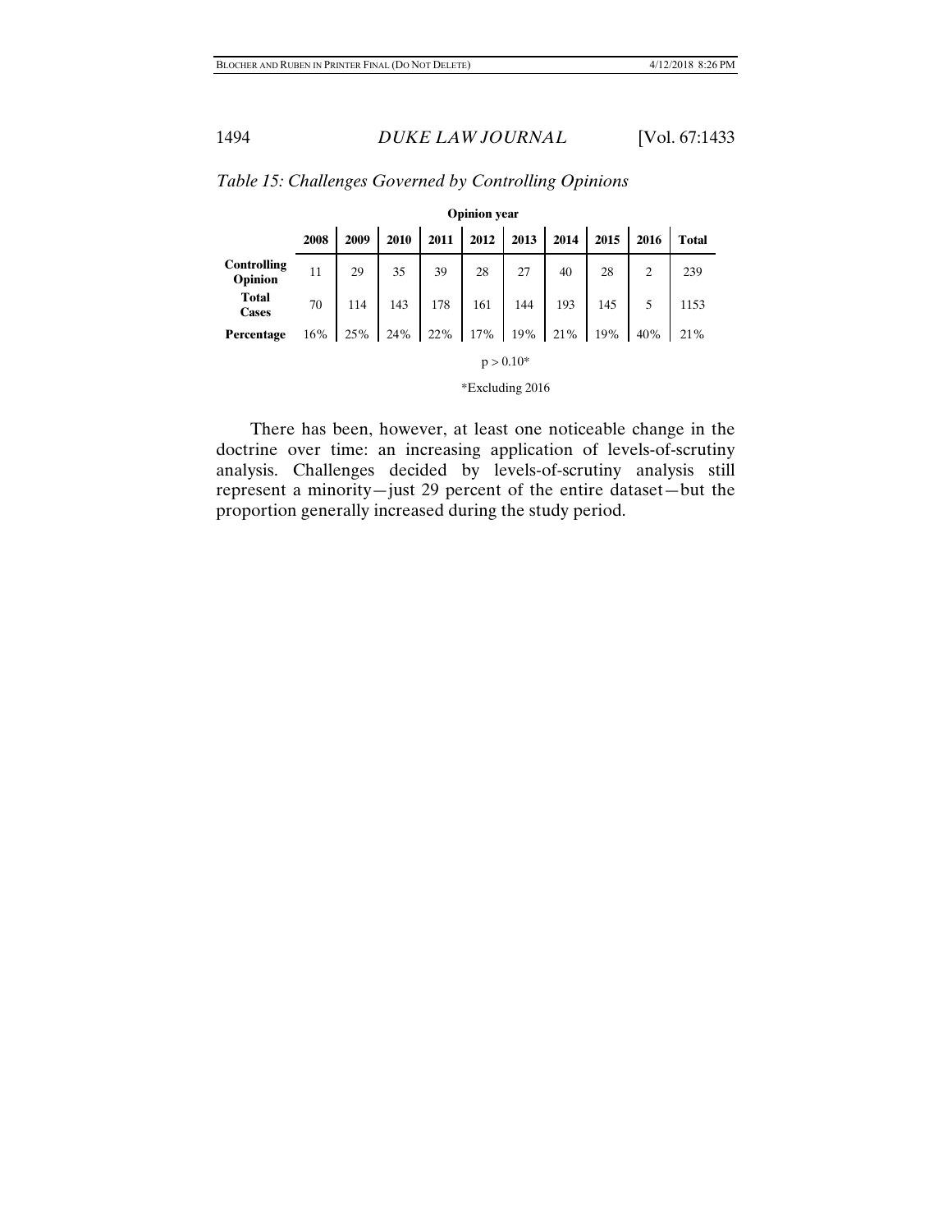*Table 15: Challenges Governed by Controlling Opinions*

| | Opinion year | | | | | | | | | |
|---|---|---|---|---|---|---|---|---|---|---|
| | **2008** | **2009** | **2010** | **2011** | **2012** | **2013** | **2014** | **2015** | **2016** | **Total** |
| **Controlling Opinion** | 11 | 29 | 35 | 39 | 28 | 27 | 40 | 28 | 2 | 239 |
| **Total Cases** | 70 | 114 | 143 | 178 | 161 | 144 | 193 | 145 | 5 | 1153 |
| **Percentage** | 16% | 25% | 24% | 22% | 17% | 19% | 21% | 19% | 40% | 21% |

$p > 0.10$*

*Excluding 2016

There has been, however, at least one noticeable change in the doctrine over time: an increasing application of levels-of-scrutiny analysis. Challenges decided by levels-of-scrutiny analysis still represent a minority—just 29 percent of the entire dataset—but the proportion generally increased during the study period.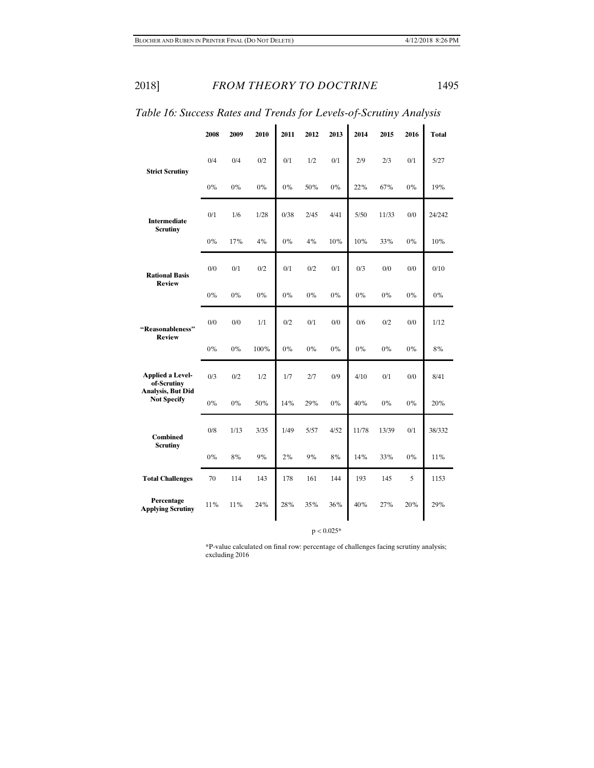*Table 16: Success Rates and Trends for Levels-of-Scrutiny Analysis*

| | 2008 | 2009 | 2010 | 2011 | 2012 | 2013 | 2014 | 2015 | 2016 | Total |
|---|---|---|---|---|---|---|---|---|---|---|
| **Strict Scrutiny** | 0/4 | 0/4 | 0/2 | 0/1 | 1/2 | 0/1 | 2/9 | 2/3 | 0/1 | 5/27 |
| | 0% | 0% | 0% | 0% | 50% | 0% | 22% | 67% | 0% | 19% |
| **Intermediate Scrutiny** | 0/1 | 1/6 | 1/28 | 0/38 | 2/45 | 4/41 | 5/50 | 11/33 | 0/0 | 24/242 |
| | 0% | 17% | 4% | 0% | 4% | 10% | 10% | 33% | 0% | 10% |
| **Rational Basis Review** | 0/0 | 0/1 | 0/2 | 0/1 | 0/2 | 0/1 | 0/3 | 0/0 | 0/0 | 0/10 |
| | 0% | 0% | 0% | 0% | 0% | 0% | 0% | 0% | 0% | 0% |
| **"Reasonableness" Review** | 0/0 | 0/0 | 1/1 | 0/2 | 0/1 | 0/0 | 0/6 | 0/2 | 0/0 | 1/12 |
| | 0% | 0% | 100% | 0% | 0% | 0% | 0% | 0% | 0% | 8% |
| **Applied a Level-of-Scrutiny Analysis, But Did Not Specify** | 0/3 | 0/2 | 1/2 | 1/7 | 2/7 | 0/9 | 4/10 | 0/1 | 0/0 | 8/41 |
| | 0% | 0% | 50% | 14% | 29% | 0% | 40% | 0% | 0% | 20% |
| **Combined Scrutiny** | 0/8 | 1/13 | 3/35 | 1/49 | 5/57 | 4/52 | 11/78 | 13/39 | 0/1 | 38/332 |
| | 0% | 8% | 9% | 2% | 9% | 8% | 14% | 33% | 0% | 11% |
| **Total Challenges** | 70 | 114 | 143 | 178 | 161 | 144 | 193 | 145 | 5 | 1153 |
| **Percentage Applying Scrutiny** | 11% | 11% | 24% | 28% | 35% | 36% | 40% | 27% | 20% | 29% |

$p < 0.025$*

*P-value calculated on final row: percentage of challenges facing scrutiny analysis; excluding 2016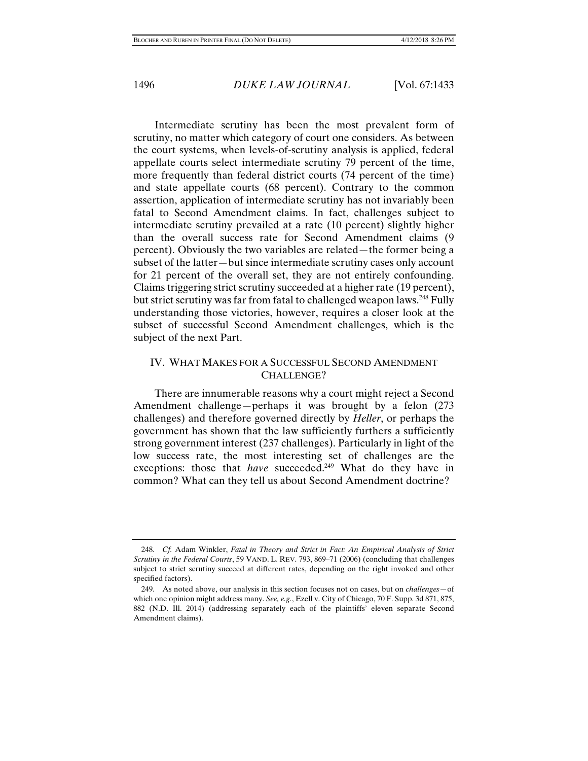Intermediate scrutiny has been the most prevalent form of scrutiny, no matter which category of court one considers. As between the court systems, when levels-of-scrutiny analysis is applied, federal appellate courts select intermediate scrutiny 79 percent of the time, more frequently than federal district courts (74 percent of the time) and state appellate courts (68 percent). Contrary to the common assertion, application of intermediate scrutiny has not invariably been fatal to Second Amendment claims. In fact, challenges subject to intermediate scrutiny prevailed at a rate (10 percent) slightly higher than the overall success rate for Second Amendment claims (9 percent). Obviously the two variables are related—the former being a subset of the latter—but since intermediate scrutiny cases only account for 21 percent of the overall set, they are not entirely confounding. Claims triggering strict scrutiny succeeded at a higher rate (19 percent), but strict scrutiny was far from fatal to challenged weapon laws.[248] Fully understanding those victories, however, requires a closer look at the subset of successful Second Amendment challenges, which is the subject of the next Part.

## IV. WHAT MAKES FOR A SUCCESSFUL SECOND AMENDMENT CHALLENGE?

There are innumerable reasons why a court might reject a Second Amendment challenge—perhaps it was brought by a felon (273 challenges) and therefore governed directly by *Heller*, or perhaps the government has shown that the law sufficiently furthers a sufficiently strong government interest (237 challenges). Particularly in light of the low success rate, the most interesting set of challenges are the exceptions: those that *have* succeeded.[249] What do they have in common? What can they tell us about Second Amendment doctrine?

---

248. *Cf.* Adam Winkler, *Fatal in Theory and Strict in Fact: An Empirical Analysis of Strict Scrutiny in the Federal Courts*, 59 VAND. L. REV. 793, 869–71 (2006) (concluding that challenges subject to strict scrutiny succeed at different rates, depending on the right invoked and other specified factors).

249. As noted above, our analysis in this section focuses not on cases, but on *challenges*—of which one opinion might address many. *See, e.g.*, Ezell v. City of Chicago, 70 F. Supp. 3d 871, 875, 882 (N.D. Ill. 2014) (addressing separately each of the plaintiffs' eleven separate Second Amendment claims).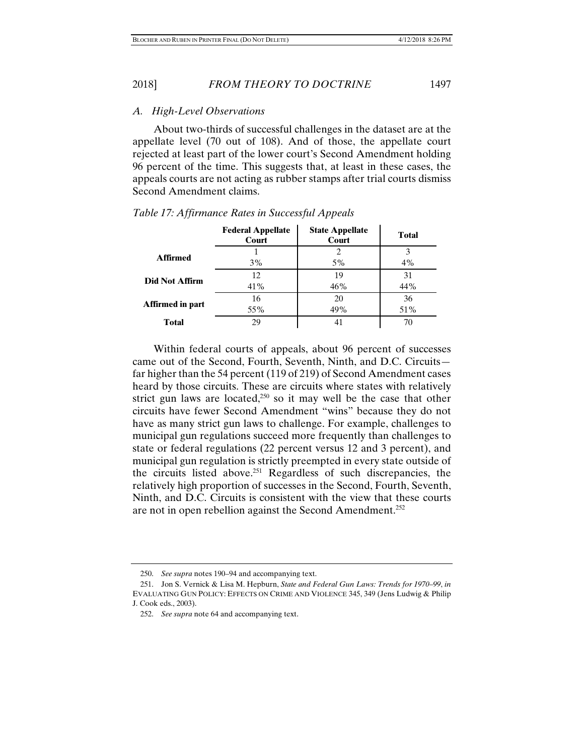### A. High-Level Observations

About two-thirds of successful challenges in the dataset are at the appellate level (70 out of 108). And of those, the appellate court rejected at least part of the lower court's Second Amendment holding 96 percent of the time. This suggests that, at least in these cases, the appeals courts are not acting as rubber stamps after trial courts dismiss Second Amendment claims.

*Table 17: Affirmance Rates in Successful Appeals*

| | Federal Appellate Court | State Appellate Court | Total |
|---|---|---|---|
| **Affirmed** | 1<br>3% | 2<br>5% | 3<br>4% |
| **Did Not Affirm** | 12<br>41% | 19<br>46% | 31<br>44% |
| **Affirmed in part** | 16<br>55% | 20<br>49% | 36<br>51% |
| **Total** | 29 | 41 | 70 |

Within federal courts of appeals, about 96 percent of successes came out of the Second, Fourth, Seventh, Ninth, and D.C. Circuits—far higher than the 54 percent (119 of 219) of Second Amendment cases heard by those circuits. These are circuits where states with relatively strict gun laws are located,[250] so it may well be the case that other circuits have fewer Second Amendment "wins" because they do not have as many strict gun laws to challenge. For example, challenges to municipal gun regulations succeed more frequently than challenges to state or federal regulations (22 percent versus 12 and 3 percent), and municipal gun regulation is strictly preempted in every state outside of the circuits listed above.[251] Regardless of such discrepancies, the relatively high proportion of successes in the Second, Fourth, Seventh, Ninth, and D.C. Circuits is consistent with the view that these courts are not in open rebellion against the Second Amendment.[252]

---

250. *See supra* notes 190–94 and accompanying text.

251. Jon S. Vernick & Lisa M. Hepburn, *State and Federal Gun Laws: Trends for 1970–99*, *in* EVALUATING GUN POLICY: EFFECTS ON CRIME AND VIOLENCE 345, 349 (Jens Ludwig & Philip J. Cook eds., 2003).

252. *See supra* note 64 and accompanying text.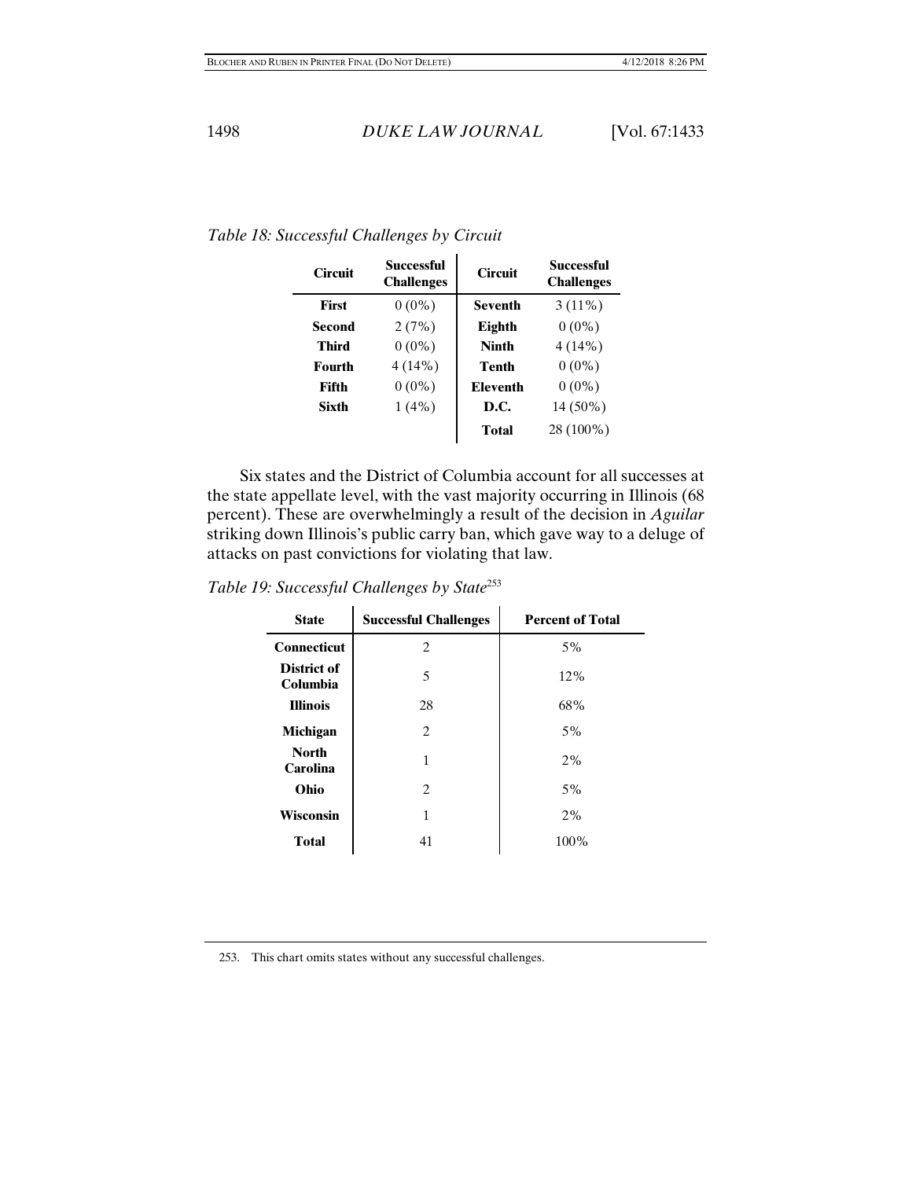*Table 18: Successful Challenges by Circuit*

| Circuit | Successful Challenges | Circuit | Successful Challenges |
|---|---|---|---|
| **First** | 0 (0%) | **Seventh** | 3 (11%) |
| **Second** | 2 (7%) | **Eighth** | 0 (0%) |
| **Third** | 0 (0%) | **Ninth** | 4 (14%) |
| **Fourth** | 4 (14%) | **Tenth** | 0 (0%) |
| **Fifth** | 0 (0%) | **Eleventh** | 0 (0%) |
| **Sixth** | 1 (4%) | **D.C.** | 14 (50%) |
| | | **Total** | 28 (100%) |

Six states and the District of Columbia account for all successes at the state appellate level, with the vast majority occurring in Illinois (68 percent). These are overwhelmingly a result of the decision in *Aguilar* striking down Illinois's public carry ban, which gave way to a deluge of attacks on past convictions for violating that law.

*Table 19: Successful Challenges by State*[253]

| State | Successful Challenges | Percent of Total |
|---|---|---|
| **Connecticut** | 2 | 5% |
| **District of Columbia** | 5 | 12% |
| **Illinois** | 28 | 68% |
| **Michigan** | 2 | 5% |
| **North Carolina** | 1 | 2% |
| **Ohio** | 2 | 5% |
| **Wisconsin** | 1 | 2% |
| **Total** | 41 | 100% |

253. This chart omits states without any successful challenges.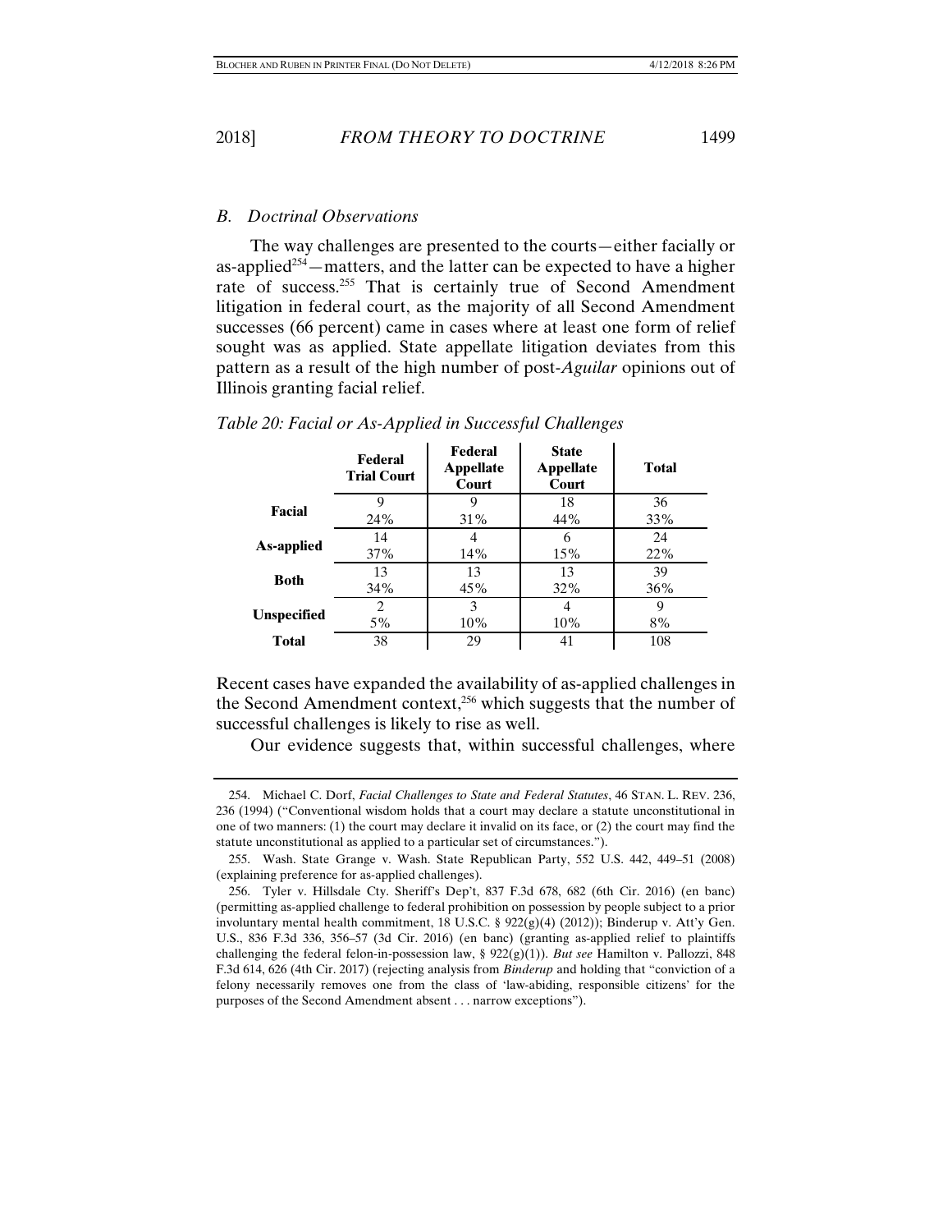### *B. Doctrinal Observations*

The way challenges are presented to the courts—either facially or as-applied[254]—matters, and the latter can be expected to have a higher rate of success.[255] That is certainly true of Second Amendment litigation in federal court, as the majority of all Second Amendment successes (66 percent) came in cases where at least one form of relief sought was as applied. State appellate litigation deviates from this pattern as a result of the high number of post-*Aguilar* opinions out of Illinois granting facial relief.

*Table 20: Facial or As-Applied in Successful Challenges*

| | Federal Trial Court | Federal Appellate Court | State Appellate Court | Total |
|---|---|---|---|---|
| **Facial** | 9<br>24% | 9<br>31% | 18<br>44% | 36<br>33% |
| **As-applied** | 14<br>37% | 4<br>14% | 6<br>15% | 24<br>22% |
| **Both** | 13<br>34% | 13<br>45% | 13<br>32% | 39<br>36% |
| **Unspecified** | 2<br>5% | 3<br>10% | 4<br>10% | 9<br>8% |
| **Total** | 38 | 29 | 41 | 108 |

Recent cases have expanded the availability of as-applied challenges in the Second Amendment context,[256] which suggests that the number of successful challenges is likely to rise as well.

Our evidence suggests that, within successful challenges, where

---

254. Michael C. Dorf, *Facial Challenges to State and Federal Statutes*, 46 STAN. L. REV. 236, 236 (1994) ("Conventional wisdom holds that a court may declare a statute unconstitutional in one of two manners: (1) the court may declare it invalid on its face, or (2) the court may find the statute unconstitutional as applied to a particular set of circumstances.").

255. Wash. State Grange v. Wash. State Republican Party, 552 U.S. 442, 449–51 (2008) (explaining preference for as-applied challenges).

256. Tyler v. Hillsdale Cty. Sheriff's Dep't, 837 F.3d 678, 682 (6th Cir. 2016) (en banc) (permitting as-applied challenge to federal prohibition on possession by people subject to a prior involuntary mental health commitment, 18 U.S.C. § 922(g)(4) (2012)); Binderup v. Att'y Gen. U.S., 836 F.3d 336, 356–57 (3d Cir. 2016) (en banc) (granting as-applied relief to plaintiffs challenging the federal felon-in-possession law, § 922(g)(1)). *But see* Hamilton v. Pallozzi, 848 F.3d 614, 626 (4th Cir. 2017) (rejecting analysis from *Binderup* and holding that "conviction of a felony necessarily removes one from the class of 'law-abiding, responsible citizens' for the purposes of the Second Amendment absent . . . narrow exceptions").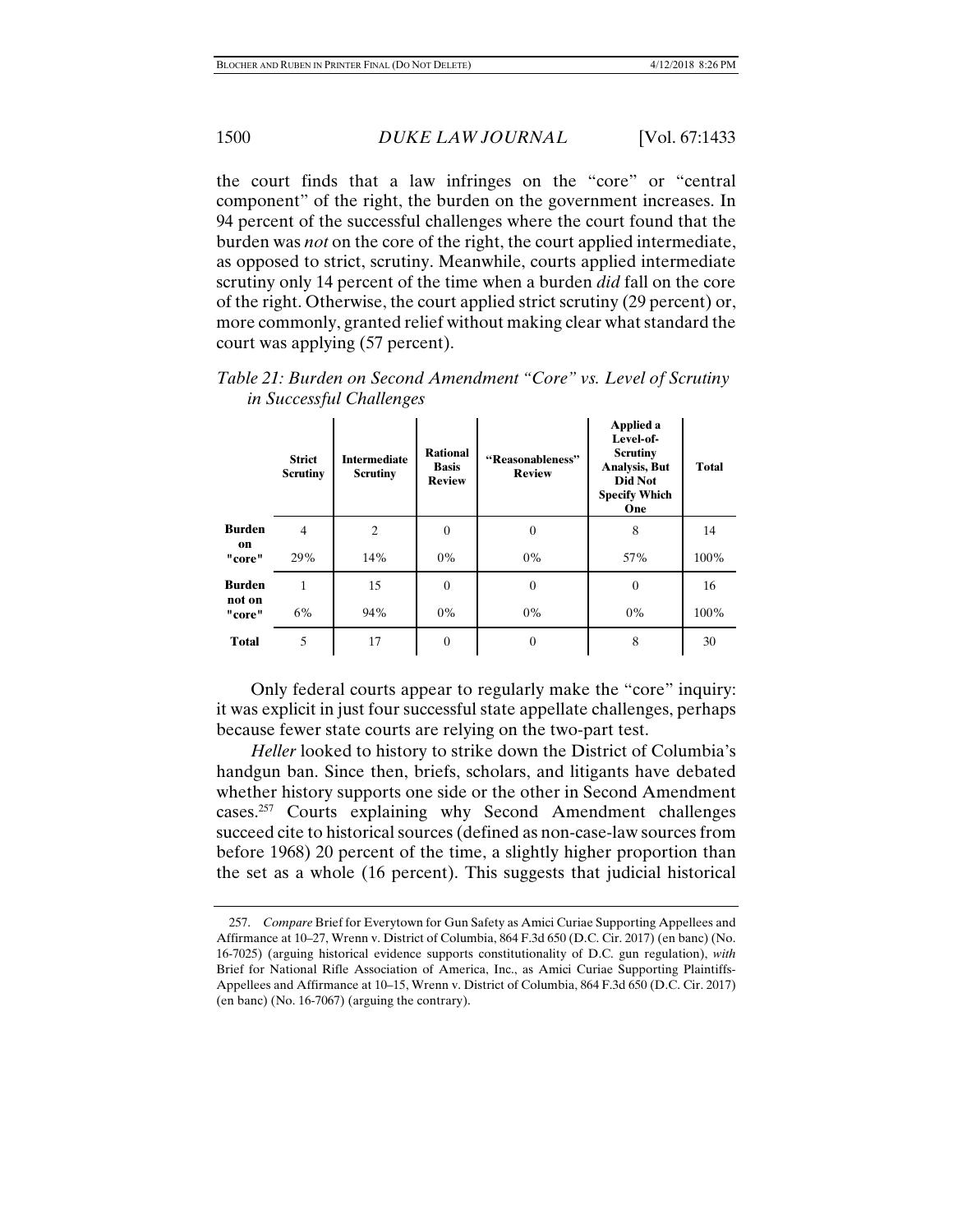the court finds that a law infringes on the "core" or "central component" of the right, the burden on the government increases. In 94 percent of the successful challenges where the court found that the burden was *not* on the core of the right, the court applied intermediate, as opposed to strict, scrutiny. Meanwhile, courts applied intermediate scrutiny only 14 percent of the time when a burden *did* fall on the core of the right. Otherwise, the court applied strict scrutiny (29 percent) or, more commonly, granted relief without making clear what standard the court was applying (57 percent).

*Table 21: Burden on Second Amendment "Core" vs. Level of Scrutiny in Successful Challenges*

| | Strict Scrutiny | Intermediate Scrutiny | Rational Basis Review | "Reasonableness" Review | Applied a Level-of-Scrutiny Analysis, But Did Not Specify Which One | Total |
|---|---|---|---|---|---|---|
| **Burden on "core"** | 4 | 2 | 0 | 0 | 8 | 14 |
| | 29% | 14% | 0% | 0% | 57% | 100% |
| **Burden not on "core"** | 1 | 15 | 0 | 0 | 0 | 16 |
| | 6% | 94% | 0% | 0% | 0% | 100% |
| **Total** | 5 | 17 | 0 | 0 | 8 | 30 |

Only federal courts appear to regularly make the "core" inquiry: it was explicit in just four successful state appellate challenges, perhaps because fewer state courts are relying on the two-part test.

*Heller* looked to history to strike down the District of Columbia's handgun ban. Since then, briefs, scholars, and litigants have debated whether history supports one side or the other in Second Amendment cases.[257] Courts explaining why Second Amendment challenges succeed cite to historical sources (defined as non-case-law sources from before 1968) 20 percent of the time, a slightly higher proportion than the set as a whole (16 percent). This suggests that judicial historical

257. *Compare* Brief for Everytown for Gun Safety as Amici Curiae Supporting Appellees and Affirmance at 10–27, Wrenn v. District of Columbia, 864 F.3d 650 (D.C. Cir. 2017) (en banc) (No. 16-7025) (arguing historical evidence supports constitutionality of D.C. gun regulation), *with* Brief for National Rifle Association of America, Inc., as Amici Curiae Supporting Plaintiffs-Appellees and Affirmance at 10–15, Wrenn v. District of Columbia, 864 F.3d 650 (D.C. Cir. 2017) (en banc) (No. 16-7067) (arguing the contrary).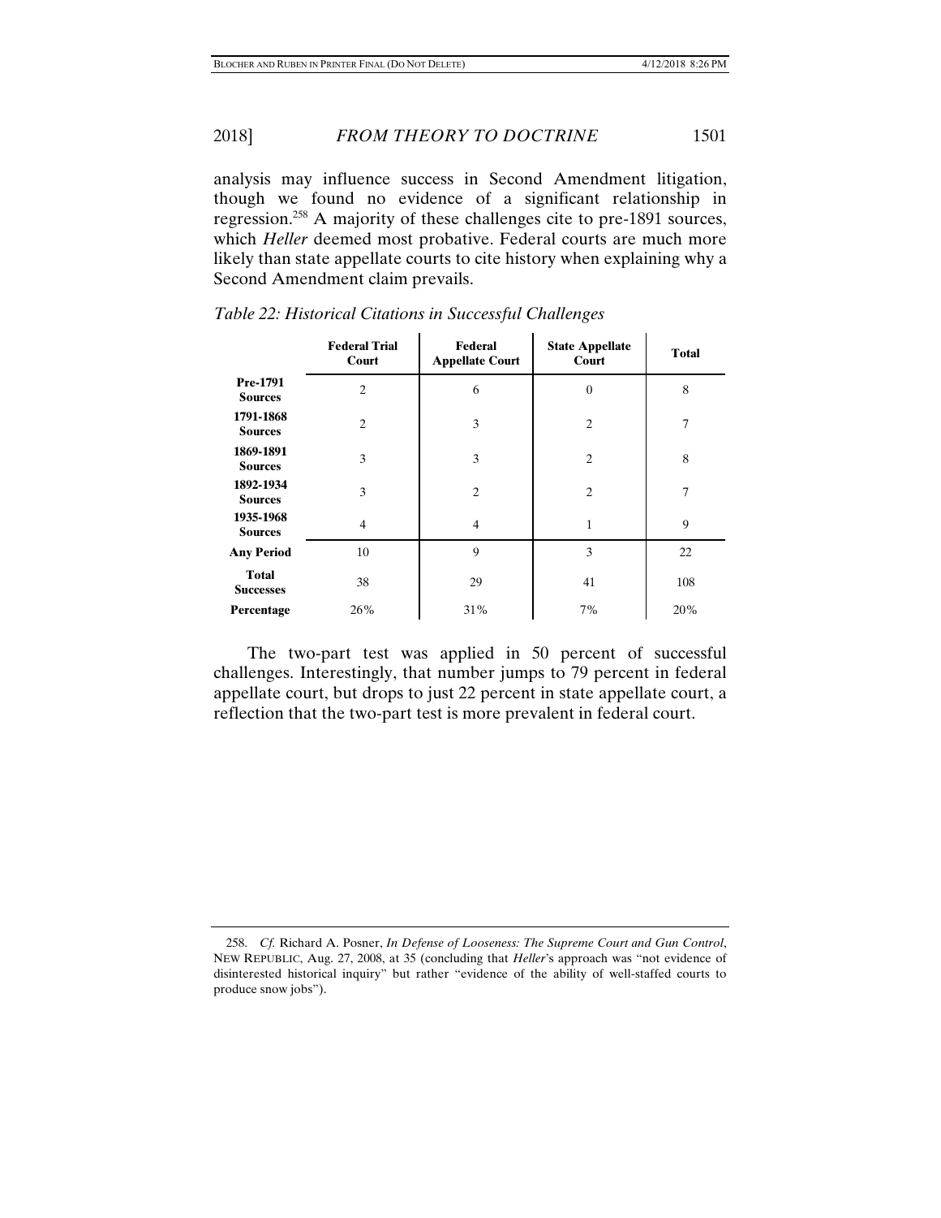analysis may influence success in Second Amendment litigation, though we found no evidence of a significant relationship in regression.[258] A majority of these challenges cite to pre-1891 sources, which *Heller* deemed most probative. Federal courts are much more likely than state appellate courts to cite history when explaining why a Second Amendment claim prevails.

*Table 22: Historical Citations in Successful Challenges*

| | Federal Trial Court | Federal Appellate Court | State Appellate Court | Total |
|---|---|---|---|---|
| **Pre-1791 Sources** | 2 | 6 | 0 | 8 |
| **1791-1868 Sources** | 2 | 3 | 2 | 7 |
| **1869-1891 Sources** | 3 | 3 | 2 | 8 |
| **1892-1934 Sources** | 3 | 2 | 2 | 7 |
| **1935-1968 Sources** | 4 | 4 | 1 | 9 |
| **Any Period** | 10 | 9 | 3 | 22 |
| **Total Successes** | 38 | 29 | 41 | 108 |
| **Percentage** | 26% | 31% | 7% | 20% |

The two-part test was applied in 50 percent of successful challenges. Interestingly, that number jumps to 79 percent in federal appellate court, but drops to just 22 percent in state appellate court, a reflection that the two-part test is more prevalent in federal court.

258. *Cf.* Richard A. Posner, *In Defense of Looseness: The Supreme Court and Gun Control*, NEW REPUBLIC, Aug. 27, 2008, at 35 (concluding that *Heller*'s approach was "not evidence of disinterested historical inquiry" but rather "evidence of the ability of well-staffed courts to produce snow jobs").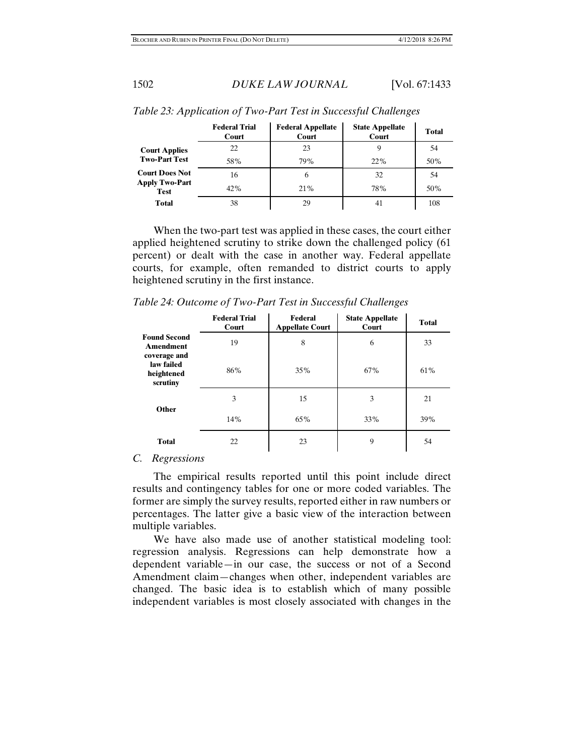*Table 23: Application of Two-Part Test in Successful Challenges*

| | Federal Trial Court | Federal Appellate Court | State Appellate Court | Total |
|---|---|---|---|---|
| **Court Applies Two-Part Test** | 22 | 23 | 9 | 54 |
| | 58% | 79% | 22% | 50% |
| **Court Does Not Apply Two-Part Test** | 16 | 6 | 32 | 54 |
| | 42% | 21% | 78% | 50% |
| **Total** | 38 | 29 | 41 | 108 |

When the two-part test was applied in these cases, the court either applied heightened scrutiny to strike down the challenged policy (61 percent) or dealt with the case in another way. Federal appellate courts, for example, often remanded to district courts to apply heightened scrutiny in the first instance.

*Table 24: Outcome of Two-Part Test in Successful Challenges*

| | Federal Trial Court | Federal Appellate Court | State Appellate Court | Total |
|---|---|---|---|---|
| **Found Second Amendment coverage and law failed heightened scrutiny** | 19 | 8 | 6 | 33 |
| | 86% | 35% | 67% | 61% |
| **Other** | 3 | 15 | 3 | 21 |
| | 14% | 65% | 33% | 39% |
| **Total** | 22 | 23 | 9 | 54 |

## C. *Regressions*

The empirical results reported until this point include direct results and contingency tables for one or more coded variables. The former are simply the survey results, reported either in raw numbers or percentages. The latter give a basic view of the interaction between multiple variables.

We have also made use of another statistical modeling tool: regression analysis. Regressions can help demonstrate how a dependent variable—in our case, the success or not of a Second Amendment claim—changes when other, independent variables are changed. The basic idea is to establish which of many possible independent variables is most closely associated with changes in the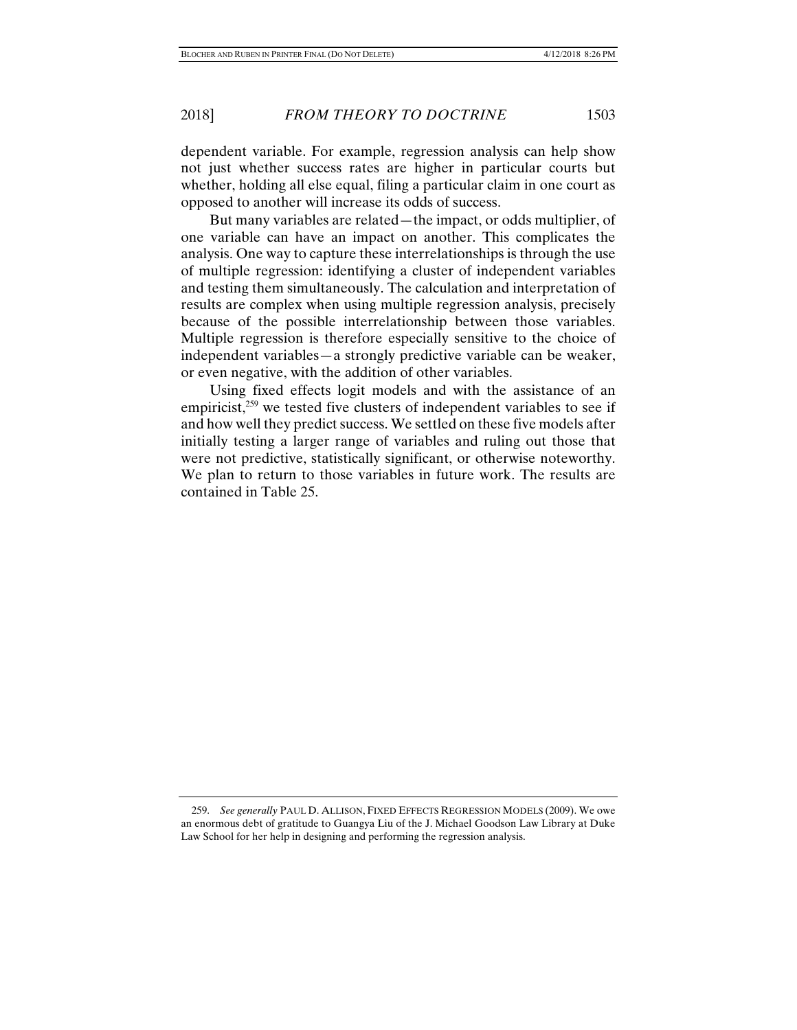dependent variable. For example, regression analysis can help show not just whether success rates are higher in particular courts but whether, holding all else equal, filing a particular claim in one court as opposed to another will increase its odds of success.

But many variables are related—the impact, or odds multiplier, of one variable can have an impact on another. This complicates the analysis. One way to capture these interrelationships is through the use of multiple regression: identifying a cluster of independent variables and testing them simultaneously. The calculation and interpretation of results are complex when using multiple regression analysis, precisely because of the possible interrelationship between those variables. Multiple regression is therefore especially sensitive to the choice of independent variables—a strongly predictive variable can be weaker, or even negative, with the addition of other variables.

Using fixed effects logit models and with the assistance of an empiricist,[259] we tested five clusters of independent variables to see if and how well they predict success. We settled on these five models after initially testing a larger range of variables and ruling out those that were not predictive, statistically significant, or otherwise noteworthy. We plan to return to those variables in future work. The results are contained in Table 25.

---

259. *See generally* PAUL D. ALLISON, FIXED EFFECTS REGRESSION MODELS (2009). We owe an enormous debt of gratitude to Guangya Liu of the J. Michael Goodson Law Library at Duke Law School for her help in designing and performing the regression analysis.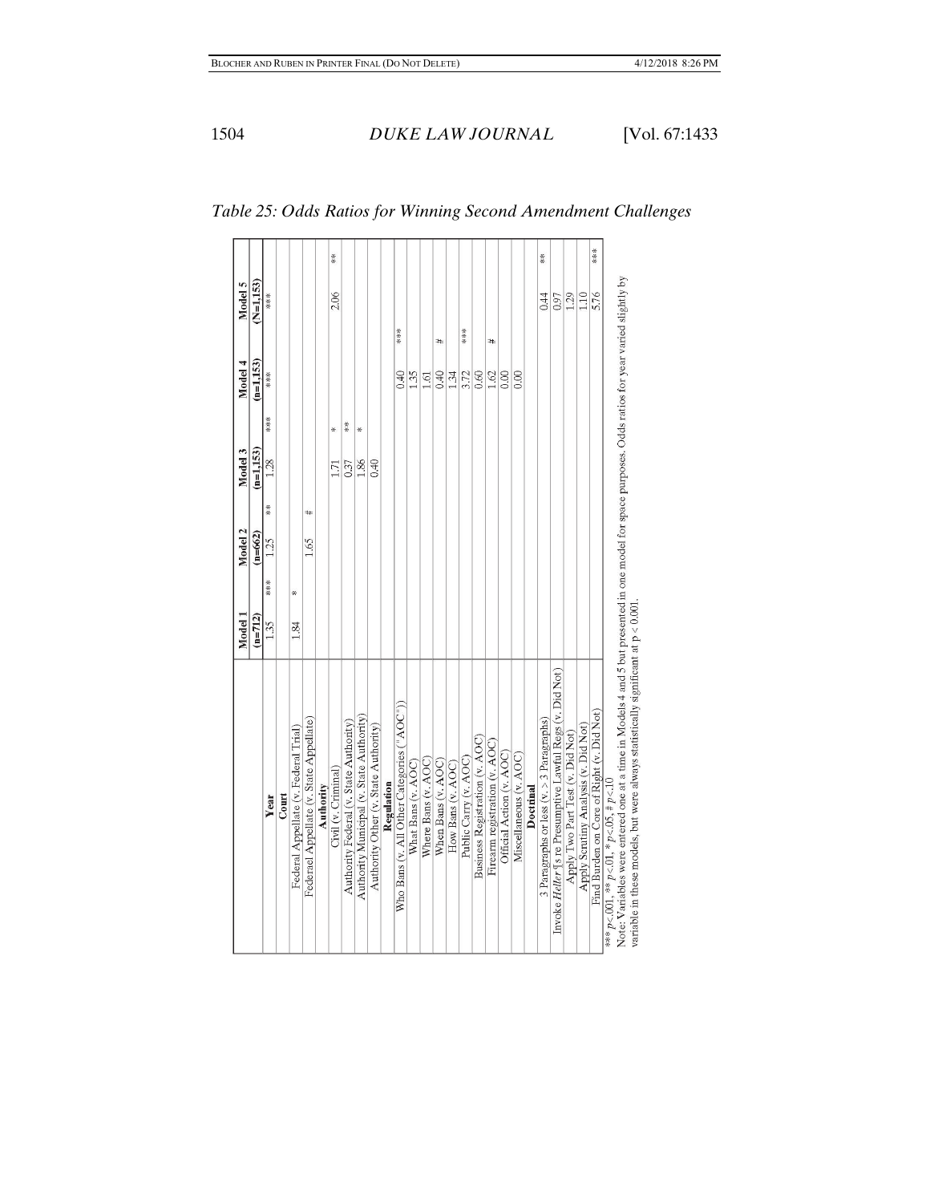*Table 25: Odds Ratios for Winning Second Amendment Challenges*

| | Model 1 | | Model 2 | | Model 3 | | Model 4 | | Model 5 | |
|---|---|---|---|---|---|---|---|---|---|---|
| | (n=712) | | (n=662) | | (n=1,153) | | (n=1,153) | | (N=1,153) | |
| **Year** | 1.35 | *** | 1.25 | ** | 1.28 | *** | | *** | | *** |
| **Court** | | | | | | | | | | |
| Federal Appellate (v. Federal Trial) | 1.84 | * | | | | | | | | |
| Federal Appellate (v. State Appellate) | | | 1.65 | # | | | | | | |
| **Authority** | | | | | | | | | | |
| Civil (v. Criminal) | | | | | 1.71 | * | | | 2.06 | ** |
| Authority Federal (v. State Authority) | | | | | 0.37 | ** | | | | |
| Authority Municipal (v. State Authority) | | | | | 1.86 | * | | | | |
| Authority Other (v. State Authority) | | | | | 0.40 | | | | | |
| **Regulation** | | | | | | | | | | |
| Who Bans (v. All Other Categories ("AOC")) | | | | | | | 0.40 | *** | | |
| What Bans (v. AOC) | | | | | | | 1.35 | | | |
| Where Bans (v. AOC) | | | | | | | 1.61 | | | |
| When Bans (v. AOC) | | | | | | | 0.40 | # | | |
| How Bans (v. AOC) | | | | | | | 1.34 | | | |
| Public Carry (v. AOC) | | | | | | | 3.72 | *** | | |
| Business Registration (v. AOC) | | | | | | | 0.60 | | | |
| Firearm registration (v. AOC) | | | | | | | 1.62 | # | | |
| Official Action (v. AOC) | | | | | | | 0.00 | | | |
| Miscellaneous (v. AOC) | | | | | | | 0.00 | | | |
| **Doctrinal** | | | | | | | | | | |
| 3 Paragraphs or less (v. > 3 Paragraphs) | | | | | | | | | 0.44 | ** |
| Invoke *Heller* ¶s re Presumptive Lawful Regs (v. Did Not) | | | | | | | | | 0.97 | |
| Apply Two Part Test (v. Did Not) | | | | | | | | | 1.29 | |
| Apply Scrutiny Analysis (v. Did Not) | | | | | | | | | 1.10 | |
| Find Burden on Core of Right (v. Did Not) | | | | | | | | | 5.76 | *** |

*** $p<.001$, ** $p<.01$, * $p<.05$, # $p<.10$

Note: Variables were entered one at a time in Models 4 and 5 but presented in one model for space purposes. Odds ratios for year varied slightly by variable in these models, but were always statistically significant at $p < 0.001$.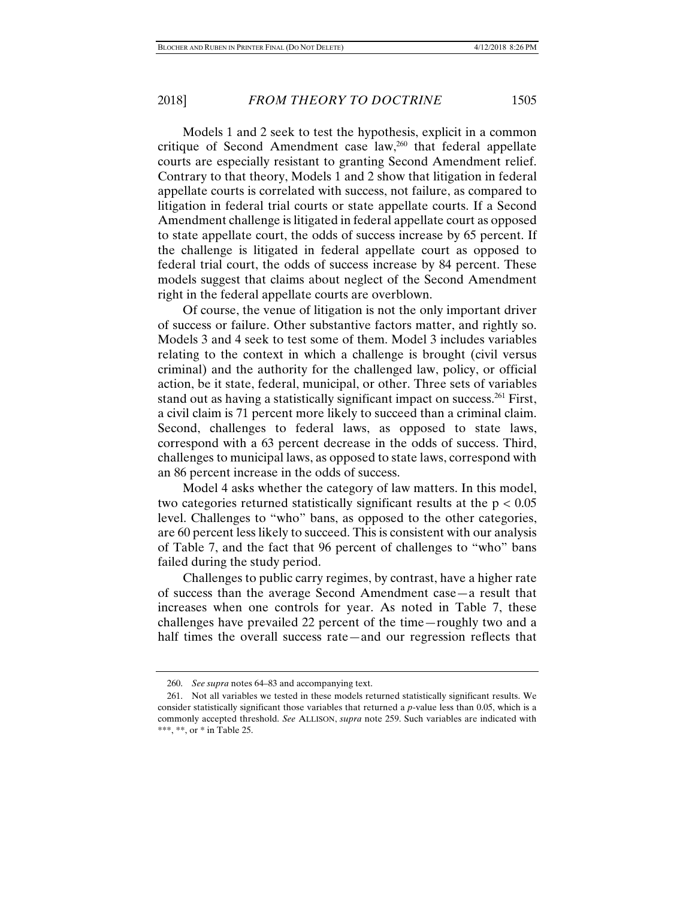Models 1 and 2 seek to test the hypothesis, explicit in a common critique of Second Amendment case law,[260] that federal appellate courts are especially resistant to granting Second Amendment relief. Contrary to that theory, Models 1 and 2 show that litigation in federal appellate courts is correlated with success, not failure, as compared to litigation in federal trial courts or state appellate courts. If a Second Amendment challenge is litigated in federal appellate court as opposed to state appellate court, the odds of success increase by 65 percent. If the challenge is litigated in federal appellate court as opposed to federal trial court, the odds of success increase by 84 percent. These models suggest that claims about neglect of the Second Amendment right in the federal appellate courts are overblown.

Of course, the venue of litigation is not the only important driver of success or failure. Other substantive factors matter, and rightly so. Models 3 and 4 seek to test some of them. Model 3 includes variables relating to the context in which a challenge is brought (civil versus criminal) and the authority for the challenged law, policy, or official action, be it state, federal, municipal, or other. Three sets of variables stand out as having a statistically significant impact on success.[261] First, a civil claim is 71 percent more likely to succeed than a criminal claim. Second, challenges to federal laws, as opposed to state laws, correspond with a 63 percent decrease in the odds of success. Third, challenges to municipal laws, as opposed to state laws, correspond with an 86 percent increase in the odds of success.

Model 4 asks whether the category of law matters. In this model, two categories returned statistically significant results at the $p < 0.05$ level. Challenges to "who" bans, as opposed to the other categories, are 60 percent less likely to succeed. This is consistent with our analysis of Table 7, and the fact that 96 percent of challenges to "who" bans failed during the study period.

Challenges to public carry regimes, by contrast, have a higher rate of success than the average Second Amendment case—a result that increases when one controls for year. As noted in Table 7, these challenges have prevailed 22 percent of the time—roughly two and a half times the overall success rate—and our regression reflects that

---

260. *See supra* notes 64–83 and accompanying text.

261. Not all variables we tested in these models returned statistically significant results. We consider statistically significant those variables that returned a *p*-value less than 0.05, which is a commonly accepted threshold. *See* ALLISON, *supra* note 259. Such variables are indicated with ***, **, or * in Table 25.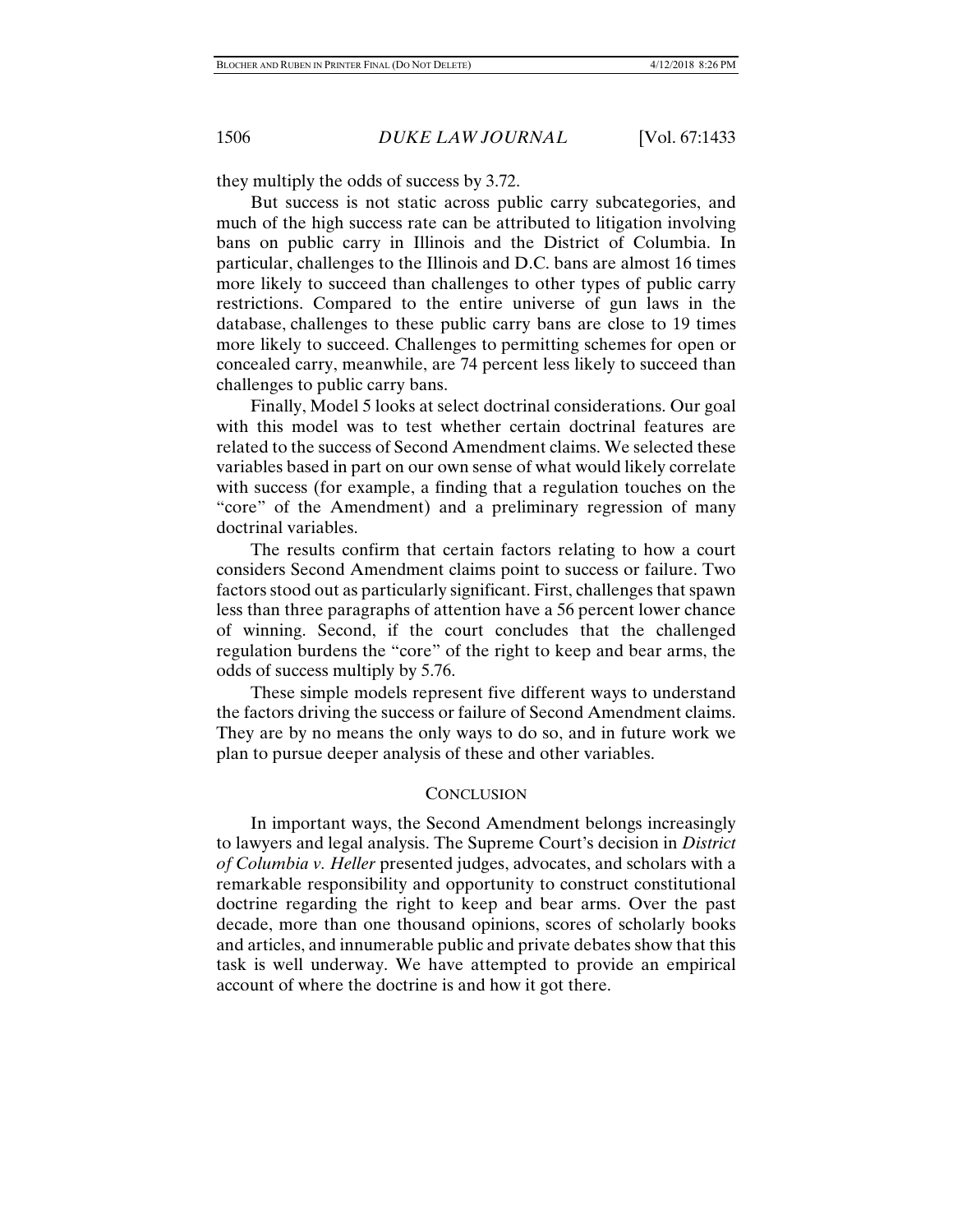they multiply the odds of success by 3.72.

But success is not static across public carry subcategories, and much of the high success rate can be attributed to litigation involving bans on public carry in Illinois and the District of Columbia. In particular, challenges to the Illinois and D.C. bans are almost 16 times more likely to succeed than challenges to other types of public carry restrictions. Compared to the entire universe of gun laws in the database, challenges to these public carry bans are close to 19 times more likely to succeed. Challenges to permitting schemes for open or concealed carry, meanwhile, are 74 percent less likely to succeed than challenges to public carry bans.

Finally, Model 5 looks at select doctrinal considerations. Our goal with this model was to test whether certain doctrinal features are related to the success of Second Amendment claims. We selected these variables based in part on our own sense of what would likely correlate with success (for example, a finding that a regulation touches on the "core" of the Amendment) and a preliminary regression of many doctrinal variables.

The results confirm that certain factors relating to how a court considers Second Amendment claims point to success or failure. Two factors stood out as particularly significant. First, challenges that spawn less than three paragraphs of attention have a 56 percent lower chance of winning. Second, if the court concludes that the challenged regulation burdens the "core" of the right to keep and bear arms, the odds of success multiply by 5.76.

These simple models represent five different ways to understand the factors driving the success or failure of Second Amendment claims. They are by no means the only ways to do so, and in future work we plan to pursue deeper analysis of these and other variables.

## CONCLUSION

In important ways, the Second Amendment belongs increasingly to lawyers and legal analysis. The Supreme Court's decision in *District of Columbia v. Heller* presented judges, advocates, and scholars with a remarkable responsibility and opportunity to construct constitutional doctrine regarding the right to keep and bear arms. Over the past decade, more than one thousand opinions, scores of scholarly books and articles, and innumerable public and private debates show that this task is well underway. We have attempted to provide an empirical account of where the doctrine is and how it got there.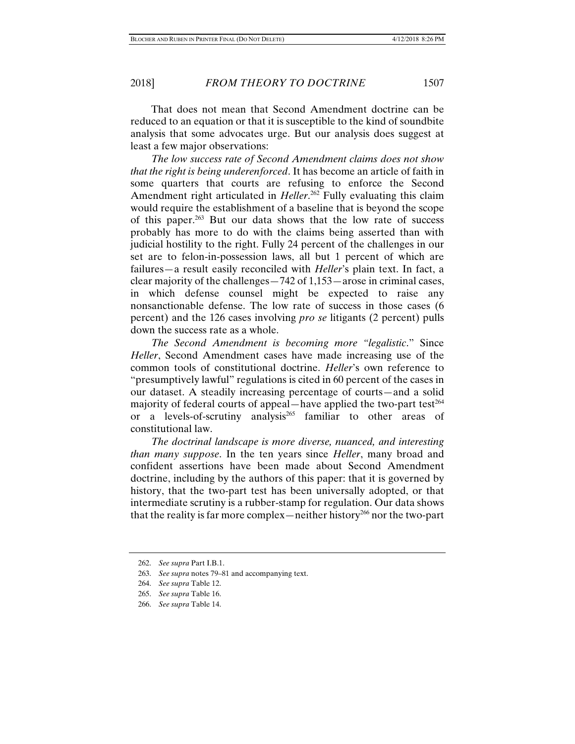That does not mean that Second Amendment doctrine can be reduced to an equation or that it is susceptible to the kind of soundbite analysis that some advocates urge. But our analysis does suggest at least a few major observations:

*The low success rate of Second Amendment claims does not show that the right is being underenforced*. It has become an article of faith in some quarters that courts are refusing to enforce the Second Amendment right articulated in *Heller*.[262] Fully evaluating this claim would require the establishment of a baseline that is beyond the scope of this paper.[263] But our data shows that the low rate of success probably has more to do with the claims being asserted than with judicial hostility to the right. Fully 24 percent of the challenges in our set are to felon-in-possession laws, all but 1 percent of which are failures—a result easily reconciled with *Heller*'s plain text. In fact, a clear majority of the challenges—742 of 1,153—arose in criminal cases, in which defense counsel might be expected to raise any nonsanctionable defense. The low rate of success in those cases (6 percent) and the 126 cases involving *pro se* litigants (2 percent) pulls down the success rate as a whole.

*The Second Amendment is becoming more "legalistic*." Since *Heller*, Second Amendment cases have made increasing use of the common tools of constitutional doctrine. *Heller*'s own reference to "presumptively lawful" regulations is cited in 60 percent of the cases in our dataset. A steadily increasing percentage of courts—and a solid majority of federal courts of appeal—have applied the two-part test[264] or a levels-of-scrutiny analysis[265] familiar to other areas of constitutional law.

*The doctrinal landscape is more diverse, nuanced, and interesting than many suppose*. In the ten years since *Heller*, many broad and confident assertions have been made about Second Amendment doctrine, including by the authors of this paper: that it is governed by history, that the two-part test has been universally adopted, or that intermediate scrutiny is a rubber-stamp for regulation. Our data shows that the reality is far more complex—neither history[266] nor the two-part

---

262. *See supra* Part I.B.1.

263. *See supra* notes 79–81 and accompanying text.

264. *See supra* Table 12.

265. *See supra* Table 16.

266. *See supra* Table 14.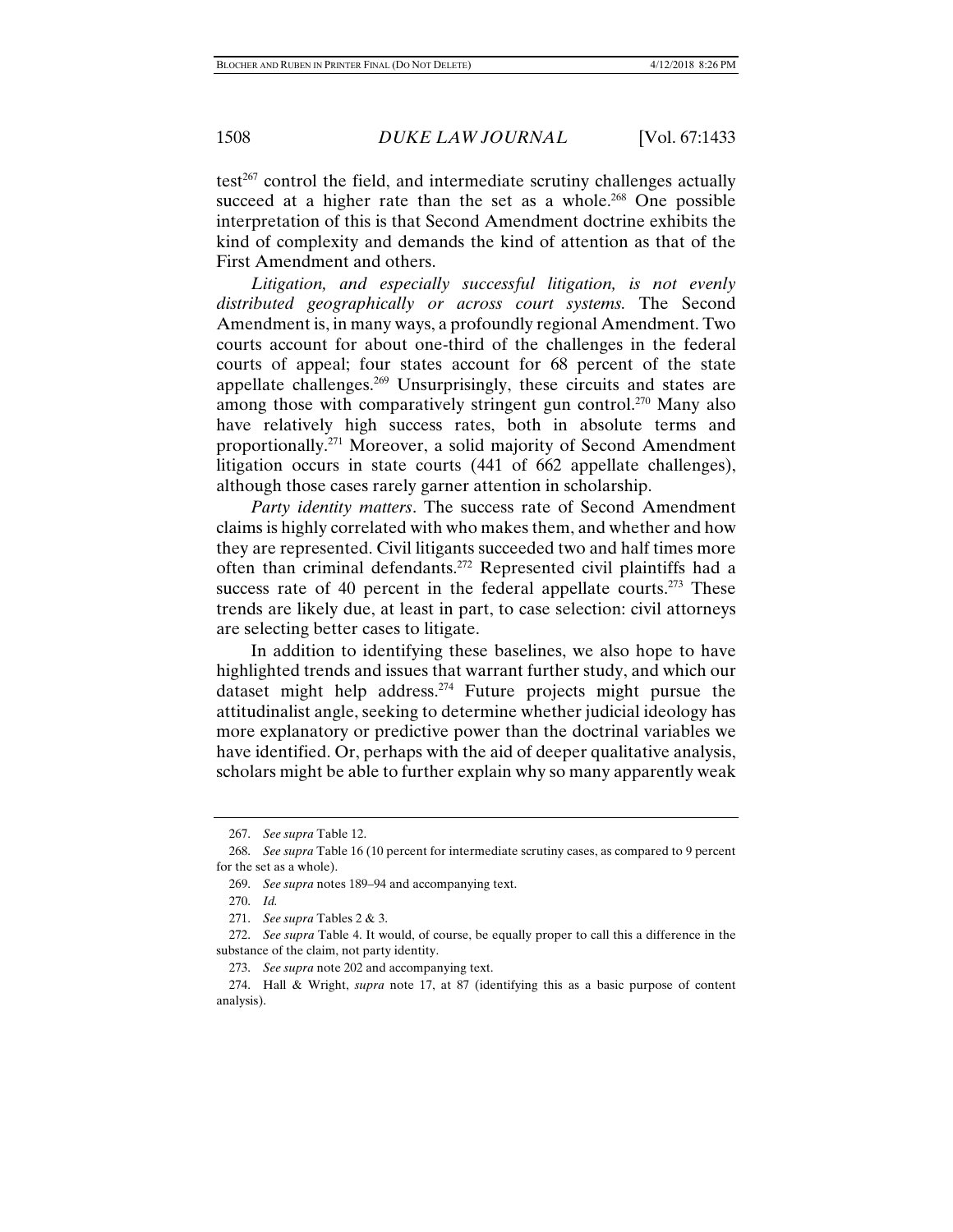test[267] control the field, and intermediate scrutiny challenges actually succeed at a higher rate than the set as a whole.[268] One possible interpretation of this is that Second Amendment doctrine exhibits the kind of complexity and demands the kind of attention as that of the First Amendment and others.

*Litigation, and especially successful litigation, is not evenly distributed geographically or across court systems.* The Second Amendment is, in many ways, a profoundly regional Amendment. Two courts account for about one-third of the challenges in the federal courts of appeal; four states account for 68 percent of the state appellate challenges.[269] Unsurprisingly, these circuits and states are among those with comparatively stringent gun control.[270] Many also have relatively high success rates, both in absolute terms and proportionally.[271] Moreover, a solid majority of Second Amendment litigation occurs in state courts (441 of 662 appellate challenges), although those cases rarely garner attention in scholarship.

*Party identity matters*. The success rate of Second Amendment claims is highly correlated with who makes them, and whether and how they are represented. Civil litigants succeeded two and half times more often than criminal defendants.[272] Represented civil plaintiffs had a success rate of 40 percent in the federal appellate courts.[273] These trends are likely due, at least in part, to case selection: civil attorneys are selecting better cases to litigate.

In addition to identifying these baselines, we also hope to have highlighted trends and issues that warrant further study, and which our dataset might help address.[274] Future projects might pursue the attitudinalist angle, seeking to determine whether judicial ideology has more explanatory or predictive power than the doctrinal variables we have identified. Or, perhaps with the aid of deeper qualitative analysis, scholars might be able to further explain why so many apparently weak

---

267. *See supra* Table 12.

268. *See supra* Table 16 (10 percent for intermediate scrutiny cases, as compared to 9 percent for the set as a whole).

269. *See supra* notes 189–94 and accompanying text.

270. *Id.*

271. *See supra* Tables 2 & 3.

272. *See supra* Table 4. It would, of course, be equally proper to call this a difference in the substance of the claim, not party identity.

273. *See supra* note 202 and accompanying text.

274. Hall & Wright, *supra* note 17, at 87 (identifying this as a basic purpose of content analysis).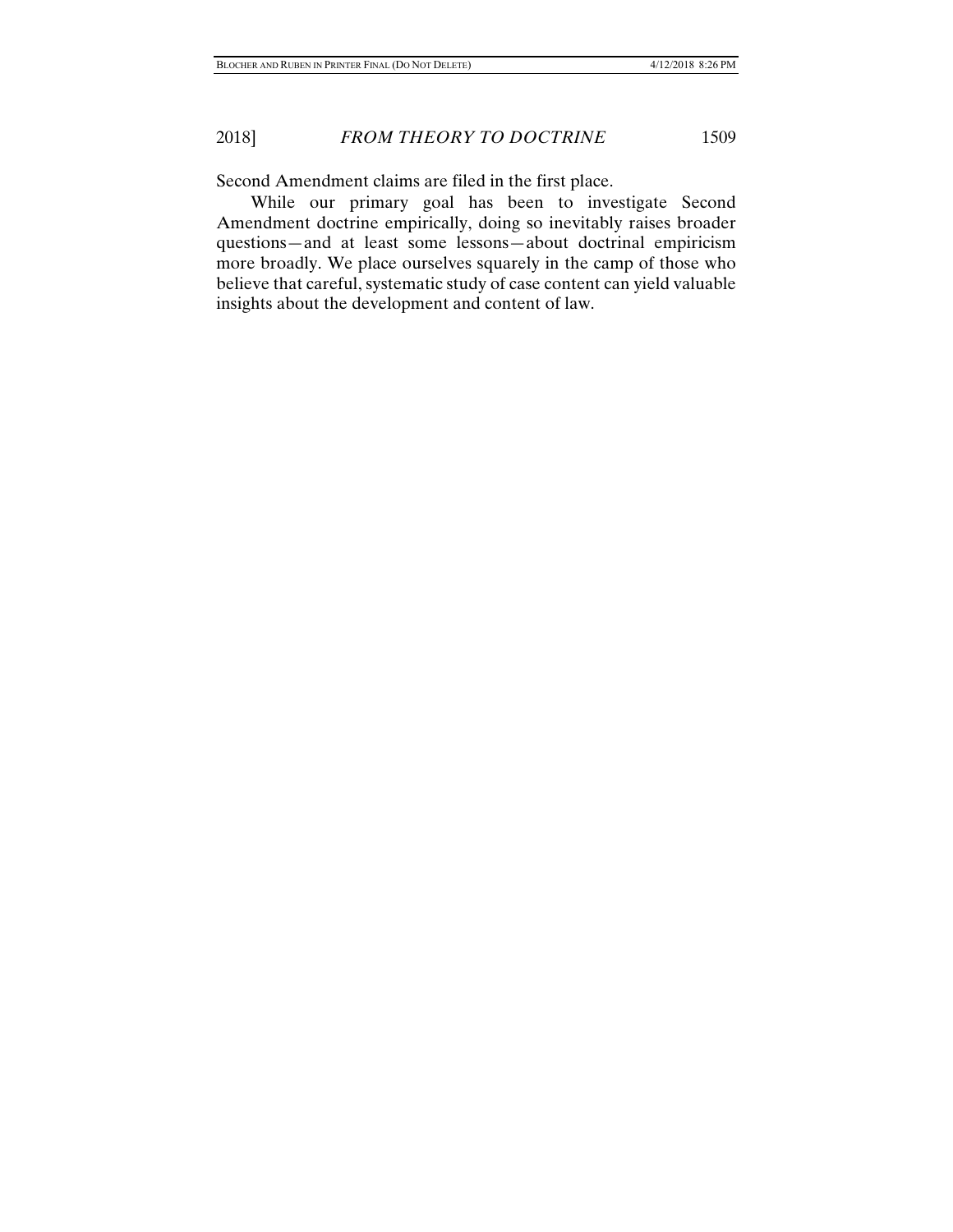Second Amendment claims are filed in the first place.

While our primary goal has been to investigate Second Amendment doctrine empirically, doing so inevitably raises broader questions—and at least some lessons—about doctrinal empiricism more broadly. We place ourselves squarely in the camp of those who believe that careful, systematic study of case content can yield valuable insights about the development and content of law.